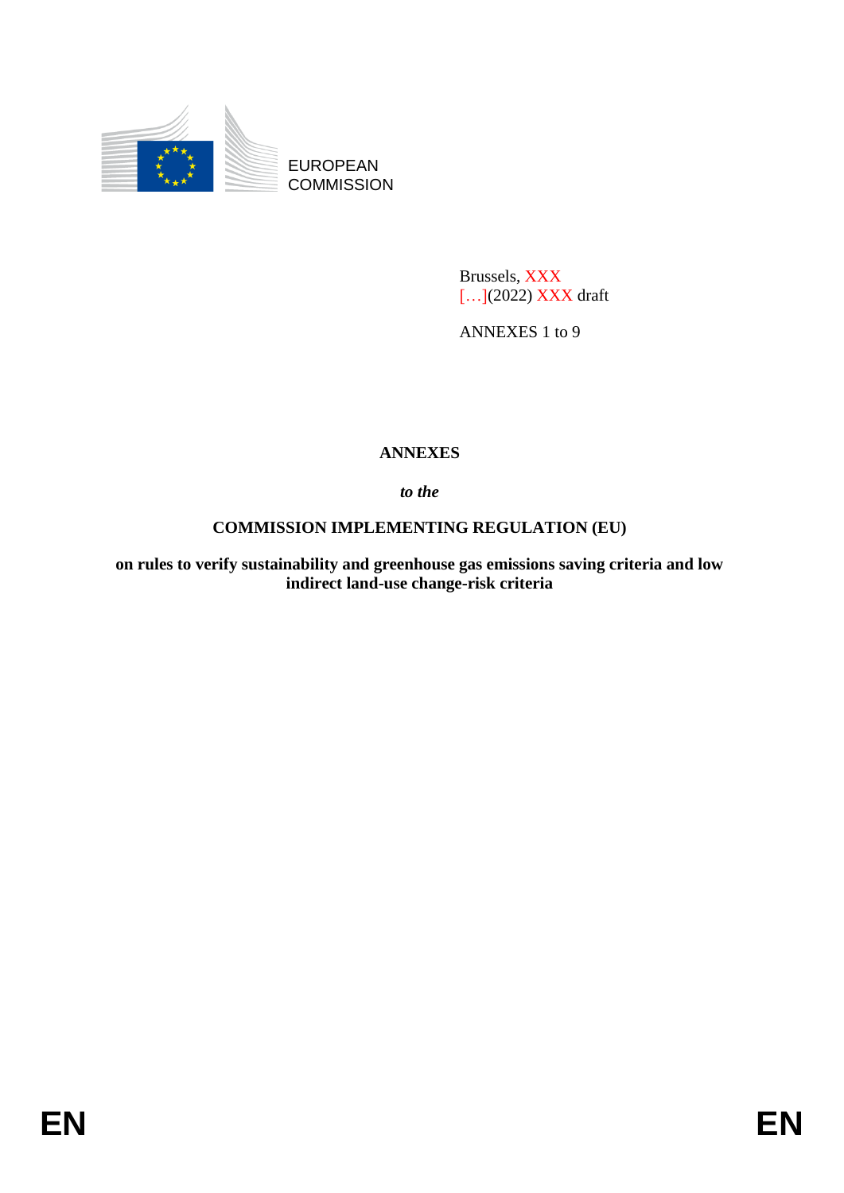EUROPEAN COMMISSION

Brussels, XXX
[…](2022) XXX draft

ANNEXES 1 to 9

# ANNEXES

*to the*

## COMMISSION IMPLEMENTING REGULATION (EU)

**on rules to verify sustainability and greenhouse gas emissions saving criteria and low indirect land-use change-risk criteria**

EN EN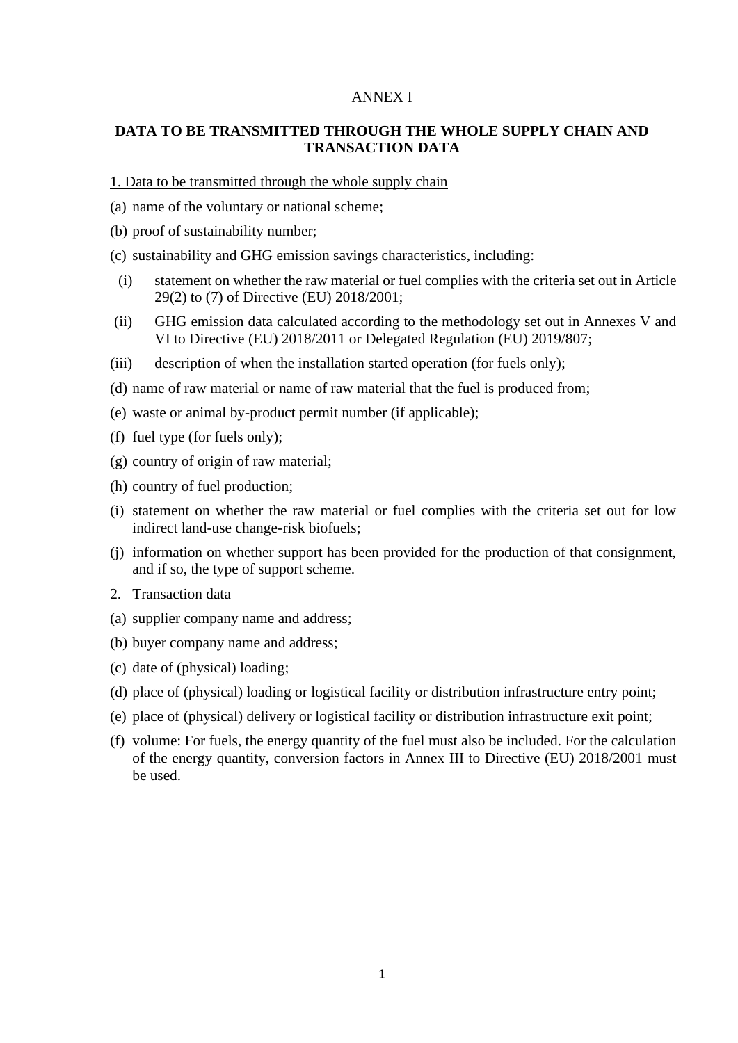ANNEX I

**DATA TO BE TRANSMITTED THROUGH THE WHOLE SUPPLY CHAIN AND TRANSACTION DATA**

1. Data to be transmitted through the whole supply chain

(a) name of the voluntary or national scheme;

(b) proof of sustainability number;

(c) sustainability and GHG emission savings characteristics, including:

(i) statement on whether the raw material or fuel complies with the criteria set out in Article 29(2) to (7) of Directive (EU) 2018/2001;

(ii) GHG emission data calculated according to the methodology set out in Annexes V and VI to Directive (EU) 2018/2011 or Delegated Regulation (EU) 2019/807;

(iii) description of when the installation started operation (for fuels only);

(d) name of raw material or name of raw material that the fuel is produced from;

(e) waste or animal by-product permit number (if applicable);

(f) fuel type (for fuels only);

(g) country of origin of raw material;

(h) country of fuel production;

(i) statement on whether the raw material or fuel complies with the criteria set out for low indirect land-use change-risk biofuels;

(j) information on whether support has been provided for the production of that consignment, and if so, the type of support scheme.

2. Transaction data

(a) supplier company name and address;

(b) buyer company name and address;

(c) date of (physical) loading;

(d) place of (physical) loading or logistical facility or distribution infrastructure entry point;

(e) place of (physical) delivery or logistical facility or distribution infrastructure exit point;

(f) volume: For fuels, the energy quantity of the fuel must also be included. For the calculation of the energy quantity, conversion factors in Annex III to Directive (EU) 2018/2001 must be used.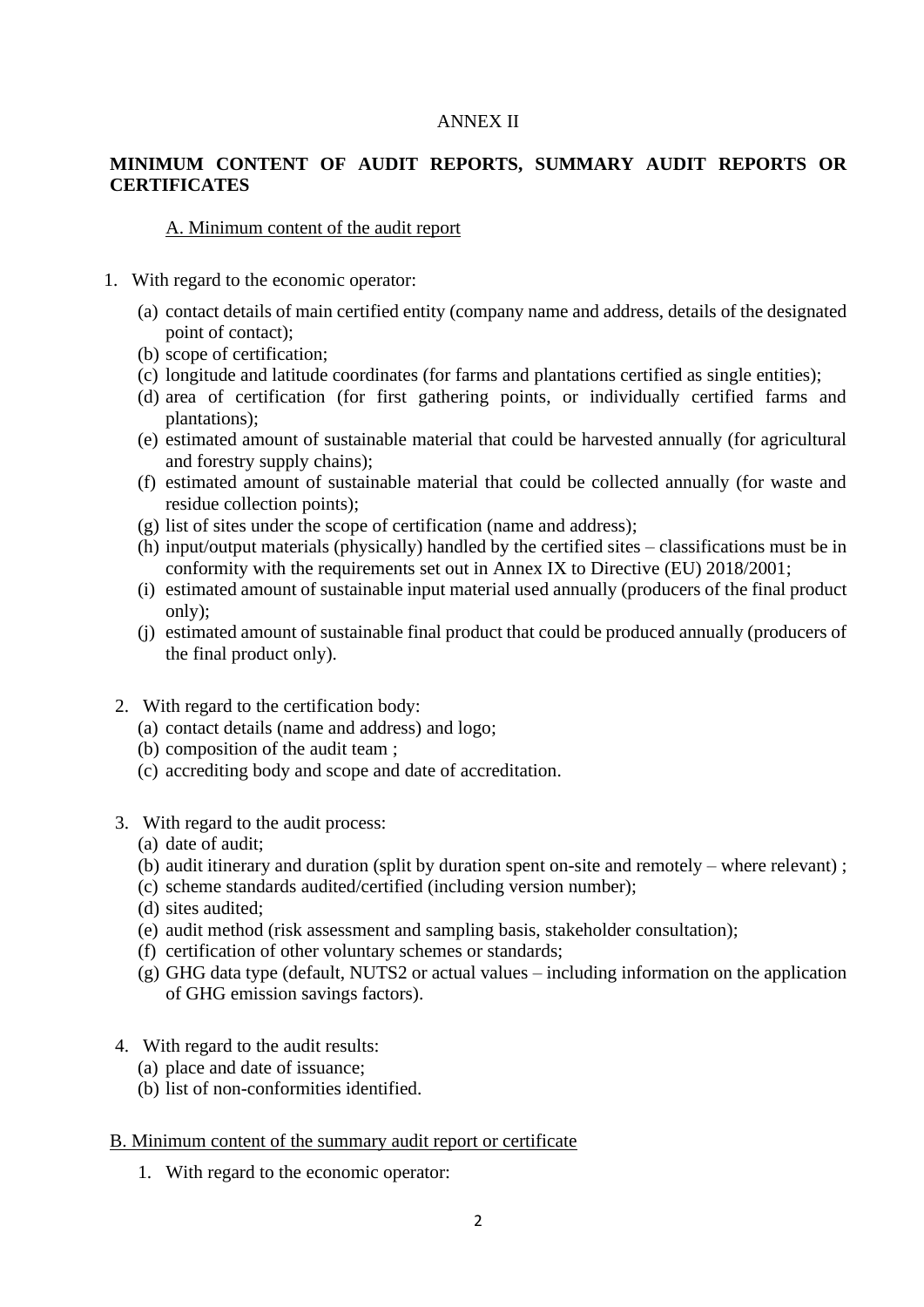ANNEX II

**MINIMUM CONTENT OF AUDIT REPORTS, SUMMARY AUDIT REPORTS OR CERTIFICATES**

A. Minimum content of the audit report

1. With regard to the economic operator:
   (a) contact details of main certified entity (company name and address, details of the designated point of contact);
   (b) scope of certification;
   (c) longitude and latitude coordinates (for farms and plantations certified as single entities);
   (d) area of certification (for first gathering points, or individually certified farms and plantations);
   (e) estimated amount of sustainable material that could be harvested annually (for agricultural and forestry supply chains);
   (f) estimated amount of sustainable material that could be collected annually (for waste and residue collection points);
   (g) list of sites under the scope of certification (name and address);
   (h) input/output materials (physically) handled by the certified sites – classifications must be in conformity with the requirements set out in Annex IX to Directive (EU) 2018/2001;
   (i) estimated amount of sustainable input material used annually (producers of the final product only);
   (j) estimated amount of sustainable final product that could be produced annually (producers of the final product only).

2. With regard to the certification body:
   (a) contact details (name and address) and logo;
   (b) composition of the audit team ;
   (c) accrediting body and scope and date of accreditation.

3. With regard to the audit process:
   (a) date of audit;
   (b) audit itinerary and duration (split by duration spent on-site and remotely – where relevant) ;
   (c) scheme standards audited/certified (including version number);
   (d) sites audited;
   (e) audit method (risk assessment and sampling basis, stakeholder consultation);
   (f) certification of other voluntary schemes or standards;
   (g) GHG data type (default, NUTS2 or actual values – including information on the application of GHG emission savings factors).

4. With regard to the audit results:
   (a) place and date of issuance;
   (b) list of non-conformities identified.

B. Minimum content of the summary audit report or certificate

1. With regard to the economic operator: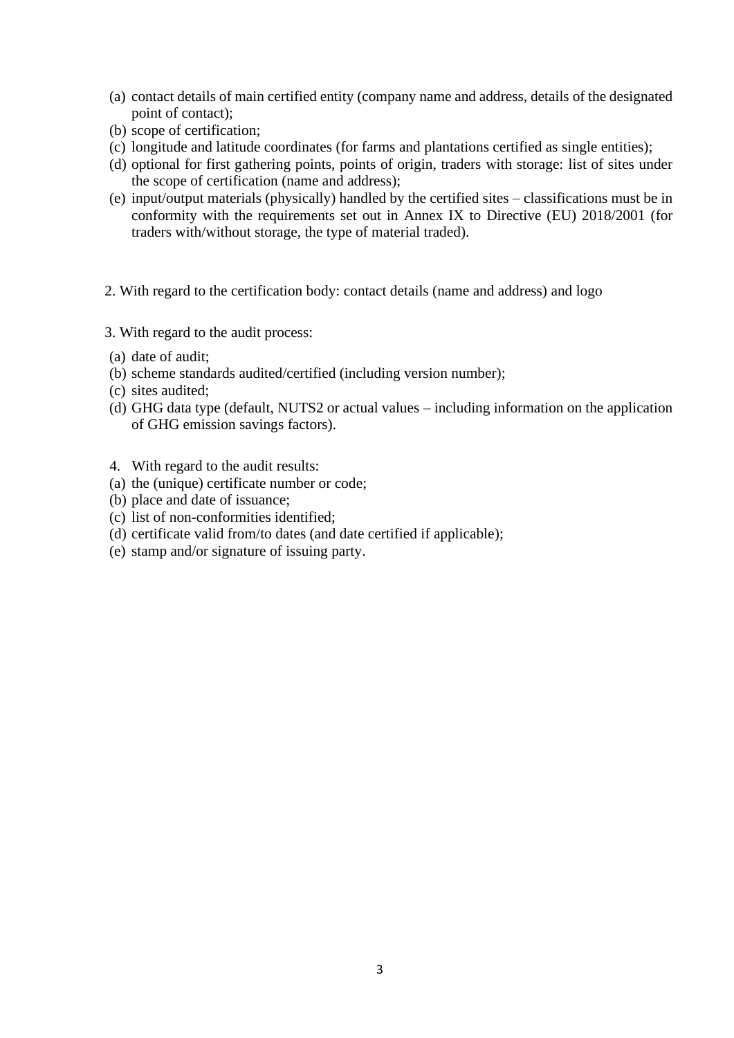(a) contact details of main certified entity (company name and address, details of the designated point of contact);
(b) scope of certification;
(c) longitude and latitude coordinates (for farms and plantations certified as single entities);
(d) optional for first gathering points, points of origin, traders with storage: list of sites under the scope of certification (name and address);
(e) input/output materials (physically) handled by the certified sites – classifications must be in conformity with the requirements set out in Annex IX to Directive (EU) 2018/2001 (for traders with/without storage, the type of material traded).

2. With regard to the certification body: contact details (name and address) and logo

3. With regard to the audit process:

(a) date of audit;
(b) scheme standards audited/certified (including version number);
(c) sites audited;
(d) GHG data type (default, NUTS2 or actual values – including information on the application of GHG emission savings factors).

4. With regard to the audit results:

(a) the (unique) certificate number or code;
(b) place and date of issuance;
(c) list of non-conformities identified;
(d) certificate valid from/to dates (and date certified if applicable);
(e) stamp and/or signature of issuing party.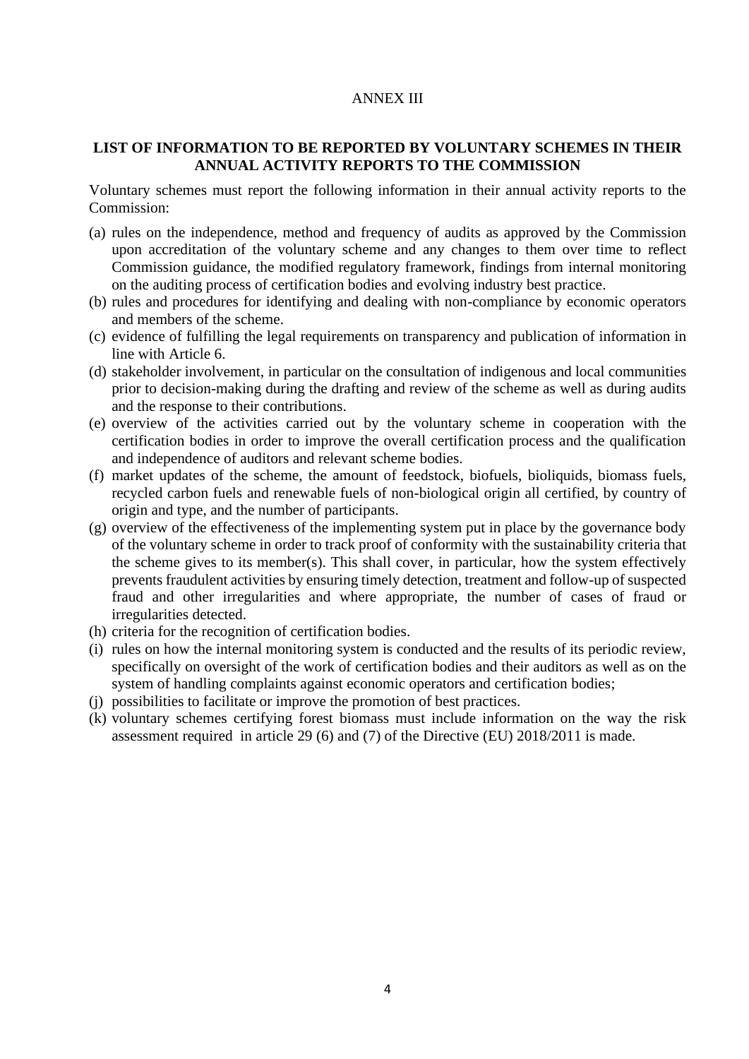ANNEX III

## LIST OF INFORMATION TO BE REPORTED BY VOLUNTARY SCHEMES IN THEIR ANNUAL ACTIVITY REPORTS TO THE COMMISSION

Voluntary schemes must report the following information in their annual activity reports to the Commission:

(a) rules on the independence, method and frequency of audits as approved by the Commission upon accreditation of the voluntary scheme and any changes to them over time to reflect Commission guidance, the modified regulatory framework, findings from internal monitoring on the auditing process of certification bodies and evolving industry best practice.

(b) rules and procedures for identifying and dealing with non-compliance by economic operators and members of the scheme.

(c) evidence of fulfilling the legal requirements on transparency and publication of information in line with Article 6.

(d) stakeholder involvement, in particular on the consultation of indigenous and local communities prior to decision-making during the drafting and review of the scheme as well as during audits and the response to their contributions.

(e) overview of the activities carried out by the voluntary scheme in cooperation with the certification bodies in order to improve the overall certification process and the qualification and independence of auditors and relevant scheme bodies.

(f) market updates of the scheme, the amount of feedstock, biofuels, bioliquids, biomass fuels, recycled carbon fuels and renewable fuels of non-biological origin all certified, by country of origin and type, and the number of participants.

(g) overview of the effectiveness of the implementing system put in place by the governance body of the voluntary scheme in order to track proof of conformity with the sustainability criteria that the scheme gives to its member(s). This shall cover, in particular, how the system effectively prevents fraudulent activities by ensuring timely detection, treatment and follow-up of suspected fraud and other irregularities and where appropriate, the number of cases of fraud or irregularities detected.

(h) criteria for the recognition of certification bodies.

(i) rules on how the internal monitoring system is conducted and the results of its periodic review, specifically on oversight of the work of certification bodies and their auditors as well as on the system of handling complaints against economic operators and certification bodies;

(j) possibilities to facilitate or improve the promotion of best practices.

(k) voluntary schemes certifying forest biomass must include information on the way the risk assessment required in article 29 (6) and (7) of the Directive (EU) 2018/2011 is made.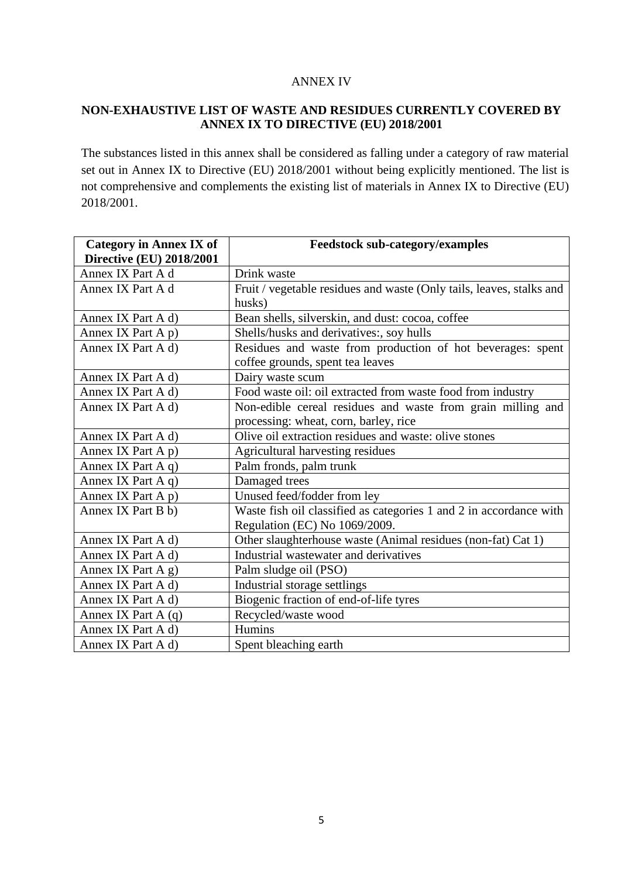ANNEX IV

**NON-EXHAUSTIVE LIST OF WASTE AND RESIDUES CURRENTLY COVERED BY ANNEX IX TO DIRECTIVE (EU) 2018/2001**

The substances listed in this annex shall be considered as falling under a category of raw material set out in Annex IX to Directive (EU) 2018/2001 without being explicitly mentioned. The list is not comprehensive and complements the existing list of materials in Annex IX to Directive (EU) 2018/2001.

| **Category in Annex IX of Directive (EU) 2018/2001** | **Feedstock sub-category/examples** |
|---|---|
| Annex IX Part A d | Drink waste |
| Annex IX Part A d | Fruit / vegetable residues and waste (Only tails, leaves, stalks and husks) |
| Annex IX Part A d) | Bean shells, silverskin, and dust: cocoa, coffee |
| Annex IX Part A p) | Shells/husks and derivatives:, soy hulls |
| Annex IX Part A d) | Residues and waste from production of hot beverages: spent coffee grounds, spent tea leaves |
| Annex IX Part A d) | Dairy waste scum |
| Annex IX Part A d) | Food waste oil: oil extracted from waste food from industry |
| Annex IX Part A d) | Non-edible cereal residues and waste from grain milling and processing: wheat, corn, barley, rice |
| Annex IX Part A d) | Olive oil extraction residues and waste: olive stones |
| Annex IX Part A p) | Agricultural harvesting residues |
| Annex IX Part A q) | Palm fronds, palm trunk |
| Annex IX Part A q) | Damaged trees |
| Annex IX Part A p) | Unused feed/fodder from ley |
| Annex IX Part B b) | Waste fish oil classified as categories 1 and 2 in accordance with Regulation (EC) No 1069/2009. |
| Annex IX Part A d) | Other slaughterhouse waste (Animal residues (non-fat) Cat 1) |
| Annex IX Part A d) | Industrial wastewater and derivatives |
| Annex IX Part A g) | Palm sludge oil (PSO) |
| Annex IX Part A d) | Industrial storage settlings |
| Annex IX Part A d) | Biogenic fraction of end-of-life tyres |
| Annex IX Part A (q) | Recycled/waste wood |
| Annex IX Part A d) | Humins |
| Annex IX Part A d) | Spent bleaching earth |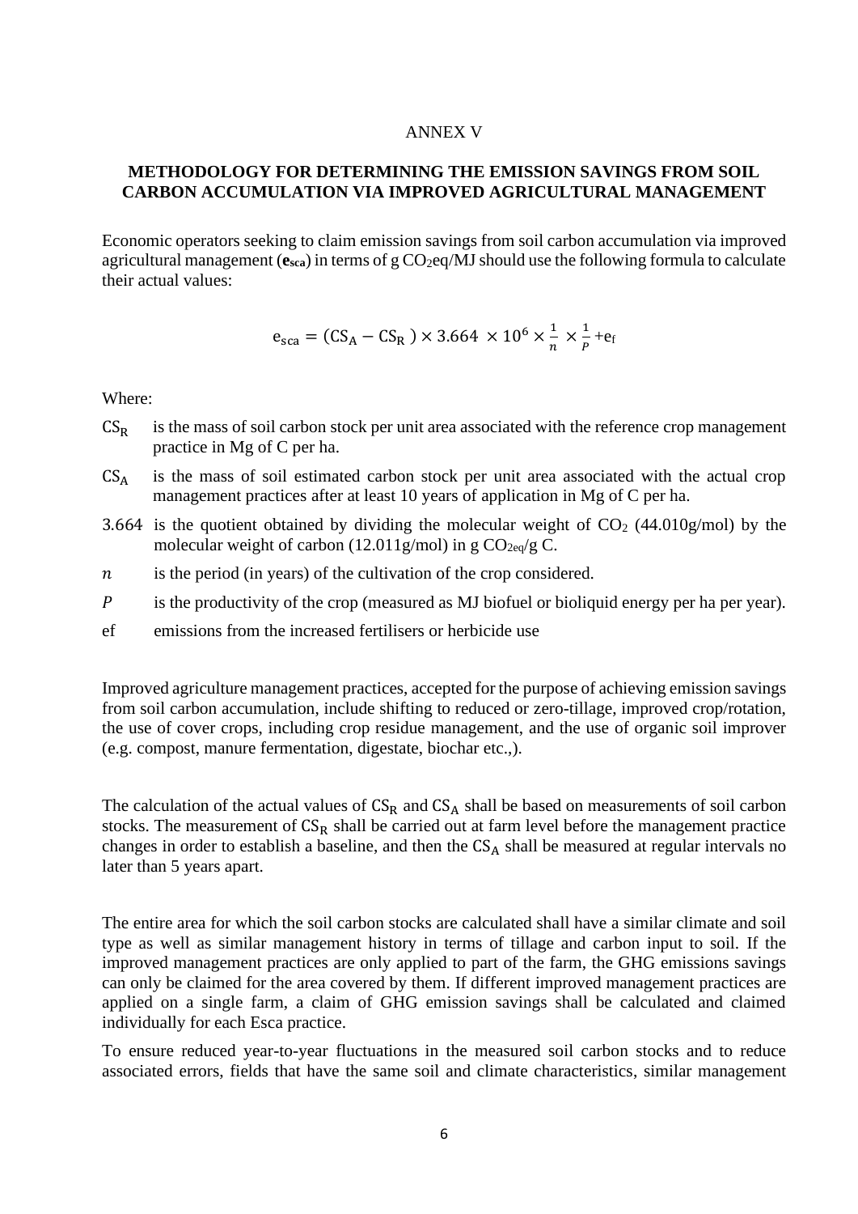ANNEX V

## METHODOLOGY FOR DETERMINING THE EMISSION SAVINGS FROM SOIL CARBON ACCUMULATION VIA IMPROVED AGRICULTURAL MANAGEMENT

Economic operators seeking to claim emission savings from soil carbon accumulation via improved agricultural management (**$e_{sca}$**) in terms of g $CO_2$eq/MJ should use the following formula to calculate their actual values:

$$e_{sca} = (CS_A - CS_R) \times 3.664 \times 10^6 \times \frac{1}{n} \times \frac{1}{P} + e_f$$

Where:

- $CS_R$ is the mass of soil carbon stock per unit area associated with the reference crop management practice in Mg of C per ha.
- $CS_A$ is the mass of soil estimated carbon stock per unit area associated with the actual crop management practices after at least 10 years of application in Mg of C per ha.
- 3.664 is the quotient obtained by dividing the molecular weight of $CO_2$ (44.010g/mol) by the molecular weight of carbon (12.011g/mol) in g $CO_{2eq}$/g C.
- $n$ is the period (in years) of the cultivation of the crop considered.
- $P$ is the productivity of the crop (measured as MJ biofuel or bioliquid energy per ha per year).
- ef emissions from the increased fertilisers or herbicide use

Improved agriculture management practices, accepted for the purpose of achieving emission savings from soil carbon accumulation, include shifting to reduced or zero-tillage, improved crop/rotation, the use of cover crops, including crop residue management, and the use of organic soil improver (e.g. compost, manure fermentation, digestate, biochar etc.,).

The calculation of the actual values of $CS_R$ and $CS_A$ shall be based on measurements of soil carbon stocks. The measurement of $CS_R$ shall be carried out at farm level before the management practice changes in order to establish a baseline, and then the $CS_A$ shall be measured at regular intervals no later than 5 years apart.

The entire area for which the soil carbon stocks are calculated shall have a similar climate and soil type as well as similar management history in terms of tillage and carbon input to soil. If the improved management practices are only applied to part of the farm, the GHG emissions savings can only be claimed for the area covered by them. If different improved management practices are applied on a single farm, a claim of GHG emission savings shall be calculated and claimed individually for each Esca practice.

To ensure reduced year-to-year fluctuations in the measured soil carbon stocks and to reduce associated errors, fields that have the same soil and climate characteristics, similar management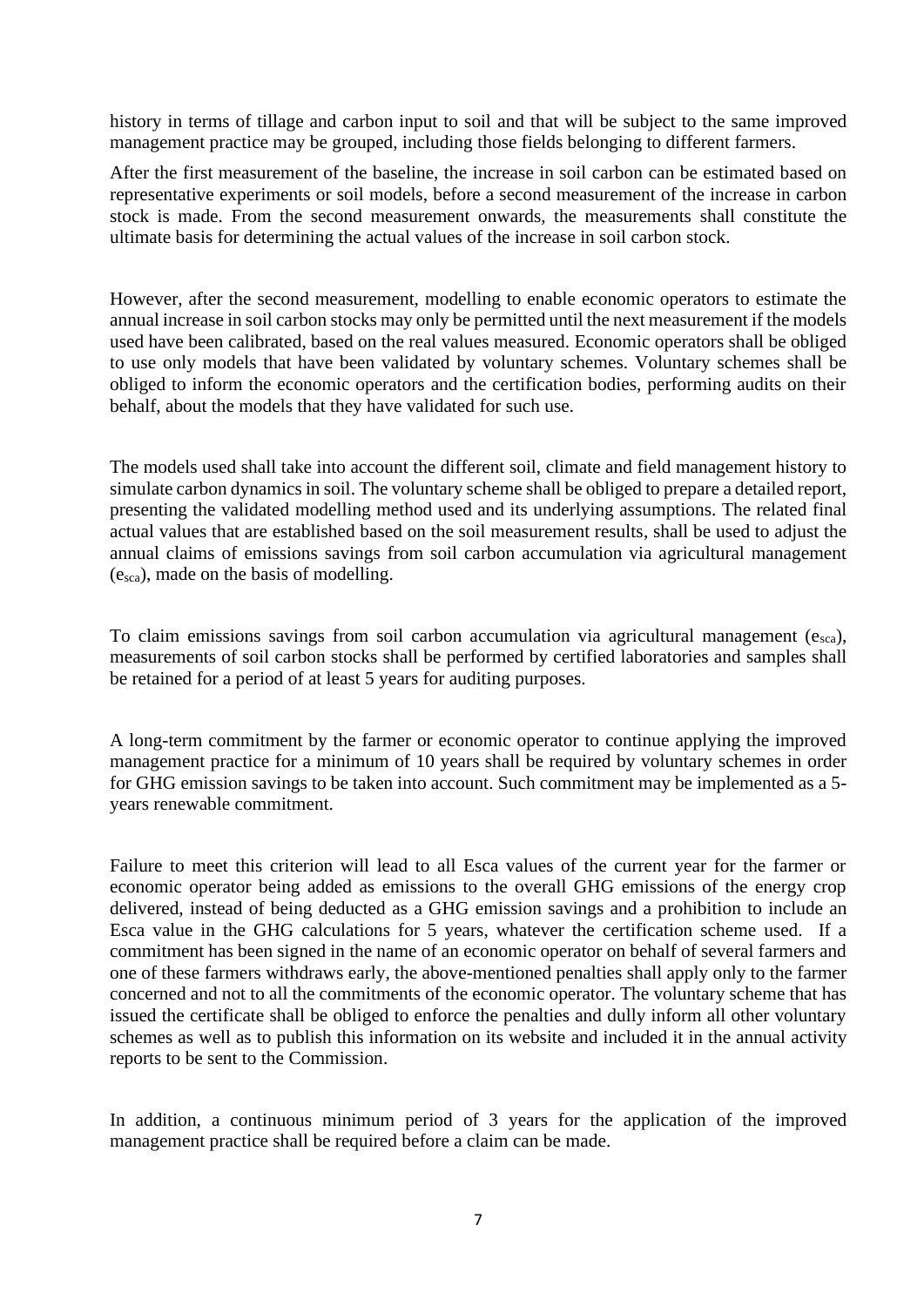history in terms of tillage and carbon input to soil and that will be subject to the same improved management practice may be grouped, including those fields belonging to different farmers.

After the first measurement of the baseline, the increase in soil carbon can be estimated based on representative experiments or soil models, before a second measurement of the increase in carbon stock is made. From the second measurement onwards, the measurements shall constitute the ultimate basis for determining the actual values of the increase in soil carbon stock.

However, after the second measurement, modelling to enable economic operators to estimate the annual increase in soil carbon stocks may only be permitted until the next measurement if the models used have been calibrated, based on the real values measured. Economic operators shall be obliged to use only models that have been validated by voluntary schemes. Voluntary schemes shall be obliged to inform the economic operators and the certification bodies, performing audits on their behalf, about the models that they have validated for such use.

The models used shall take into account the different soil, climate and field management history to simulate carbon dynamics in soil. The voluntary scheme shall be obliged to prepare a detailed report, presenting the validated modelling method used and its underlying assumptions. The related final actual values that are established based on the soil measurement results, shall be used to adjust the annual claims of emissions savings from soil carbon accumulation via agricultural management ($e_{sca}$), made on the basis of modelling.

To claim emissions savings from soil carbon accumulation via agricultural management ($e_{sca}$), measurements of soil carbon stocks shall be performed by certified laboratories and samples shall be retained for a period of at least 5 years for auditing purposes.

A long-term commitment by the farmer or economic operator to continue applying the improved management practice for a minimum of 10 years shall be required by voluntary schemes in order for GHG emission savings to be taken into account. Such commitment may be implemented as a 5-years renewable commitment.

Failure to meet this criterion will lead to all Esca values of the current year for the farmer or economic operator being added as emissions to the overall GHG emissions of the energy crop delivered, instead of being deducted as a GHG emission savings and a prohibition to include an Esca value in the GHG calculations for 5 years, whatever the certification scheme used. If a commitment has been signed in the name of an economic operator on behalf of several farmers and one of these farmers withdraws early, the above-mentioned penalties shall apply only to the farmer concerned and not to all the commitments of the economic operator. The voluntary scheme that has issued the certificate shall be obliged to enforce the penalties and dully inform all other voluntary schemes as well as to publish this information on its website and included it in the annual activity reports to be sent to the Commission.

In addition, a continuous minimum period of 3 years for the application of the improved management practice shall be required before a claim can be made.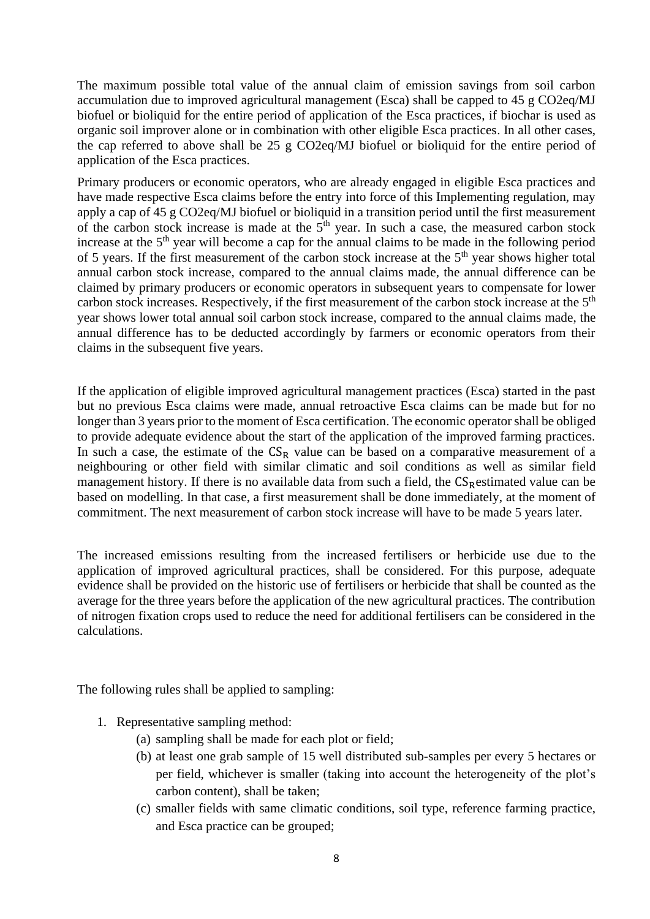The maximum possible total value of the annual claim of emission savings from soil carbon accumulation due to improved agricultural management (Esca) shall be capped to 45 g CO2eq/MJ biofuel or bioliquid for the entire period of application of the Esca practices, if biochar is used as organic soil improver alone or in combination with other eligible Esca practices. In all other cases, the cap referred to above shall be 25 g CO2eq/MJ biofuel or bioliquid for the entire period of application of the Esca practices.

Primary producers or economic operators, who are already engaged in eligible Esca practices and have made respective Esca claims before the entry into force of this Implementing regulation, may apply a cap of 45 g CO2eq/MJ biofuel or bioliquid in a transition period until the first measurement of the carbon stock increase is made at the 5th year. In such a case, the measured carbon stock increase at the 5th year will become a cap for the annual claims to be made in the following period of 5 years. If the first measurement of the carbon stock increase at the 5th year shows higher total annual carbon stock increase, compared to the annual claims made, the annual difference can be claimed by primary producers or economic operators in subsequent years to compensate for lower carbon stock increases. Respectively, if the first measurement of the carbon stock increase at the 5th year shows lower total annual soil carbon stock increase, compared to the annual claims made, the annual difference has to be deducted accordingly by farmers or economic operators from their claims in the subsequent five years.

If the application of eligible improved agricultural management practices (Esca) started in the past but no previous Esca claims were made, annual retroactive Esca claims can be made but for no longer than 3 years prior to the moment of Esca certification. The economic operator shall be obliged to provide adequate evidence about the start of the application of the improved farming practices. In such a case, the estimate of the $CS_R$ value can be based on a comparative measurement of a neighbouring or other field with similar climatic and soil conditions as well as similar field management history. If there is no available data from such a field, the $CS_R$ estimated value can be based on modelling. In that case, a first measurement shall be done immediately, at the moment of commitment. The next measurement of carbon stock increase will have to be made 5 years later.

The increased emissions resulting from the increased fertilisers or herbicide use due to the application of improved agricultural practices, shall be considered. For this purpose, adequate evidence shall be provided on the historic use of fertilisers or herbicide that shall be counted as the average for the three years before the application of the new agricultural practices. The contribution of nitrogen fixation crops used to reduce the need for additional fertilisers can be considered in the calculations.

The following rules shall be applied to sampling:

1. Representative sampling method:
   (a) sampling shall be made for each plot or field;
   (b) at least one grab sample of 15 well distributed sub-samples per every 5 hectares or per field, whichever is smaller (taking into account the heterogeneity of the plot's carbon content), shall be taken;
   (c) smaller fields with same climatic conditions, soil type, reference farming practice, and Esca practice can be grouped;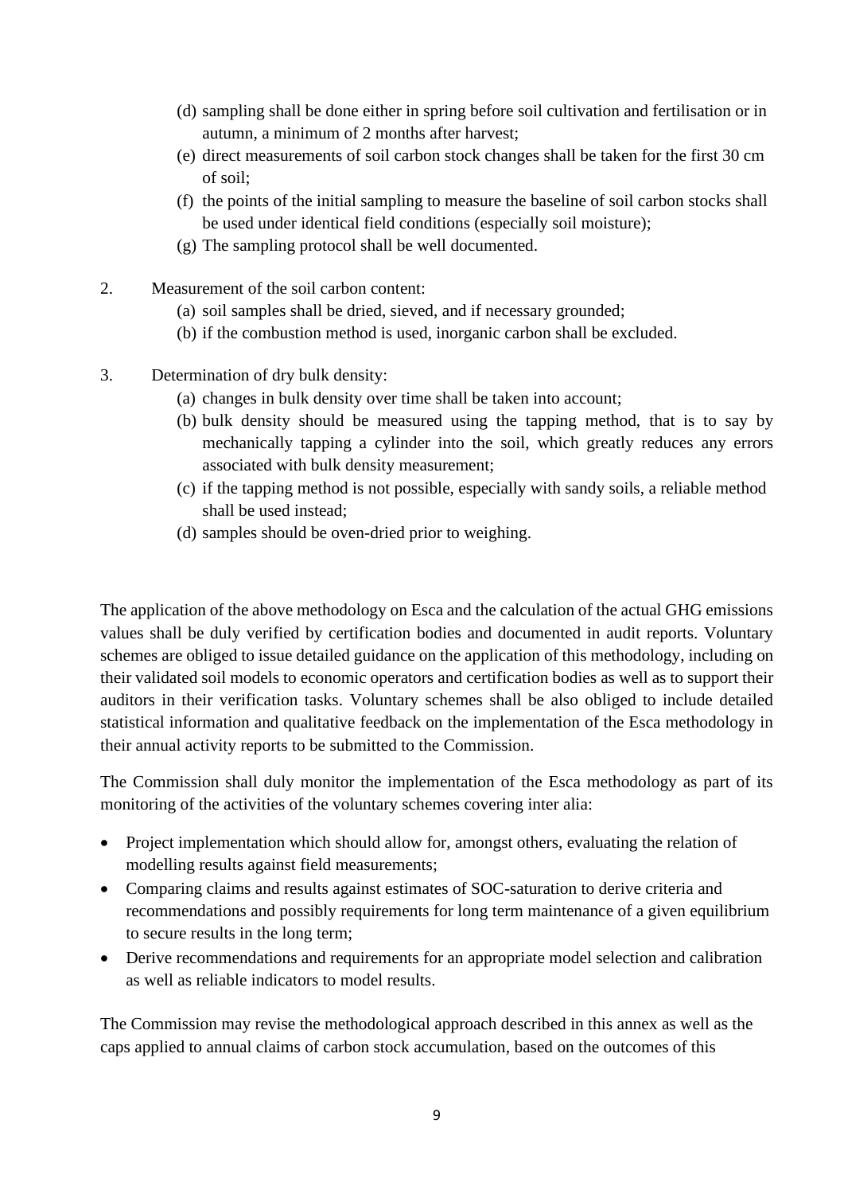(d) sampling shall be done either in spring before soil cultivation and fertilisation or in autumn, a minimum of 2 months after harvest;

(e) direct measurements of soil carbon stock changes shall be taken for the first 30 cm of soil;

(f) the points of the initial sampling to measure the baseline of soil carbon stocks shall be used under identical field conditions (especially soil moisture);

(g) The sampling protocol shall be well documented.

2. Measurement of the soil carbon content:

   (a) soil samples shall be dried, sieved, and if necessary grounded;

   (b) if the combustion method is used, inorganic carbon shall be excluded.

3. Determination of dry bulk density:

   (a) changes in bulk density over time shall be taken into account;

   (b) bulk density should be measured using the tapping method, that is to say by mechanically tapping a cylinder into the soil, which greatly reduces any errors associated with bulk density measurement;

   (c) if the tapping method is not possible, especially with sandy soils, a reliable method shall be used instead;

   (d) samples should be oven-dried prior to weighing.

The application of the above methodology on Esca and the calculation of the actual GHG emissions values shall be duly verified by certification bodies and documented in audit reports. Voluntary schemes are obliged to issue detailed guidance on the application of this methodology, including on their validated soil models to economic operators and certification bodies as well as to support their auditors in their verification tasks. Voluntary schemes shall be also obliged to include detailed statistical information and qualitative feedback on the implementation of the Esca methodology in their annual activity reports to be submitted to the Commission.

The Commission shall duly monitor the implementation of the Esca methodology as part of its monitoring of the activities of the voluntary schemes covering inter alia:

- Project implementation which should allow for, amongst others, evaluating the relation of modelling results against field measurements;
- Comparing claims and results against estimates of SOC-saturation to derive criteria and recommendations and possibly requirements for long term maintenance of a given equilibrium to secure results in the long term;
- Derive recommendations and requirements for an appropriate model selection and calibration as well as reliable indicators to model results.

The Commission may revise the methodological approach described in this annex as well as the caps applied to annual claims of carbon stock accumulation, based on the outcomes of this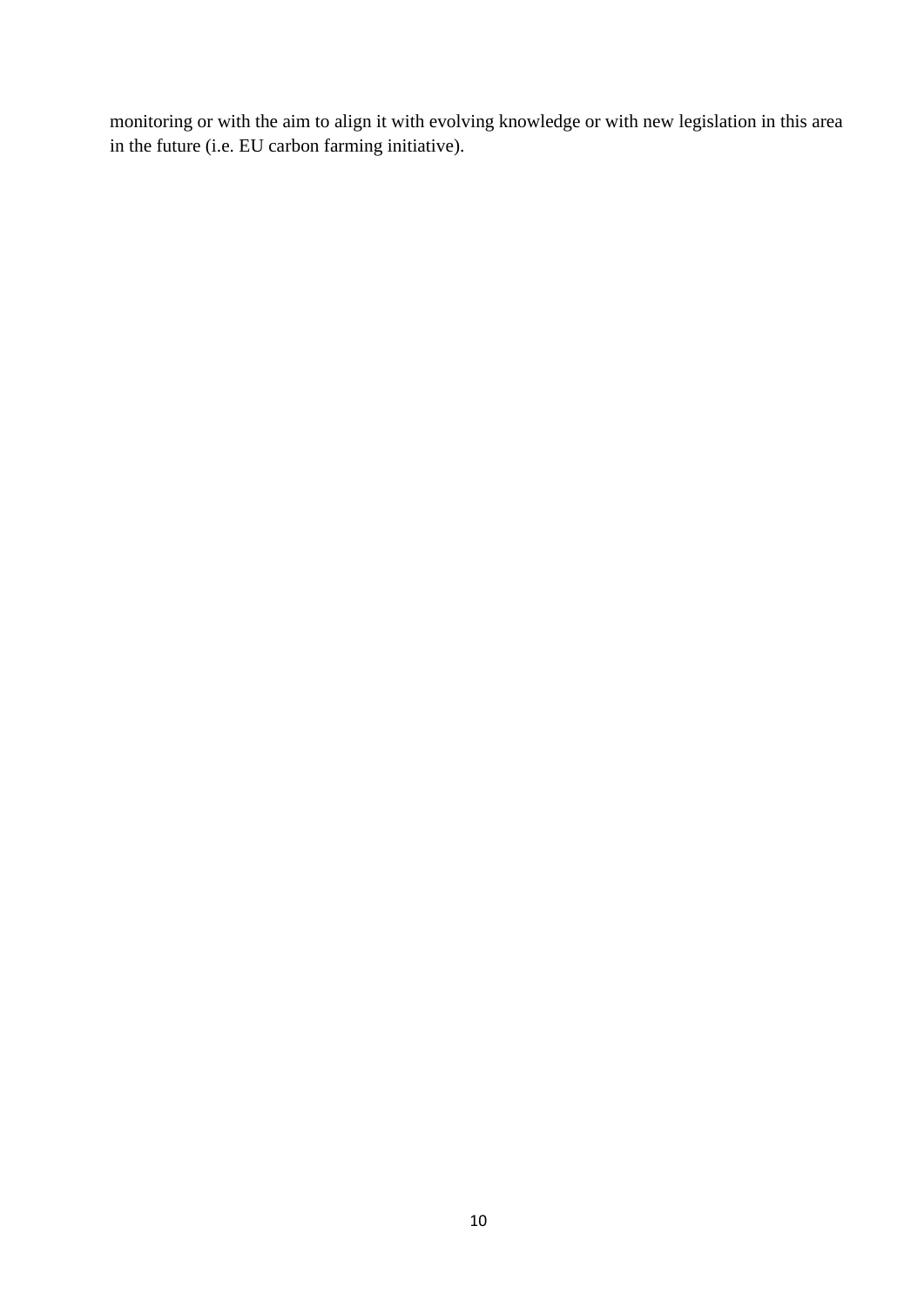monitoring or with the aim to align it with evolving knowledge or with new legislation in this area in the future (i.e. EU carbon farming initiative).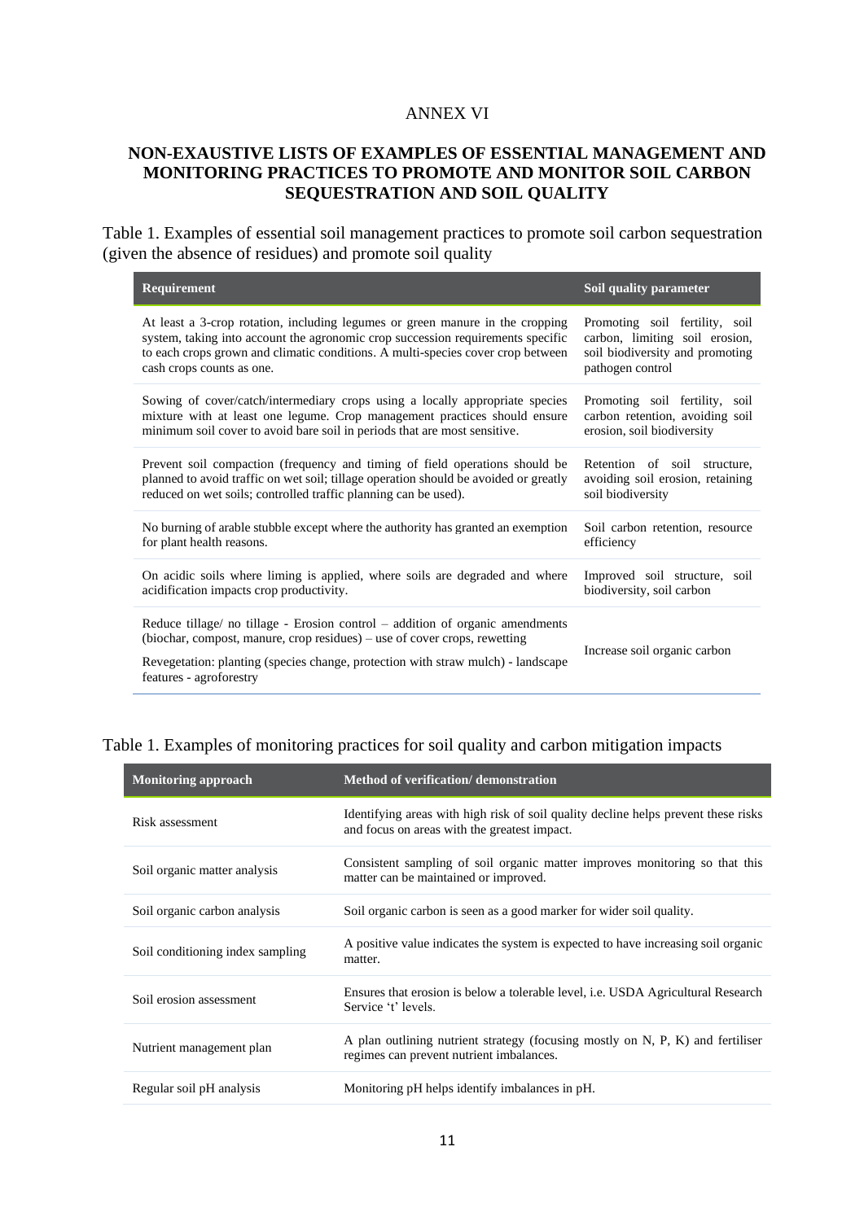ANNEX VI

## NON-EXAUSTIVE LISTS OF EXAMPLES OF ESSENTIAL MANAGEMENT AND MONITORING PRACTICES TO PROMOTE AND MONITOR SOIL CARBON SEQUESTRATION AND SOIL QUALITY

Table 1. Examples of essential soil management practices to promote soil carbon sequestration (given the absence of residues) and promote soil quality

| Requirement | Soil quality parameter |
|---|---|
| At least a 3-crop rotation, including legumes or green manure in the cropping system, taking into account the agronomic crop succession requirements specific to each crops grown and climatic conditions. A multi-species cover crop between cash crops counts as one. | Promoting soil fertility, soil carbon, limiting soil erosion, soil biodiversity and promoting pathogen control |
| Sowing of cover/catch/intermediary crops using a locally appropriate species mixture with at least one legume. Crop management practices should ensure minimum soil cover to avoid bare soil in periods that are most sensitive. | Promoting soil fertility, soil carbon retention, avoiding soil erosion, soil biodiversity |
| Prevent soil compaction (frequency and timing of field operations should be planned to avoid traffic on wet soil; tillage operation should be avoided or greatly reduced on wet soils; controlled traffic planning can be used). | Retention of soil structure, avoiding soil erosion, retaining soil biodiversity |
| No burning of arable stubble except where the authority has granted an exemption for plant health reasons. | Soil carbon retention, resource efficiency |
| On acidic soils where liming is applied, where soils are degraded and where acidification impacts crop productivity. | Improved soil structure, soil biodiversity, soil carbon |
| Reduce tillage/ no tillage - Erosion control – addition of organic amendments (biochar, compost, manure, crop residues) – use of cover crops, rewetting<br><br>Revegetation: planting (species change, protection with straw mulch) - landscape features - agroforestry | Increase soil organic carbon |

Table 1. Examples of monitoring practices for soil quality and carbon mitigation impacts

| Monitoring approach | Method of verification/ demonstration |
|---|---|
| Risk assessment | Identifying areas with high risk of soil quality decline helps prevent these risks and focus on areas with the greatest impact. |
| Soil organic matter analysis | Consistent sampling of soil organic matter improves monitoring so that this matter can be maintained or improved. |
| Soil organic carbon analysis | Soil organic carbon is seen as a good marker for wider soil quality. |
| Soil conditioning index sampling | A positive value indicates the system is expected to have increasing soil organic matter. |
| Soil erosion assessment | Ensures that erosion is below a tolerable level, i.e. USDA Agricultural Research Service 't' levels. |
| Nutrient management plan | A plan outlining nutrient strategy (focusing mostly on N, P, K) and fertiliser regimes can prevent nutrient imbalances. |
| Regular soil pH analysis | Monitoring pH helps identify imbalances in pH. |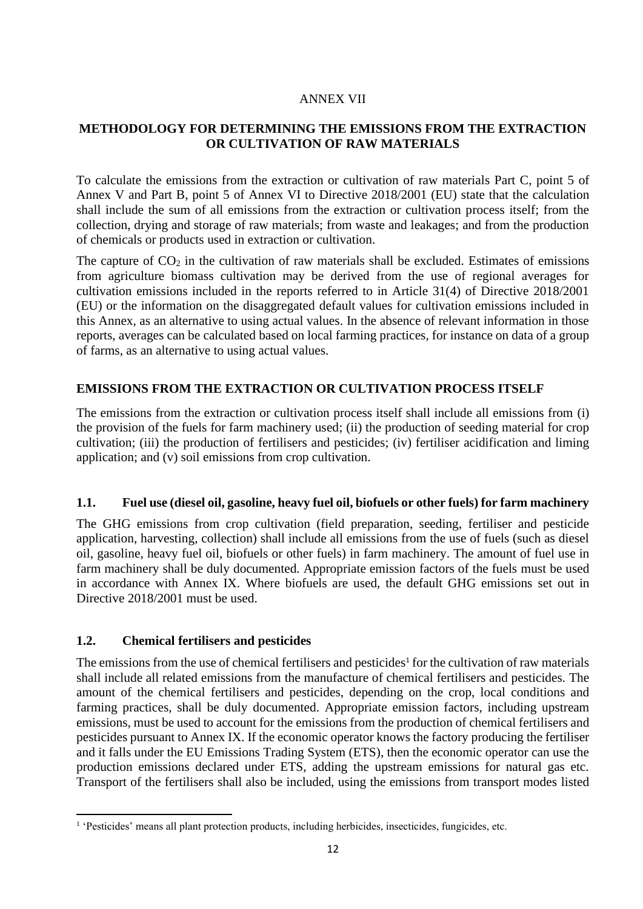ANNEX VII

## METHODOLOGY FOR DETERMINING THE EMISSIONS FROM THE EXTRACTION OR CULTIVATION OF RAW MATERIALS

To calculate the emissions from the extraction or cultivation of raw materials Part C, point 5 of Annex V and Part B, point 5 of Annex VI to Directive 2018/2001 (EU) state that the calculation shall include the sum of all emissions from the extraction or cultivation process itself; from the collection, drying and storage of raw materials; from waste and leakages; and from the production of chemicals or products used in extraction or cultivation.

The capture of $CO_2$ in the cultivation of raw materials shall be excluded. Estimates of emissions from agriculture biomass cultivation may be derived from the use of regional averages for cultivation emissions included in the reports referred to in Article 31(4) of Directive 2018/2001 (EU) or the information on the disaggregated default values for cultivation emissions included in this Annex, as an alternative to using actual values. In the absence of relevant information in those reports, averages can be calculated based on local farming practices, for instance on data of a group of farms, as an alternative to using actual values.

### EMISSIONS FROM THE EXTRACTION OR CULTIVATION PROCESS ITSELF

The emissions from the extraction or cultivation process itself shall include all emissions from (i) the provision of the fuels for farm machinery used; (ii) the production of seeding material for crop cultivation; (iii) the production of fertilisers and pesticides; (iv) fertiliser acidification and liming application; and (v) soil emissions from crop cultivation.

### 1.1. Fuel use (diesel oil, gasoline, heavy fuel oil, biofuels or other fuels) for farm machinery

The GHG emissions from crop cultivation (field preparation, seeding, fertiliser and pesticide application, harvesting, collection) shall include all emissions from the use of fuels (such as diesel oil, gasoline, heavy fuel oil, biofuels or other fuels) in farm machinery. The amount of fuel use in farm machinery shall be duly documented. Appropriate emission factors of the fuels must be used in accordance with Annex IX. Where biofuels are used, the default GHG emissions set out in Directive 2018/2001 must be used.

### 1.2. Chemical fertilisers and pesticides

The emissions from the use of chemical fertilisers and pesticides[1] for the cultivation of raw materials shall include all related emissions from the manufacture of chemical fertilisers and pesticides. The amount of the chemical fertilisers and pesticides, depending on the crop, local conditions and farming practices, shall be duly documented. Appropriate emission factors, including upstream emissions, must be used to account for the emissions from the production of chemical fertilisers and pesticides pursuant to Annex IX. If the economic operator knows the factory producing the fertiliser and it falls under the EU Emissions Trading System (ETS), then the economic operator can use the production emissions declared under ETS, adding the upstream emissions for natural gas etc. Transport of the fertilisers shall also be included, using the emissions from transport modes listed

[1] 'Pesticides' means all plant protection products, including herbicides, insecticides, fungicides, etc.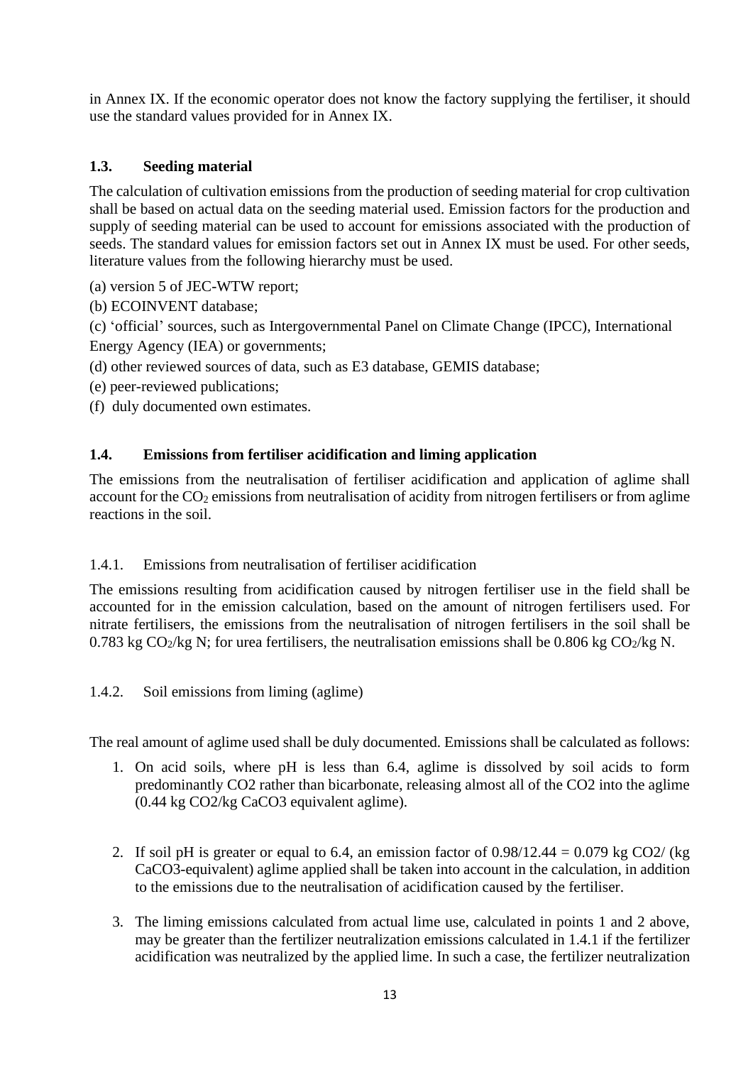in Annex IX. If the economic operator does not know the factory supplying the fertiliser, it should use the standard values provided for in Annex IX.

### 1.3. Seeding material

The calculation of cultivation emissions from the production of seeding material for crop cultivation shall be based on actual data on the seeding material used. Emission factors for the production and supply of seeding material can be used to account for emissions associated with the production of seeds. The standard values for emission factors set out in Annex IX must be used. For other seeds, literature values from the following hierarchy must be used.

(a) version 5 of JEC-WTW report;

(b) ECOINVENT database;

(c) 'official' sources, such as Intergovernmental Panel on Climate Change (IPCC), International Energy Agency (IEA) or governments;

(d) other reviewed sources of data, such as E3 database, GEMIS database;

(e) peer-reviewed publications;

(f) duly documented own estimates.

### 1.4. Emissions from fertiliser acidification and liming application

The emissions from the neutralisation of fertiliser acidification and application of aglime shall account for the $CO_2$ emissions from neutralisation of acidity from nitrogen fertilisers or from aglime reactions in the soil.

#### 1.4.1. Emissions from neutralisation of fertiliser acidification

The emissions resulting from acidification caused by nitrogen fertiliser use in the field shall be accounted for in the emission calculation, based on the amount of nitrogen fertilisers used. For nitrate fertilisers, the emissions from the neutralisation of nitrogen fertilisers in the soil shall be 0.783 kg $CO_2$/kg N; for urea fertilisers, the neutralisation emissions shall be 0.806 kg $CO_2$/kg N.

#### 1.4.2. Soil emissions from liming (aglime)

The real amount of aglime used shall be duly documented. Emissions shall be calculated as follows:

1. On acid soils, where pH is less than 6.4, aglime is dissolved by soil acids to form predominantly $CO_2$ rather than bicarbonate, releasing almost all of the $CO_2$ into the aglime (0.44 kg $CO_2$/kg $CaCO_3$ equivalent aglime).

2. If soil pH is greater or equal to 6.4, an emission factor of $0.98/12.44 = 0.079$ kg $CO_2$/ (kg $CaCO_3$-equivalent) aglime applied shall be taken into account in the calculation, in addition to the emissions due to the neutralisation of acidification caused by the fertiliser.

3. The liming emissions calculated from actual lime use, calculated in points 1 and 2 above, may be greater than the fertilizer neutralization emissions calculated in 1.4.1 if the fertilizer acidification was neutralized by the applied lime. In such a case, the fertilizer neutralization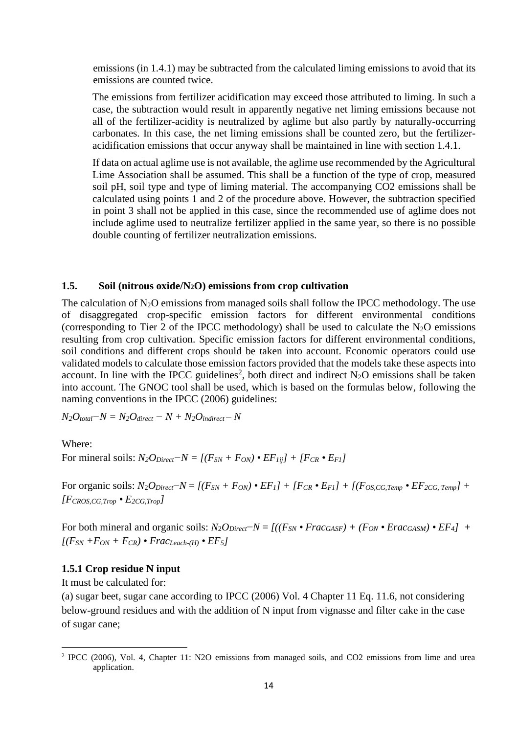emissions (in 1.4.1) may be subtracted from the calculated liming emissions to avoid that its emissions are counted twice.

The emissions from fertilizer acidification may exceed those attributed to liming. In such a case, the subtraction would result in apparently negative net liming emissions because not all of the fertilizer-acidity is neutralized by aglime but also partly by naturally-occurring carbonates. In this case, the net liming emissions shall be counted zero, but the fertilizer-acidification emissions that occur anyway shall be maintained in line with section 1.4.1.

If data on actual aglime use is not available, the aglime use recommended by the Agricultural Lime Association shall be assumed. This shall be a function of the type of crop, measured soil pH, soil type and type of liming material. The accompanying CO2 emissions shall be calculated using points 1 and 2 of the procedure above. However, the subtraction specified in point 3 shall not be applied in this case, since the recommended use of aglime does not include aglime used to neutralize fertilizer applied in the same year, so there is no possible double counting of fertilizer neutralization emissions.

## 1.5. Soil (nitrous oxide/$N_2O$) emissions from crop cultivation

The calculation of $N_2O$ emissions from managed soils shall follow the IPCC methodology. The use of disaggregated crop-specific emission factors for different environmental conditions (corresponding to Tier 2 of the IPCC methodology) shall be used to calculate the $N_2O$ emissions resulting from crop cultivation. Specific emission factors for different environmental conditions, soil conditions and different crops should be taken into account. Economic operators could use validated models to calculate those emission factors provided that the models take these aspects into account. In line with the IPCC guidelines[2], both direct and indirect $N_2O$ emissions shall be taken into account. The GNOC tool shall be used, which is based on the formulas below, following the naming conventions in the IPCC (2006) guidelines:

$$N_2O_{total} - N = N_2O_{direct} - N + N_2O_{indirect} - N$$

Where:

For mineral soils: $N_2O_{Direct} - N = [(F_{SN} + F_{ON}) \bullet EF_{1ij}] + [F_{CR} \bullet E_{F1}]$

For organic soils: $N_2O_{Direct} - N = [(F_{SN} + F_{ON}) \bullet EF_1] + [F_{CR} \bullet E_{F1}] + [(F_{OS,CG,Temp} \bullet EF_{2CG,Temp}] + [F_{CROS,CG,Trop} \bullet E_{2CG,Trop}]$

For both mineral and organic soils: $N_2O_{Direct} - N = [((F_{SN} \bullet Frac_{GASF}) + (F_{ON} \bullet Erac_{GASM}) \bullet EF_4] + [(F_{SN} + F_{ON} + F_{CR}) \bullet Frac_{Leach-(H)} \bullet EF_5]$

### 1.5.1 Crop residue N input

It must be calculated for:

(a) sugar beet, sugar cane according to IPCC (2006) Vol. 4 Chapter 11 Eq. 11.6, not considering below-ground residues and with the addition of N input from vignasse and filter cake in the case of sugar cane;

---

[2] IPCC (2006), Vol. 4, Chapter 11: N2O emissions from managed soils, and CO2 emissions from lime and urea application.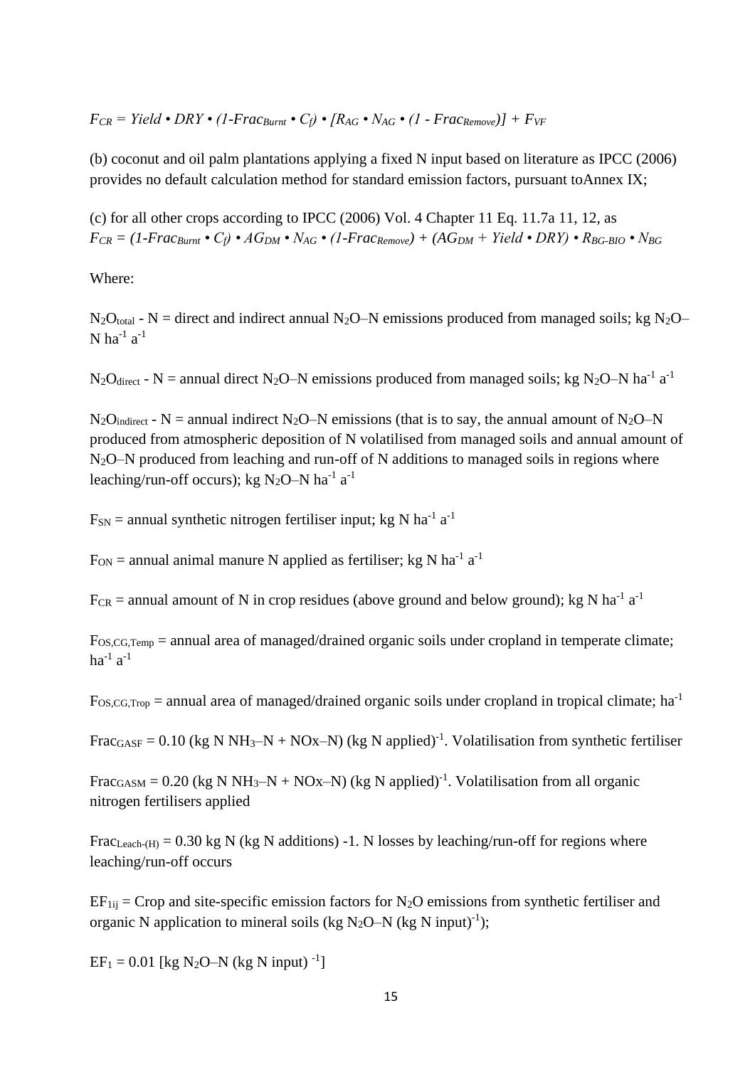$$F_{CR} = Yield \bullet DRY \bullet (1\text{-}Frac_{Burnt} \bullet C_f) \bullet [R_{AG} \bullet N_{AG} \bullet (1 - Frac_{Remove})] + F_{VF}$$

(b) coconut and oil palm plantations applying a fixed N input based on literature as IPCC (2006) provides no default calculation method for standard emission factors, pursuant toAnnex IX;

(c) for all other crops according to IPCC (2006) Vol. 4 Chapter 11 Eq. 11.7a 11, 12, as

$$F_{CR} = (1\text{-}Frac_{Burnt} \bullet C_f) \bullet AG_{DM} \bullet N_{AG} \bullet (1\text{-}Frac_{Remove}) + (AG_{DM} + Yield \bullet DRY) \bullet R_{BG\text{-}BIO} \bullet N_{BG}$$

Where:

$N_2O_{total}$ - N = direct and indirect annual $N_2O$–N emissions produced from managed soils; kg $N_2O$–N $ha^{-1}$ $a^{-1}$

$N_2O_{direct}$ - N = annual direct $N_2O$–N emissions produced from managed soils; kg $N_2O$–N $ha^{-1}$ $a^{-1}$

$N_2O_{indirect}$ - N = annual indirect $N_2O$–N emissions (that is to say, the annual amount of $N_2O$–N produced from atmospheric deposition of N volatilised from managed soils and annual amount of $N_2O$–N produced from leaching and run-off of N additions to managed soils in regions where leaching/run-off occurs); kg $N_2O$–N $ha^{-1}$ $a^{-1}$

$F_{SN}$ = annual synthetic nitrogen fertiliser input; kg N $ha^{-1}$ $a^{-1}$

$F_{ON}$ = annual animal manure N applied as fertiliser; kg N $ha^{-1}$ $a^{-1}$

$F_{CR}$ = annual amount of N in crop residues (above ground and below ground); kg N $ha^{-1}$ $a^{-1}$

$F_{OS,CG,Temp}$ = annual area of managed/drained organic soils under cropland in temperate climate; $ha^{-1}$ $a^{-1}$

$F_{OS,CG,Trop}$ = annual area of managed/drained organic soils under cropland in tropical climate; $ha^{-1}$

$Frac_{GASF}$ = 0.10 (kg N $NH_3$–N + NOx–N) (kg N applied)$^{-1}$. Volatilisation from synthetic fertiliser

$Frac_{GASM}$ = 0.20 (kg N $NH_3$–N + NOx–N) (kg N applied)$^{-1}$. Volatilisation from all organic nitrogen fertilisers applied

$Frac_{Leach\text{-}(H)}$ = 0.30 kg N (kg N additions) -1. N losses by leaching/run-off for regions where leaching/run-off occurs

$EF_{1ij}$ = Crop and site-specific emission factors for $N_2O$ emissions from synthetic fertiliser and organic N application to mineral soils (kg $N_2O$–N (kg N input)$^{-1}$);

$EF_1$ = 0.01 [kg $N_2O$–N (kg N input) $^{-1}$]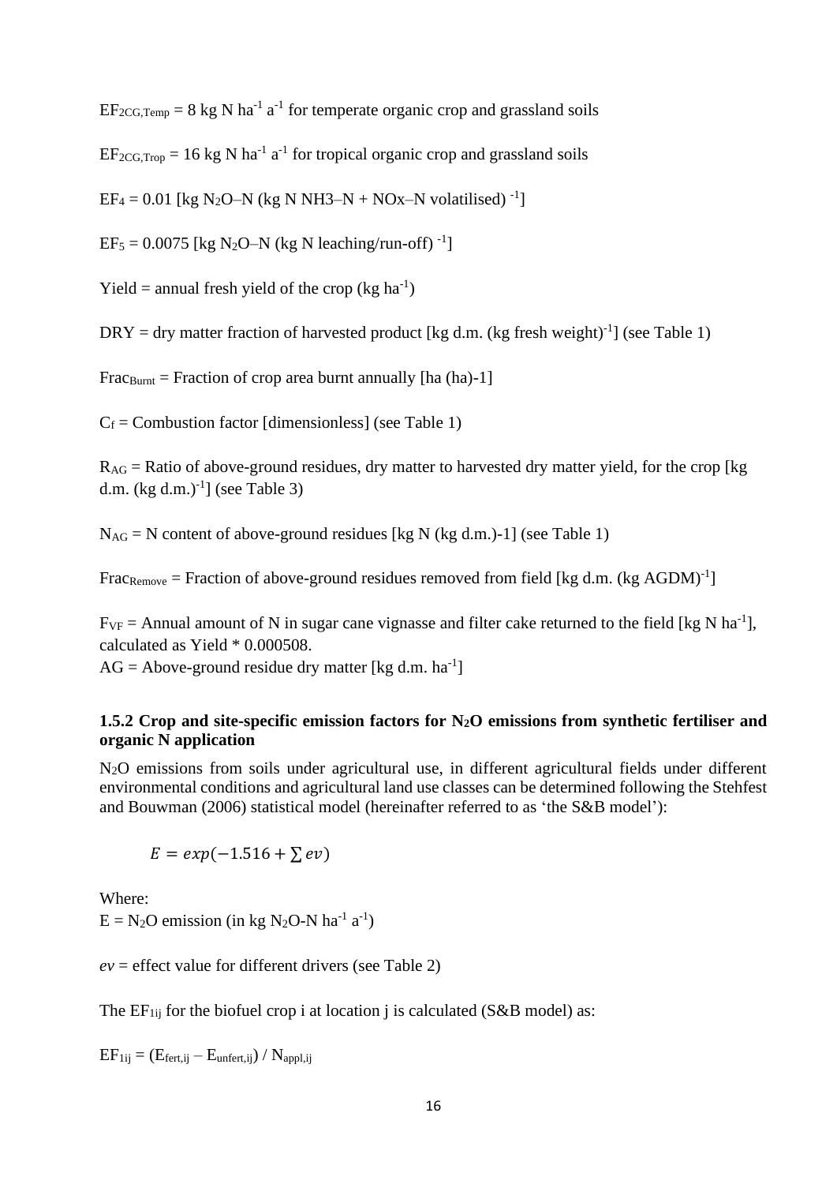$EF_{2CG,Temp}$ = 8 kg N $ha^{-1}$ $a^{-1}$ for temperate organic crop and grassland soils

$EF_{2CG,Trop}$ = 16 kg N $ha^{-1}$ $a^{-1}$ for tropical organic crop and grassland soils

$EF_4$ = 0.01 [kg $N_2O$–N (kg N NH3–N + NOx–N volatilised) $^{-1}$]

$EF_5$ = 0.0075 [kg $N_2O$–N (kg N leaching/run-off) $^{-1}$]

Yield = annual fresh yield of the crop (kg $ha^{-1}$)

DRY = dry matter fraction of harvested product [kg d.m. (kg fresh weight)$^{-1}$] (see Table 1)

$Frac_{Burnt}$ = Fraction of crop area burnt annually [ha (ha)-1]

$C_f$ = Combustion factor [dimensionless] (see Table 1)

$R_{AG}$ = Ratio of above-ground residues, dry matter to harvested dry matter yield, for the crop [kg d.m. (kg d.m.)$^{-1}$] (see Table 3)

$N_{AG}$ = N content of above-ground residues [kg N (kg d.m.)-1] (see Table 1)

$Frac_{Remove}$ = Fraction of above-ground residues removed from field [kg d.m. (kg AGDM)$^{-1}$]

$F_{VF}$ = Annual amount of N in sugar cane vignasse and filter cake returned to the field [kg N $ha^{-1}$], calculated as Yield * 0.000508.
AG = Above-ground residue dry matter [kg d.m. $ha^{-1}$]

### 1.5.2 Crop and site-specific emission factors for $N_2O$ emissions from synthetic fertiliser and organic N application

$N_2O$ emissions from soils under agricultural use, in different agricultural fields under different environmental conditions and agricultural land use classes can be determined following the Stehfest and Bouwman (2006) statistical model (hereinafter referred to as 'the S&B model'):

$$E = exp(-1.516 + \sum ev)$$

Where:
E = $N_2O$ emission (in kg $N_2O$-N $ha^{-1}$ $a^{-1}$)

*ev* = effect value for different drivers (see Table 2)

The $EF_{1ij}$ for the biofuel crop i at location j is calculated (S&B model) as:

$$EF_{1ij} = (E_{fert,ij} – E_{unfert,ij}) / N_{appl,ij}$$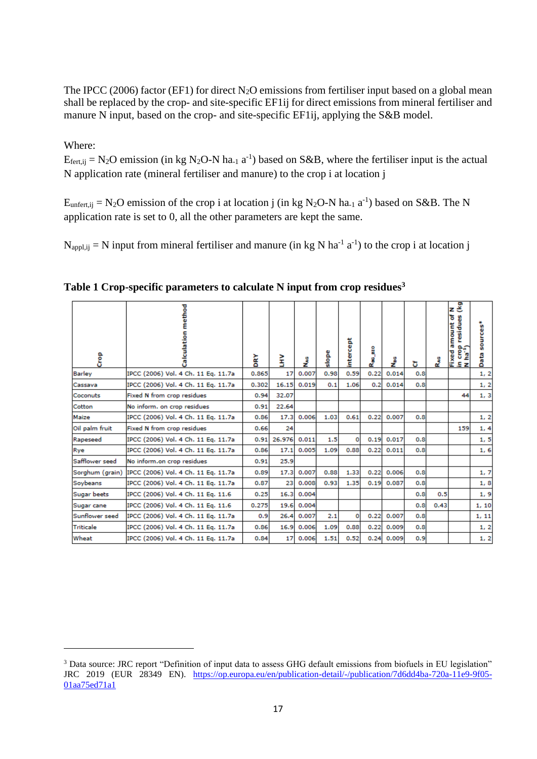The IPCC (2006) factor (EF1) for direct $N_2O$ emissions from fertiliser input based on a global mean shall be replaced by the crop- and site-specific $EF1_{ij}$ for direct emissions from mineral fertiliser and manure N input, based on the crop- and site-specific $EF1_{ij}$, applying the S&B model.

Where:

$E_{fert,ij}$ = $N_2O$ emission (in kg $N_2O$-N $ha_{-1}$ $a^{-1}$) based on S&B, where the fertiliser input is the actual N application rate (mineral fertiliser and manure) to the crop i at location j

$E_{unfert,ij}$ = $N_2O$ emission of the crop i at location j (in kg $N_2O$-N $ha_{-1}$ $a^{-1}$) based on S&B. The N application rate is set to 0, all the other parameters are kept the same.

$N_{appl,ij}$ = N input from mineral fertiliser and manure (in kg N $ha^{-1}$ $a^{-1}$) to the crop i at location j

**Table 1 Crop-specific parameters to calculate N input from crop residues[3]**

| Crop | Calculation method | DRY | LHV | $N_{AG}$ | slope | intercept | $R_{BG\_BIO}$ | $N_{BG}$ | Cf | $R_{AG}$ | Fixed amount of N in crop residues (kg N ha$^{-1}$) | Data sources* |
|---|---|---|---|---|---|---|---|---|---|---|---|---|
| Barley | IPCC (2006) Vol. 4 Ch. 11 Eq. 11.7a | 0.865 | 17 | 0.007 | 0.98 | 0.59 | 0.22 | 0.014 | 0.8 | | | 1, 2 |
| Cassava | IPCC (2006) Vol. 4 Ch. 11 Eq. 11.7a | 0.302 | 16.15 | 0.019 | 0.1 | 1.06 | 0.2 | 0.014 | 0.8 | | | 1, 2 |
| Coconuts | Fixed N from crop residues | 0.94 | 32.07 | | | | | | | | 44 | 1, 3 |
| Cotton | No inform. on crop residues | 0.91 | 22.64 | | | | | | | | | |
| Maize | IPCC (2006) Vol. 4 Ch. 11 Eq. 11.7a | 0.86 | 17.3 | 0.006 | 1.03 | 0.61 | 0.22 | 0.007 | 0.8 | | | 1, 2 |
| Oil palm fruit | Fixed N from crop residues | 0.66 | 24 | | | | | | | | 159 | 1, 4 |
| Rapeseed | IPCC (2006) Vol. 4 Ch. 11 Eq. 11.7a | 0.91 | 26.976 | 0.011 | 1.5 | 0 | 0.19 | 0.017 | 0.8 | | | 1, 5 |
| Rye | IPCC (2006) Vol. 4 Ch. 11 Eq. 11.7a | 0.86 | 17.1 | 0.005 | 1.09 | 0.88 | 0.22 | 0.011 | 0.8 | | | 1, 6 |
| Safflower seed | No inform.on crop residues | 0.91 | 25.9 | | | | | | | | | |
| Sorghum (grain) | IPCC (2006) Vol. 4 Ch. 11 Eq. 11.7a | 0.89 | 17.3 | 0.007 | 0.88 | 1.33 | 0.22 | 0.006 | 0.8 | | | 1, 7 |
| Soybeans | IPCC (2006) Vol. 4 Ch. 11 Eq. 11.7a | 0.87 | 23 | 0.008 | 0.93 | 1.35 | 0.19 | 0.087 | 0.8 | | | 1, 8 |
| Sugar beets | IPCC (2006) Vol. 4 Ch. 11 Eq. 11.6 | 0.25 | 16.3 | 0.004 | | | | | 0.8 | 0.5 | | 1, 9 |
| Sugar cane | IPCC (2006) Vol. 4 Ch. 11 Eq. 11.6 | 0.275 | 19.6 | 0.004 | | | | | 0.8 | 0.43 | | 1, 10 |
| Sunflower seed | IPCC (2006) Vol. 4 Ch. 11 Eq. 11.7a | 0.9 | 26.4 | 0.007 | 2.1 | 0 | 0.22 | 0.007 | 0.8 | | | 1, 11 |
| Triticale | IPCC (2006) Vol. 4 Ch. 11 Eq. 11.7a | 0.86 | 16.9 | 0.006 | 1.09 | 0.88 | 0.22 | 0.009 | 0.8 | | | 1, 2 |
| Wheat | IPCC (2006) Vol. 4 Ch. 11 Eq. 11.7a | 0.84 | 17 | 0.006 | 1.51 | 0.52 | 0.24 | 0.009 | 0.9 | | | 1, 2 |

[3] Data source: JRC report "Definition of input data to assess GHG default emissions from biofuels in EU legislation" JRC 2019 (EUR 28349 EN). https://op.europa.eu/en/publication-detail/-/publication/7d6dd4ba-720a-11e9-9f05-01aa75ed71a1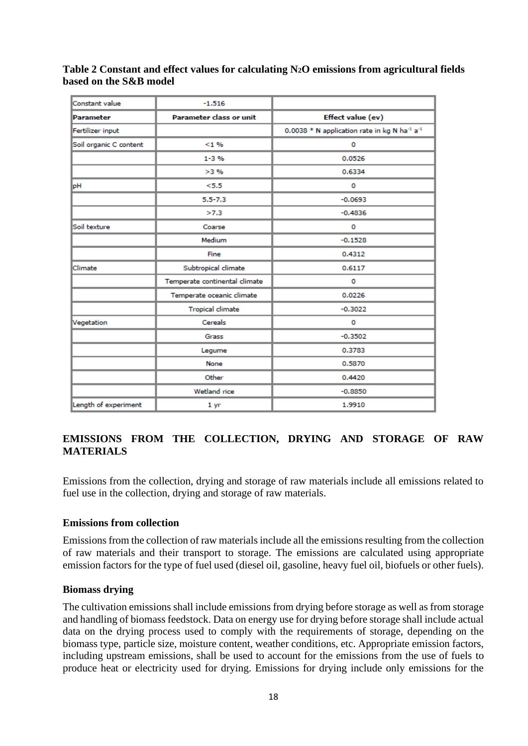**Table 2 Constant and effect values for calculating $N_2O$ emissions from agricultural fields based on the S&B model**

| Constant value | -1.516 | |
|---|---|---|
| **Parameter** | **Parameter class or unit** | **Effect value (ev)** |
| Fertilizer input | | 0.0038 * N application rate in kg N $ha^{-1}$ $a^{-1}$ |
| Soil organic C content | <1 % | 0 |
| | 1-3 % | 0.0526 |
| | >3 % | 0.6334 |
| pH | <5.5 | 0 |
| | 5.5-7.3 | -0.0693 |
| | >7.3 | -0.4836 |
| Soil texture | Coarse | 0 |
| | Medium | -0.1528 |
| | Fine | 0.4312 |
| Climate | Subtropical climate | 0.6117 |
| | Temperate continental climate | 0 |
| | Temperate oceanic climate | 0.0226 |
| | Tropical climate | -0.3022 |
| Vegetation | Cereals | 0 |
| | Grass | -0.3502 |
| | Legume | 0.3783 |
| | None | 0.5870 |
| | Other | 0.4420 |
| | Wetland rice | -0.8850 |
| Length of experiment | 1 yr | 1.9910 |

## EMISSIONS FROM THE COLLECTION, DRYING AND STORAGE OF RAW MATERIALS

Emissions from the collection, drying and storage of raw materials include all emissions related to fuel use in the collection, drying and storage of raw materials.

### Emissions from collection

Emissions from the collection of raw materials include all the emissions resulting from the collection of raw materials and their transport to storage. The emissions are calculated using appropriate emission factors for the type of fuel used (diesel oil, gasoline, heavy fuel oil, biofuels or other fuels).

### Biomass drying

The cultivation emissions shall include emissions from drying before storage as well as from storage and handling of biomass feedstock. Data on energy use for drying before storage shall include actual data on the drying process used to comply with the requirements of storage, depending on the biomass type, particle size, moisture content, weather conditions, etc. Appropriate emission factors, including upstream emissions, shall be used to account for the emissions from the use of fuels to produce heat or electricity used for drying. Emissions for drying include only emissions for the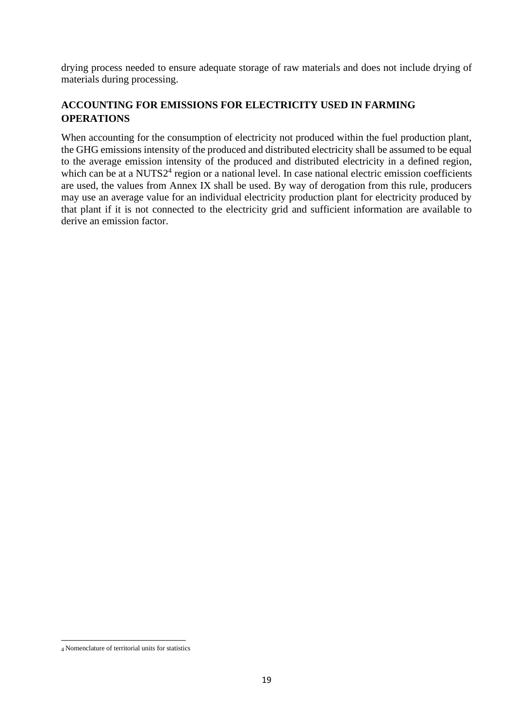drying process needed to ensure adequate storage of raw materials and does not include drying of materials during processing.

## ACCOUNTING FOR EMISSIONS FOR ELECTRICITY USED IN FARMING OPERATIONS

When accounting for the consumption of electricity not produced within the fuel production plant, the GHG emissions intensity of the produced and distributed electricity shall be assumed to be equal to the average emission intensity of the produced and distributed electricity in a defined region, which can be at a NUTS2[4] region or a national level. In case national electric emission coefficients are used, the values from Annex IX shall be used. By way of derogation from this rule, producers may use an average value for an individual electricity production plant for electricity produced by that plant if it is not connected to the electricity grid and sufficient information are available to derive an emission factor.

[4] Nomenclature of territorial units for statistics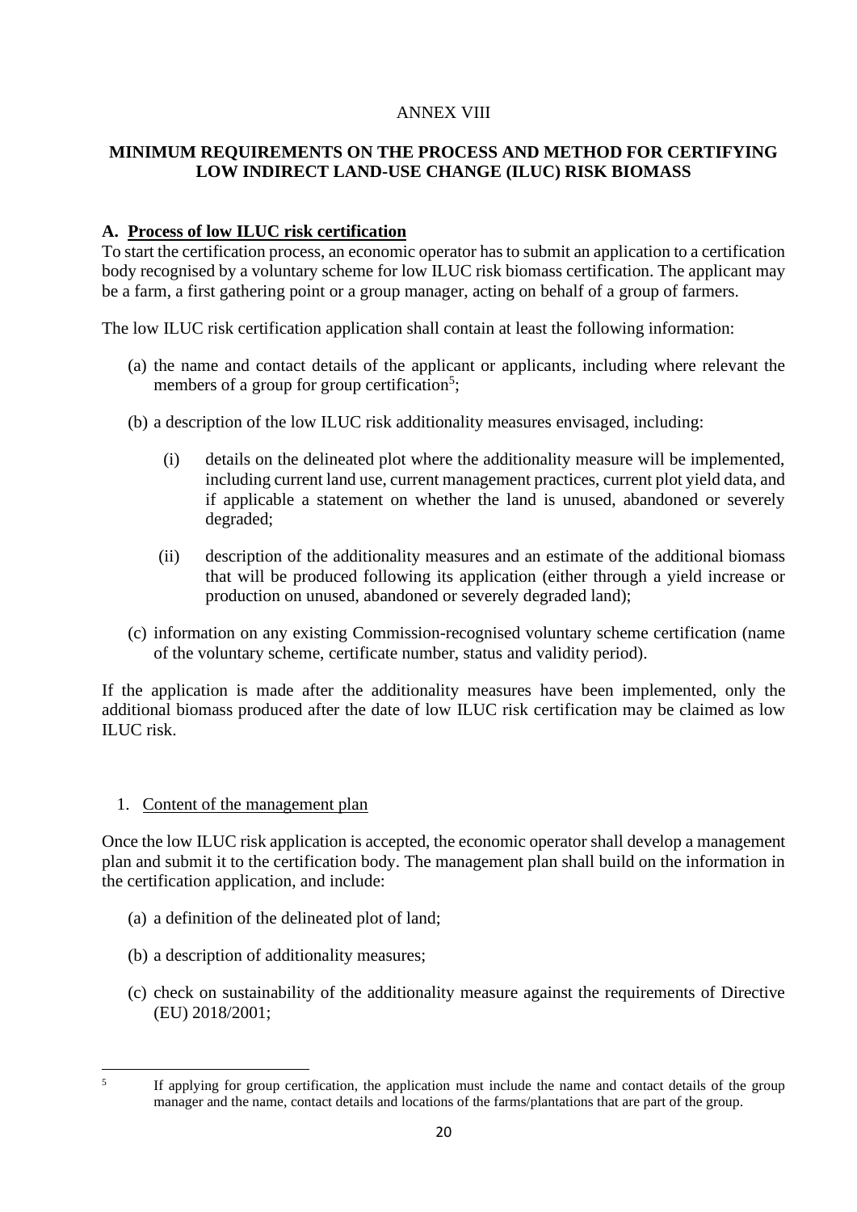ANNEX VIII

## MINIMUM REQUIREMENTS ON THE PROCESS AND METHOD FOR CERTIFYING LOW INDIRECT LAND-USE CHANGE (ILUC) RISK BIOMASS

### A. Process of low ILUC risk certification

To start the certification process, an economic operator has to submit an application to a certification body recognised by a voluntary scheme for low ILUC risk biomass certification. The applicant may be a farm, a first gathering point or a group manager, acting on behalf of a group of farmers.

The low ILUC risk certification application shall contain at least the following information:

(a) the name and contact details of the applicant or applicants, including where relevant the members of a group for group certification[5];

(b) a description of the low ILUC risk additionality measures envisaged, including:

(i) details on the delineated plot where the additionality measure will be implemented, including current land use, current management practices, current plot yield data, and if applicable a statement on whether the land is unused, abandoned or severely degraded;

(ii) description of the additionality measures and an estimate of the additional biomass that will be produced following its application (either through a yield increase or production on unused, abandoned or severely degraded land);

(c) information on any existing Commission-recognised voluntary scheme certification (name of the voluntary scheme, certificate number, status and validity period).

If the application is made after the additionality measures have been implemented, only the additional biomass produced after the date of low ILUC risk certification may be claimed as low ILUC risk.

1. Content of the management plan

Once the low ILUC risk application is accepted, the economic operator shall develop a management plan and submit it to the certification body. The management plan shall build on the information in the certification application, and include:

(a) a definition of the delineated plot of land;

(b) a description of additionality measures;

(c) check on sustainability of the additionality measure against the requirements of Directive (EU) 2018/2001;

[5] If applying for group certification, the application must include the name and contact details of the group manager and the name, contact details and locations of the farms/plantations that are part of the group.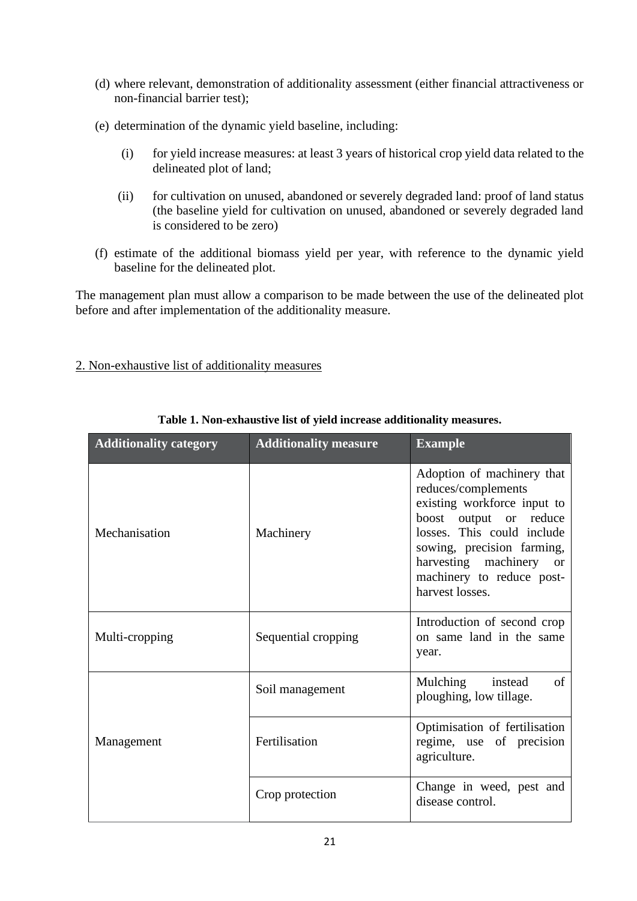(d) where relevant, demonstration of additionality assessment (either financial attractiveness or non-financial barrier test);

(e) determination of the dynamic yield baseline, including:

   (i) for yield increase measures: at least 3 years of historical crop yield data related to the delineated plot of land;

   (ii) for cultivation on unused, abandoned or severely degraded land: proof of land status (the baseline yield for cultivation on unused, abandoned or severely degraded land is considered to be zero)

(f) estimate of the additional biomass yield per year, with reference to the dynamic yield baseline for the delineated plot.

The management plan must allow a comparison to be made between the use of the delineated plot before and after implementation of the additionality measure.

2. Non-exhaustive list of additionality measures

**Table 1. Non-exhaustive list of yield increase additionality measures.**

| Additionality category | Additionality measure | Example |
|---|---|---|
| Mechanisation | Machinery | Adoption of machinery that reduces/complements existing workforce input to boost output or reduce losses. This could include sowing, precision farming, harvesting machinery or machinery to reduce post-harvest losses. |
| Multi-cropping | Sequential cropping | Introduction of second crop on same land in the same year. |
| Management | Soil management | Mulching instead of ploughing, low tillage. |
| | Fertilisation | Optimisation of fertilisation regime, use of precision agriculture. |
| | Crop protection | Change in weed, pest and disease control. |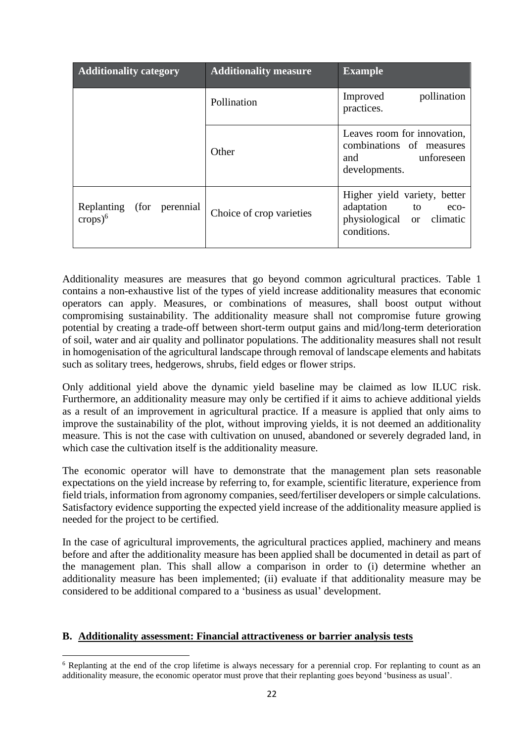| Additionality category | Additionality measure | Example |
|---|---|---|
| | Pollination | Improved pollination practices. |
| | Other | Leaves room for innovation, combinations of measures and unforeseen developments. |
| Replanting (for perennial crops)[6] | Choice of crop varieties | Higher yield variety, better adaptation to eco-physiological or climatic conditions. |

Additionality measures are measures that go beyond common agricultural practices. Table 1 contains a non-exhaustive list of the types of yield increase additionality measures that economic operators can apply. Measures, or combinations of measures, shall boost output without compromising sustainability. The additionality measure shall not compromise future growing potential by creating a trade-off between short-term output gains and mid/long-term deterioration of soil, water and air quality and pollinator populations. The additionality measures shall not result in homogenisation of the agricultural landscape through removal of landscape elements and habitats such as solitary trees, hedgerows, shrubs, field edges or flower strips.

Only additional yield above the dynamic yield baseline may be claimed as low ILUC risk. Furthermore, an additionality measure may only be certified if it aims to achieve additional yields as a result of an improvement in agricultural practice. If a measure is applied that only aims to improve the sustainability of the plot, without improving yields, it is not deemed an additionality measure. This is not the case with cultivation on unused, abandoned or severely degraded land, in which case the cultivation itself is the additionality measure.

The economic operator will have to demonstrate that the management plan sets reasonable expectations on the yield increase by referring to, for example, scientific literature, experience from field trials, information from agronomy companies, seed/fertiliser developers or simple calculations. Satisfactory evidence supporting the expected yield increase of the additionality measure applied is needed for the project to be certified.

In the case of agricultural improvements, the agricultural practices applied, machinery and means before and after the additionality measure has been applied shall be documented in detail as part of the management plan. This shall allow a comparison in order to (i) determine whether an additionality measure has been implemented; (ii) evaluate if that additionality measure may be considered to be additional compared to a 'business as usual' development.

## B. Additionality assessment: Financial attractiveness or barrier analysis tests

[6] Replanting at the end of the crop lifetime is always necessary for a perennial crop. For replanting to count as an additionality measure, the economic operator must prove that their replanting goes beyond 'business as usual'.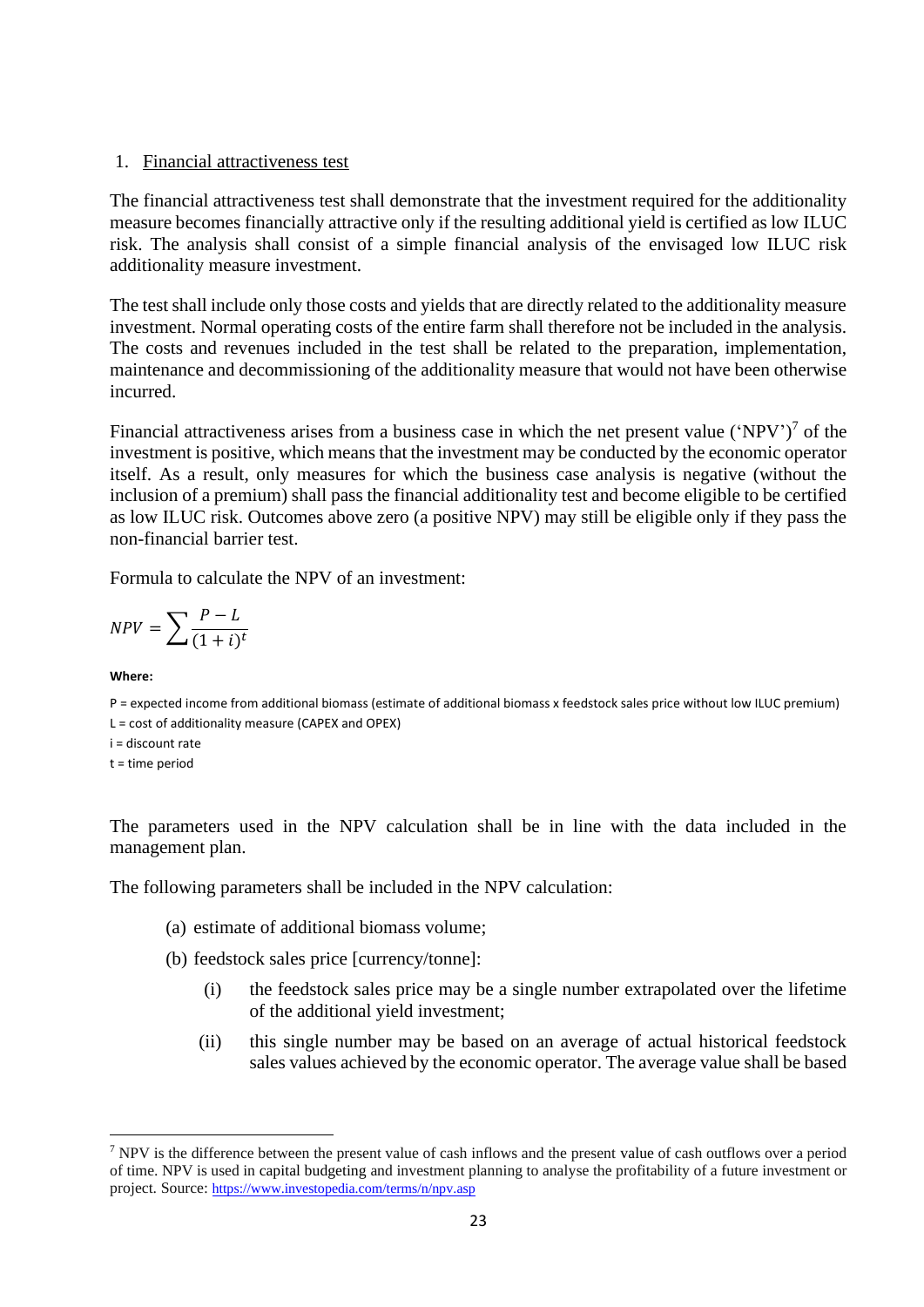## 1. Financial attractiveness test

The financial attractiveness test shall demonstrate that the investment required for the additionality measure becomes financially attractive only if the resulting additional yield is certified as low ILUC risk. The analysis shall consist of a simple financial analysis of the envisaged low ILUC risk additionality measure investment.

The test shall include only those costs and yields that are directly related to the additionality measure investment. Normal operating costs of the entire farm shall therefore not be included in the analysis. The costs and revenues included in the test shall be related to the preparation, implementation, maintenance and decommissioning of the additionality measure that would not have been otherwise incurred.

Financial attractiveness arises from a business case in which the net present value ('NPV')[7] of the investment is positive, which means that the investment may be conducted by the economic operator itself. As a result, only measures for which the business case analysis is negative (without the inclusion of a premium) shall pass the financial additionality test and become eligible to be certified as low ILUC risk. Outcomes above zero (a positive NPV) may still be eligible only if they pass the non-financial barrier test.

Formula to calculate the NPV of an investment:

$$NPV = \sum \frac{P - L}{(1 + i)^t}$$

**Where:**

P = expected income from additional biomass (estimate of additional biomass x feedstock sales price without low ILUC premium)

L = cost of additionality measure (CAPEX and OPEX)

i = discount rate

t = time period

The parameters used in the NPV calculation shall be in line with the data included in the management plan.

The following parameters shall be included in the NPV calculation:

(a) estimate of additional biomass volume;

(b) feedstock sales price [currency/tonne]:

  (i) the feedstock sales price may be a single number extrapolated over the lifetime of the additional yield investment;

  (ii) this single number may be based on an average of actual historical feedstock sales values achieved by the economic operator. The average value shall be based

---

[7] NPV is the difference between the present value of cash inflows and the present value of cash outflows over a period of time. NPV is used in capital budgeting and investment planning to analyse the profitability of a future investment or project. Source: https://www.investopedia.com/terms/n/npv.asp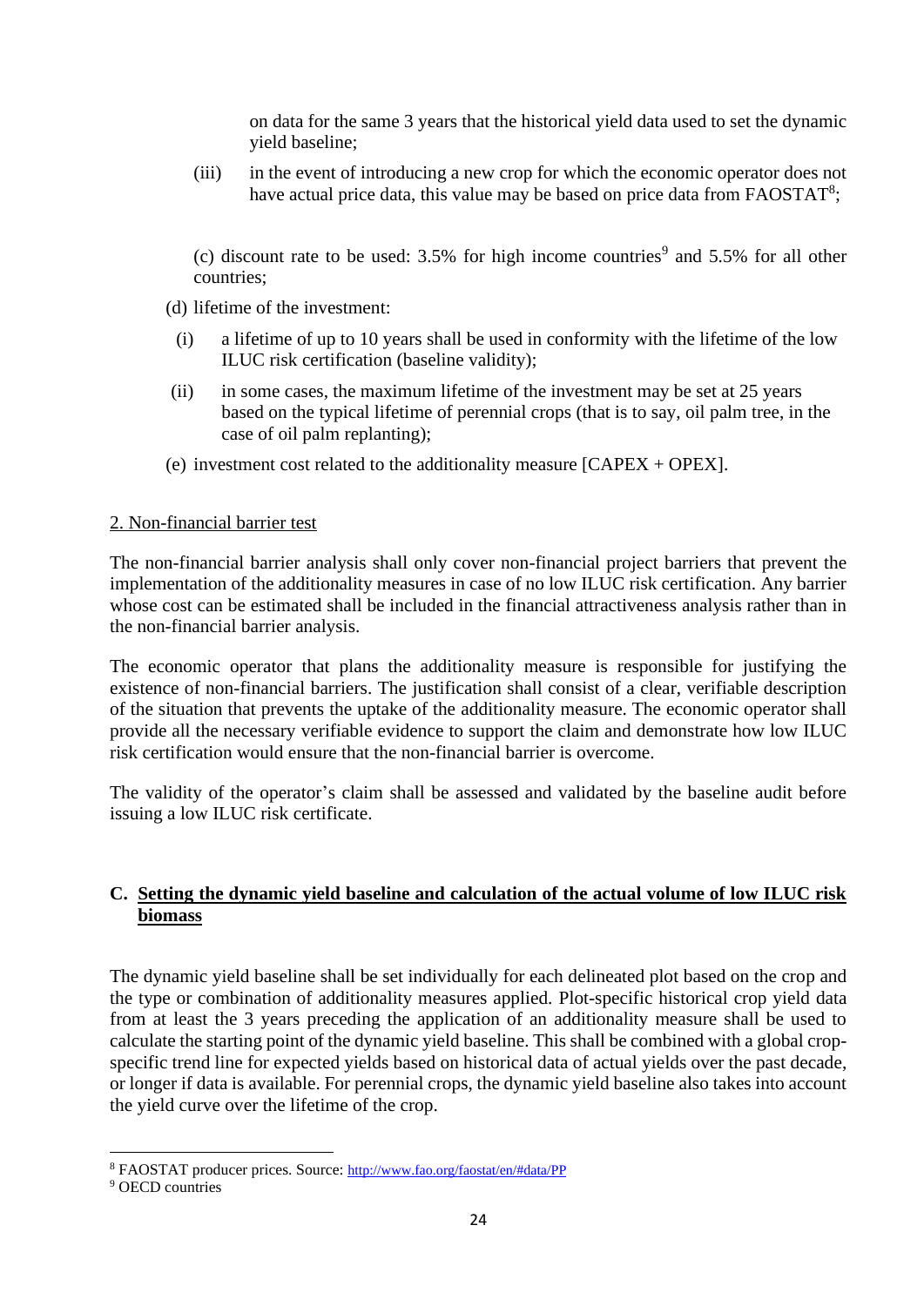on data for the same 3 years that the historical yield data used to set the dynamic yield baseline;

(iii) in the event of introducing a new crop for which the economic operator does not have actual price data, this value may be based on price data from FAOSTAT[8];

(c) discount rate to be used: 3.5% for high income countries[9] and 5.5% for all other countries;

(d) lifetime of the investment:

(i) a lifetime of up to 10 years shall be used in conformity with the lifetime of the low ILUC risk certification (baseline validity);

(ii) in some cases, the maximum lifetime of the investment may be set at 25 years based on the typical lifetime of perennial crops (that is to say, oil palm tree, in the case of oil palm replanting);

(e) investment cost related to the additionality measure [CAPEX + OPEX].

2. Non-financial barrier test

The non-financial barrier analysis shall only cover non-financial project barriers that prevent the implementation of the additionality measures in case of no low ILUC risk certification. Any barrier whose cost can be estimated shall be included in the financial attractiveness analysis rather than in the non-financial barrier analysis.

The economic operator that plans the additionality measure is responsible for justifying the existence of non-financial barriers. The justification shall consist of a clear, verifiable description of the situation that prevents the uptake of the additionality measure. The economic operator shall provide all the necessary verifiable evidence to support the claim and demonstrate how low ILUC risk certification would ensure that the non-financial barrier is overcome.

The validity of the operator's claim shall be assessed and validated by the baseline audit before issuing a low ILUC risk certificate.

## C. Setting the dynamic yield baseline and calculation of the actual volume of low ILUC risk biomass

The dynamic yield baseline shall be set individually for each delineated plot based on the crop and the type or combination of additionality measures applied. Plot-specific historical crop yield data from at least the 3 years preceding the application of an additionality measure shall be used to calculate the starting point of the dynamic yield baseline. This shall be combined with a global crop-specific trend line for expected yields based on historical data of actual yields over the past decade, or longer if data is available. For perennial crops, the dynamic yield baseline also takes into account the yield curve over the lifetime of the crop.

[8] FAOSTAT producer prices. Source: http://www.fao.org/faostat/en/#data/PP

[9] OECD countries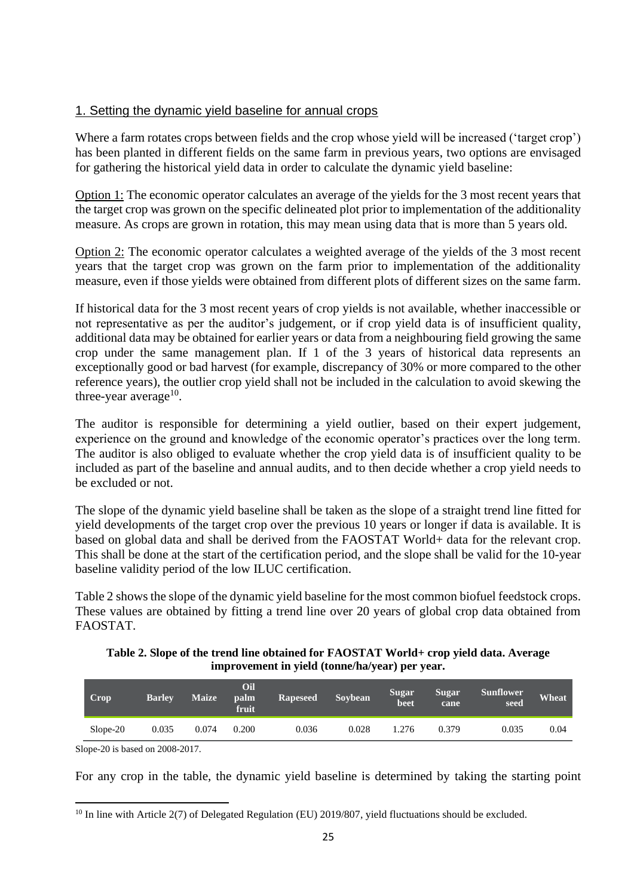## 1. Setting the dynamic yield baseline for annual crops

Where a farm rotates crops between fields and the crop whose yield will be increased ('target crop') has been planted in different fields on the same farm in previous years, two options are envisaged for gathering the historical yield data in order to calculate the dynamic yield baseline:

Option 1: The economic operator calculates an average of the yields for the 3 most recent years that the target crop was grown on the specific delineated plot prior to implementation of the additionality measure. As crops are grown in rotation, this may mean using data that is more than 5 years old.

Option 2: The economic operator calculates a weighted average of the yields of the 3 most recent years that the target crop was grown on the farm prior to implementation of the additionality measure, even if those yields were obtained from different plots of different sizes on the same farm.

If historical data for the 3 most recent years of crop yields is not available, whether inaccessible or not representative as per the auditor's judgement, or if crop yield data is of insufficient quality, additional data may be obtained for earlier years or data from a neighbouring field growing the same crop under the same management plan. If 1 of the 3 years of historical data represents an exceptionally good or bad harvest (for example, discrepancy of 30% or more compared to the other reference years), the outlier crop yield shall not be included in the calculation to avoid skewing the three-year average[10].

The auditor is responsible for determining a yield outlier, based on their expert judgement, experience on the ground and knowledge of the economic operator's practices over the long term. The auditor is also obliged to evaluate whether the crop yield data is of insufficient quality to be included as part of the baseline and annual audits, and to then decide whether a crop yield needs to be excluded or not.

The slope of the dynamic yield baseline shall be taken as the slope of a straight trend line fitted for yield developments of the target crop over the previous 10 years or longer if data is available. It is based on global data and shall be derived from the FAOSTAT World+ data for the relevant crop. This shall be done at the start of the certification period, and the slope shall be valid for the 10-year baseline validity period of the low ILUC certification.

Table 2 shows the slope of the dynamic yield baseline for the most common biofuel feedstock crops. These values are obtained by fitting a trend line over 20 years of global crop data obtained from FAOSTAT.

**Table 2. Slope of the trend line obtained for FAOSTAT World+ crop yield data. Average improvement in yield (tonne/ha/year) per year.**

| Crop | Barley | Maize | Oil palm fruit | Rapeseed | Soybean | Sugar beet | Sugar cane | Sunflower seed | Wheat |
|---|---|---|---|---|---|---|---|---|---|
| Slope-20 | 0.035 | 0.074 | 0.200 | 0.036 | 0.028 | 1.276 | 0.379 | 0.035 | 0.04 |

Slope-20 is based on 2008-2017.

For any crop in the table, the dynamic yield baseline is determined by taking the starting point

[10] In line with Article 2(7) of Delegated Regulation (EU) 2019/807, yield fluctuations should be excluded.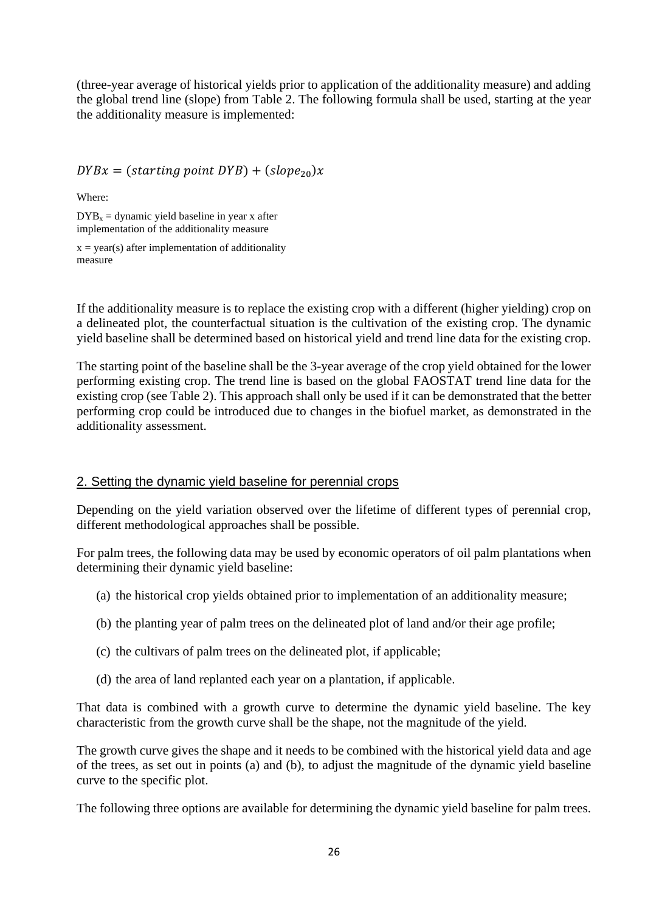(three-year average of historical yields prior to application of the additionality measure) and adding the global trend line (slope) from Table 2. The following formula shall be used, starting at the year the additionality measure is implemented:

$$DYBx = (starting\ point\ DYB) + (slope_{20})x$$

Where:

$DYB_x$ = dynamic yield baseline in year x after implementation of the additionality measure

x = year(s) after implementation of additionality measure

If the additionality measure is to replace the existing crop with a different (higher yielding) crop on a delineated plot, the counterfactual situation is the cultivation of the existing crop. The dynamic yield baseline shall be determined based on historical yield and trend line data for the existing crop.

The starting point of the baseline shall be the 3-year average of the crop yield obtained for the lower performing existing crop. The trend line is based on the global FAOSTAT trend line data for the existing crop (see Table 2). This approach shall only be used if it can be demonstrated that the better performing crop could be introduced due to changes in the biofuel market, as demonstrated in the additionality assessment.

## 2. Setting the dynamic yield baseline for perennial crops

Depending on the yield variation observed over the lifetime of different types of perennial crop, different methodological approaches shall be possible.

For palm trees, the following data may be used by economic operators of oil palm plantations when determining their dynamic yield baseline:

(a) the historical crop yields obtained prior to implementation of an additionality measure;

(b) the planting year of palm trees on the delineated plot of land and/or their age profile;

(c) the cultivars of palm trees on the delineated plot, if applicable;

(d) the area of land replanted each year on a plantation, if applicable.

That data is combined with a growth curve to determine the dynamic yield baseline. The key characteristic from the growth curve shall be the shape, not the magnitude of the yield.

The growth curve gives the shape and it needs to be combined with the historical yield data and age of the trees, as set out in points (a) and (b), to adjust the magnitude of the dynamic yield baseline curve to the specific plot.

The following three options are available for determining the dynamic yield baseline for palm trees.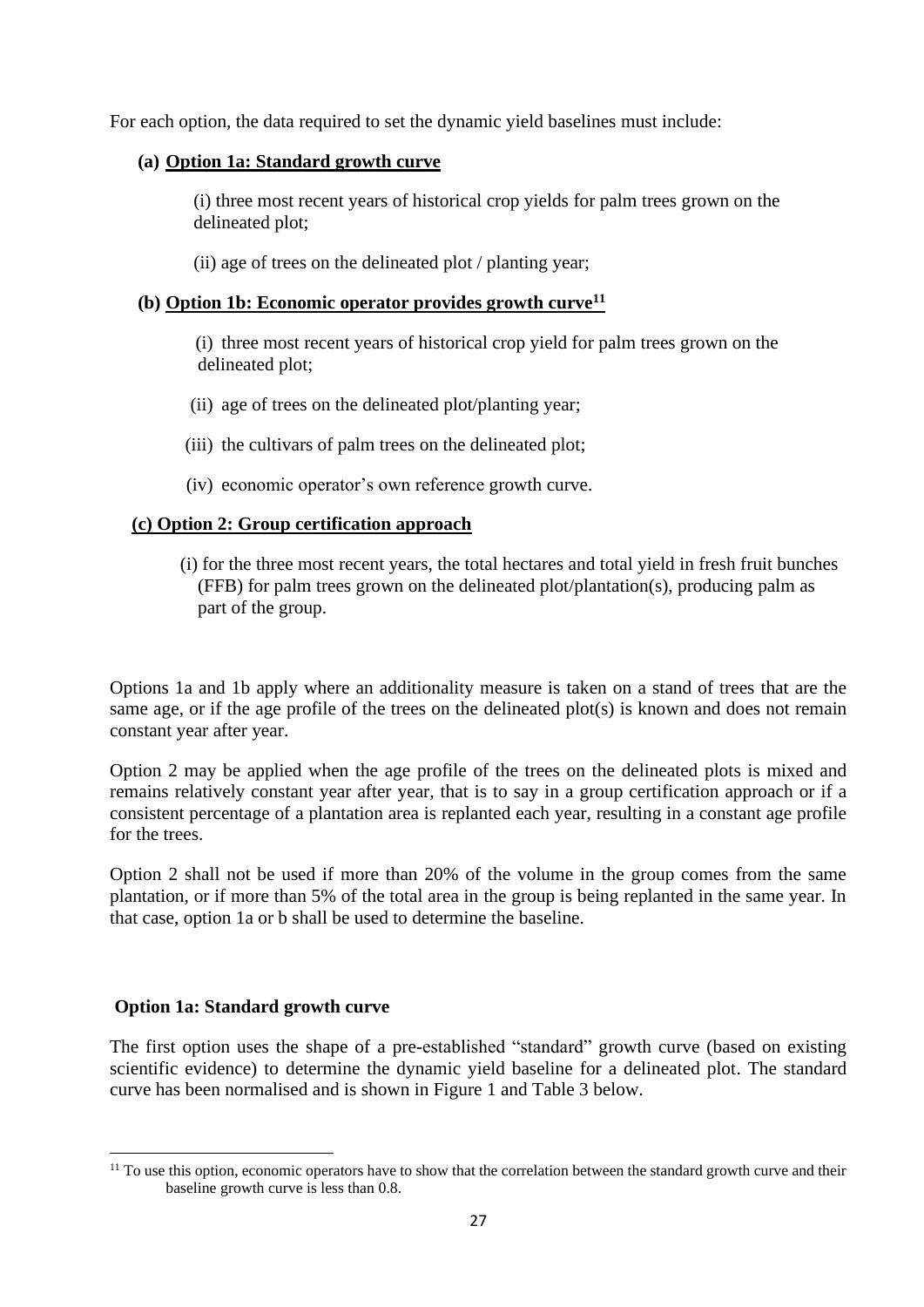For each option, the data required to set the dynamic yield baselines must include:

**(a) Option 1a: Standard growth curve**

(i) three most recent years of historical crop yields for palm trees grown on the delineated plot;

(ii) age of trees on the delineated plot / planting year;

**(b) Option 1b: Economic operator provides growth curve[11]**

(i) three most recent years of historical crop yield for palm trees grown on the delineated plot;

(ii) age of trees on the delineated plot/planting year;

(iii) the cultivars of palm trees on the delineated plot;

(iv) economic operator's own reference growth curve.

**(c) Option 2: Group certification approach**

(i) for the three most recent years, the total hectares and total yield in fresh fruit bunches (FFB) for palm trees grown on the delineated plot/plantation(s), producing palm as part of the group.

Options 1a and 1b apply where an additionality measure is taken on a stand of trees that are the same age, or if the age profile of the trees on the delineated plot(s) is known and does not remain constant year after year.

Option 2 may be applied when the age profile of the trees on the delineated plots is mixed and remains relatively constant year after year, that is to say in a group certification approach or if a consistent percentage of a plantation area is replanted each year, resulting in a constant age profile for the trees.

Option 2 shall not be used if more than 20% of the volume in the group comes from the same plantation, or if more than 5% of the total area in the group is being replanted in the same year. In that case, option 1a or b shall be used to determine the baseline.

**Option 1a: Standard growth curve**

The first option uses the shape of a pre-established "standard" growth curve (based on existing scientific evidence) to determine the dynamic yield baseline for a delineated plot. The standard curve has been normalised and is shown in Figure 1 and Table 3 below.

[11] To use this option, economic operators have to show that the correlation between the standard growth curve and their baseline growth curve is less than 0.8.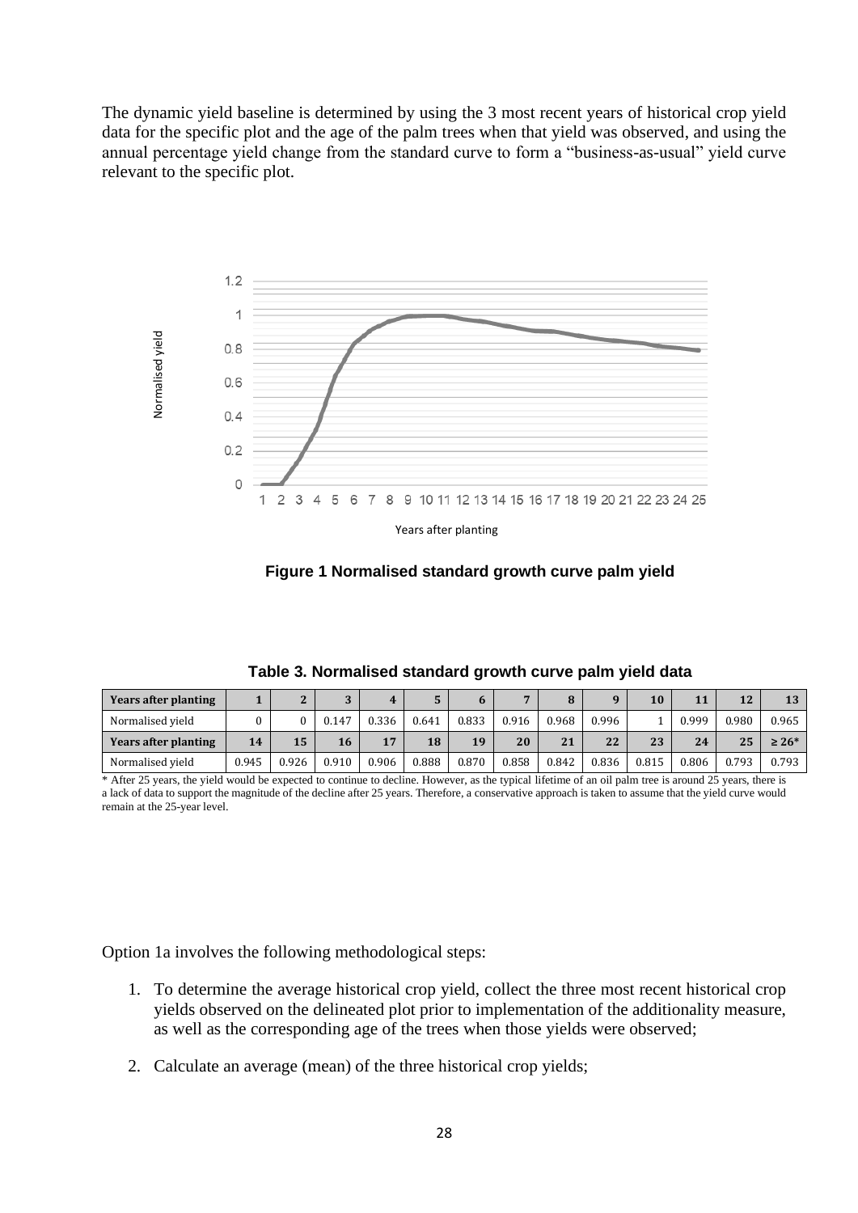The dynamic yield baseline is determined by using the 3 most recent years of historical crop yield data for the specific plot and the age of the palm trees when that yield was observed, and using the annual percentage yield change from the standard curve to form a "business-as-usual" yield curve relevant to the specific plot.

**Figure 1 Normalised standard growth curve palm yield**

**Table 3. Normalised standard growth curve palm yield data**

| Years after planting | 1 | 2 | 3 | 4 | 5 | 6 | 7 | 8 | 9 | 10 | 11 | 12 | 13 |
|---|---|---|---|---|---|---|---|---|---|---|---|---|---|
| Normalised yield | 0 | 0 | 0.147 | 0.336 | 0.641 | 0.833 | 0.916 | 0.968 | 0.996 | 1 | 0.999 | 0.980 | 0.965 |
| **Years after planting** | **14** | **15** | **16** | **17** | **18** | **19** | **20** | **21** | **22** | **23** | **24** | **25** | **≥ 26*** |
| Normalised yield | 0.945 | 0.926 | 0.910 | 0.906 | 0.888 | 0.870 | 0.858 | 0.842 | 0.836 | 0.815 | 0.806 | 0.793 | 0.793 |

* After 25 years, the yield would be expected to continue to decline. However, as the typical lifetime of an oil palm tree is around 25 years, there is a lack of data to support the magnitude of the decline after 25 years. Therefore, a conservative approach is taken to assume that the yield curve would remain at the 25-year level.

Option 1a involves the following methodological steps:

1. To determine the average historical crop yield, collect the three most recent historical crop yields observed on the delineated plot prior to implementation of the additionality measure, as well as the corresponding age of the trees when those yields were observed;
2. Calculate an average (mean) of the three historical crop yields;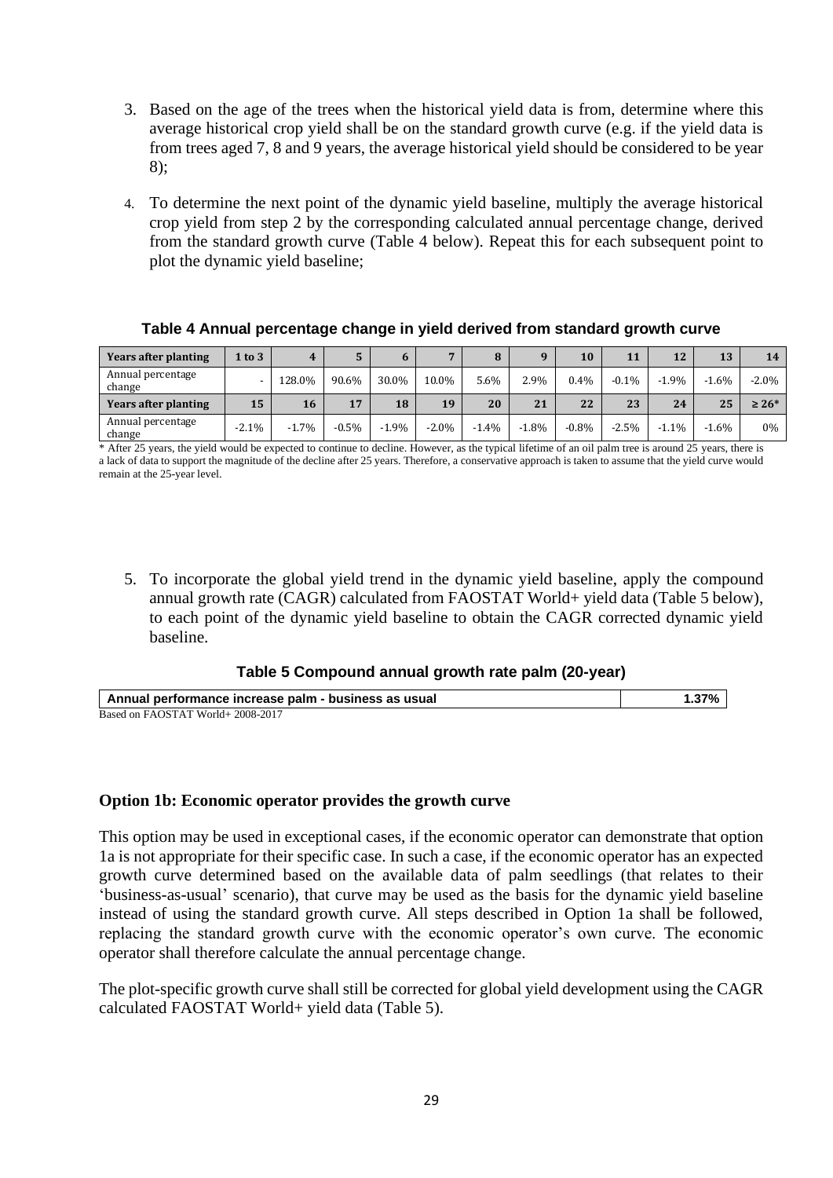3. Based on the age of the trees when the historical yield data is from, determine where this average historical crop yield shall be on the standard growth curve (e.g. if the yield data is from trees aged 7, 8 and 9 years, the average historical yield should be considered to be year 8);

4. To determine the next point of the dynamic yield baseline, multiply the average historical crop yield from step 2 by the corresponding calculated annual percentage change, derived from the standard growth curve (Table 4 below). Repeat this for each subsequent point to plot the dynamic yield baseline;

**Table 4 Annual percentage change in yield derived from standard growth curve**

| Years after planting | 1 to 3 | 4 | 5 | 6 | 7 | 8 | 9 | 10 | 11 | 12 | 13 | 14 |
|---|---|---|---|---|---|---|---|---|---|---|---|---|
| Annual percentage change | - | 128.0% | 90.6% | 30.0% | 10.0% | 5.6% | 2.9% | 0.4% | -0.1% | -1.9% | -1.6% | -2.0% |
| **Years after planting** | **15** | **16** | **17** | **18** | **19** | **20** | **21** | **22** | **23** | **24** | **25** | **≥ 26*** |
| Annual percentage change | -2.1% | -1.7% | -0.5% | -1.9% | -2.0% | -1.4% | -1.8% | -0.8% | -2.5% | -1.1% | -1.6% | 0% |

* After 25 years, the yield would be expected to continue to decline. However, as the typical lifetime of an oil palm tree is around 25 years, there is a lack of data to support the magnitude of the decline after 25 years. Therefore, a conservative approach is taken to assume that the yield curve would remain at the 25-year level.

5. To incorporate the global yield trend in the dynamic yield baseline, apply the compound annual growth rate (CAGR) calculated from FAOSTAT World+ yield data (Table 5 below), to each point of the dynamic yield baseline to obtain the CAGR corrected dynamic yield baseline.

**Table 5 Compound annual growth rate palm (20-year)**

| Annual performance increase palm - business as usual | 1.37% |
|---|---|

Based on FAOSTAT World+ 2008-2017

### Option 1b: Economic operator provides the growth curve

This option may be used in exceptional cases, if the economic operator can demonstrate that option 1a is not appropriate for their specific case. In such a case, if the economic operator has an expected growth curve determined based on the available data of palm seedlings (that relates to their 'business-as-usual' scenario), that curve may be used as the basis for the dynamic yield baseline instead of using the standard growth curve. All steps described in Option 1a shall be followed, replacing the standard growth curve with the economic operator's own curve. The economic operator shall therefore calculate the annual percentage change.

The plot-specific growth curve shall still be corrected for global yield development using the CAGR calculated FAOSTAT World+ yield data (Table 5).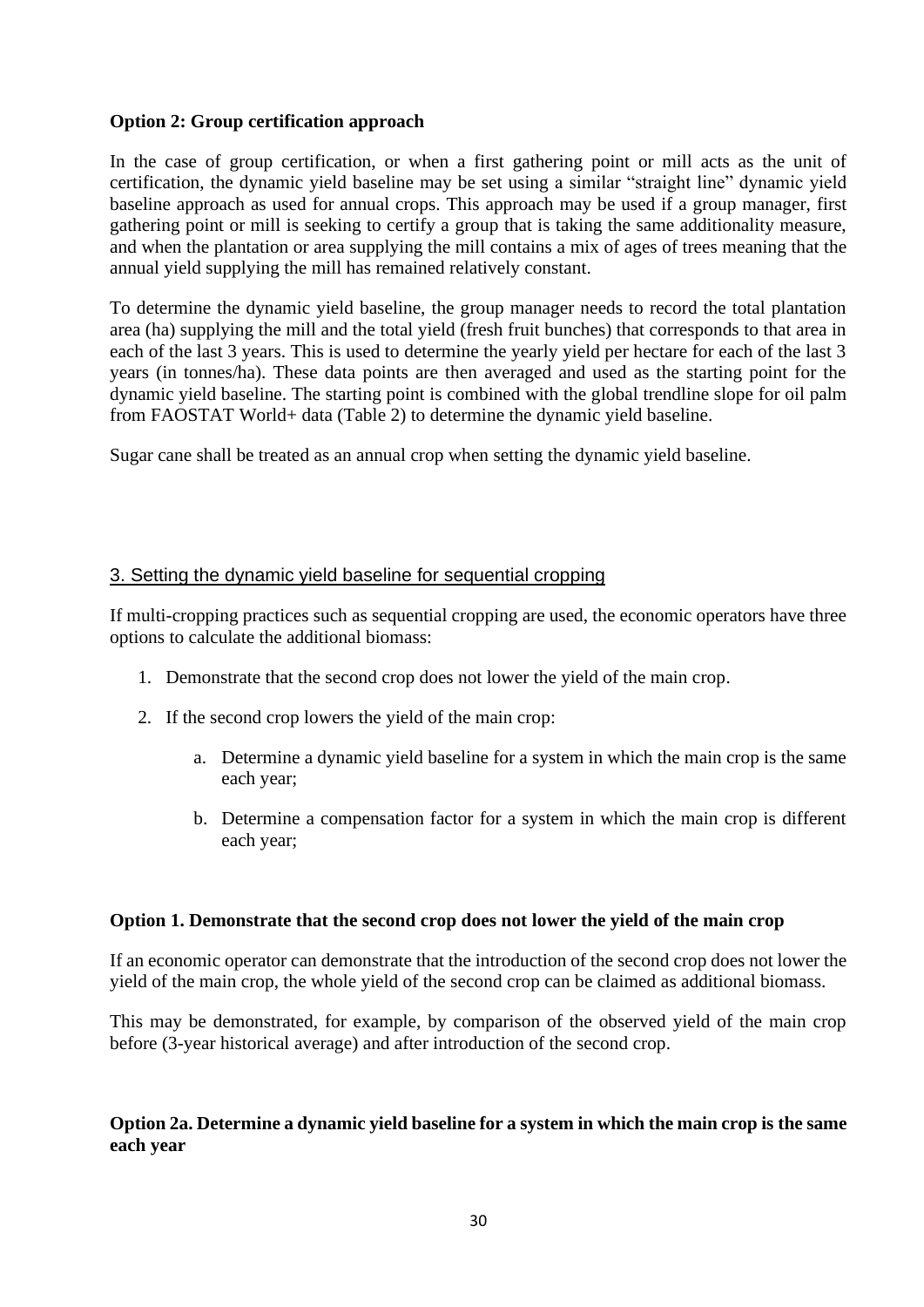**Option 2: Group certification approach**

In the case of group certification, or when a first gathering point or mill acts as the unit of certification, the dynamic yield baseline may be set using a similar "straight line" dynamic yield baseline approach as used for annual crops. This approach may be used if a group manager, first gathering point or mill is seeking to certify a group that is taking the same additionality measure, and when the plantation or area supplying the mill contains a mix of ages of trees meaning that the annual yield supplying the mill has remained relatively constant.

To determine the dynamic yield baseline, the group manager needs to record the total plantation area (ha) supplying the mill and the total yield (fresh fruit bunches) that corresponds to that area in each of the last 3 years. This is used to determine the yearly yield per hectare for each of the last 3 years (in tonnes/ha). These data points are then averaged and used as the starting point for the dynamic yield baseline. The starting point is combined with the global trendline slope for oil palm from FAOSTAT World+ data (Table 2) to determine the dynamic yield baseline.

Sugar cane shall be treated as an annual crop when setting the dynamic yield baseline.

## 3. Setting the dynamic yield baseline for sequential cropping

If multi-cropping practices such as sequential cropping are used, the economic operators have three options to calculate the additional biomass:

1. Demonstrate that the second crop does not lower the yield of the main crop.
2. If the second crop lowers the yield of the main crop:
    a. Determine a dynamic yield baseline for a system in which the main crop is the same each year;
    b. Determine a compensation factor for a system in which the main crop is different each year;

**Option 1. Demonstrate that the second crop does not lower the yield of the main crop**

If an economic operator can demonstrate that the introduction of the second crop does not lower the yield of the main crop, the whole yield of the second crop can be claimed as additional biomass.

This may be demonstrated, for example, by comparison of the observed yield of the main crop before (3-year historical average) and after introduction of the second crop.

**Option 2a. Determine a dynamic yield baseline for a system in which the main crop is the same each year**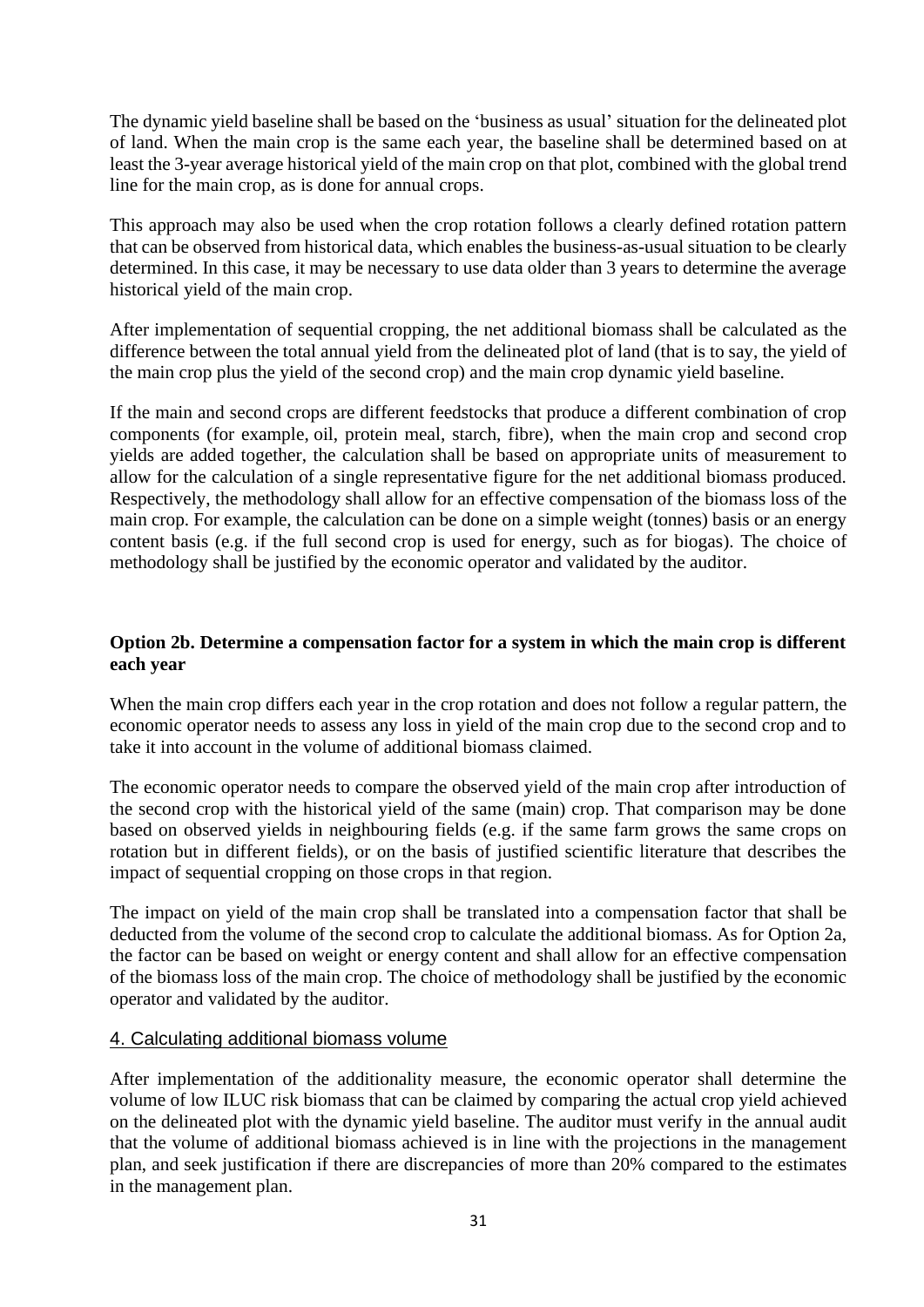The dynamic yield baseline shall be based on the 'business as usual' situation for the delineated plot of land. When the main crop is the same each year, the baseline shall be determined based on at least the 3-year average historical yield of the main crop on that plot, combined with the global trend line for the main crop, as is done for annual crops.

This approach may also be used when the crop rotation follows a clearly defined rotation pattern that can be observed from historical data, which enables the business-as-usual situation to be clearly determined. In this case, it may be necessary to use data older than 3 years to determine the average historical yield of the main crop.

After implementation of sequential cropping, the net additional biomass shall be calculated as the difference between the total annual yield from the delineated plot of land (that is to say, the yield of the main crop plus the yield of the second crop) and the main crop dynamic yield baseline.

If the main and second crops are different feedstocks that produce a different combination of crop components (for example, oil, protein meal, starch, fibre), when the main crop and second crop yields are added together, the calculation shall be based on appropriate units of measurement to allow for the calculation of a single representative figure for the net additional biomass produced. Respectively, the methodology shall allow for an effective compensation of the biomass loss of the main crop. For example, the calculation can be done on a simple weight (tonnes) basis or an energy content basis (e.g. if the full second crop is used for energy, such as for biogas). The choice of methodology shall be justified by the economic operator and validated by the auditor.

**Option 2b. Determine a compensation factor for a system in which the main crop is different each year**

When the main crop differs each year in the crop rotation and does not follow a regular pattern, the economic operator needs to assess any loss in yield of the main crop due to the second crop and to take it into account in the volume of additional biomass claimed.

The economic operator needs to compare the observed yield of the main crop after introduction of the second crop with the historical yield of the same (main) crop. That comparison may be done based on observed yields in neighbouring fields (e.g. if the same farm grows the same crops on rotation but in different fields), or on the basis of justified scientific literature that describes the impact of sequential cropping on those crops in that region.

The impact on yield of the main crop shall be translated into a compensation factor that shall be deducted from the volume of the second crop to calculate the additional biomass. As for Option 2a, the factor can be based on weight or energy content and shall allow for an effective compensation of the biomass loss of the main crop. The choice of methodology shall be justified by the economic operator and validated by the auditor.

## 4. Calculating additional biomass volume

After implementation of the additionality measure, the economic operator shall determine the volume of low ILUC risk biomass that can be claimed by comparing the actual crop yield achieved on the delineated plot with the dynamic yield baseline. The auditor must verify in the annual audit that the volume of additional biomass achieved is in line with the projections in the management plan, and seek justification if there are discrepancies of more than 20% compared to the estimates in the management plan.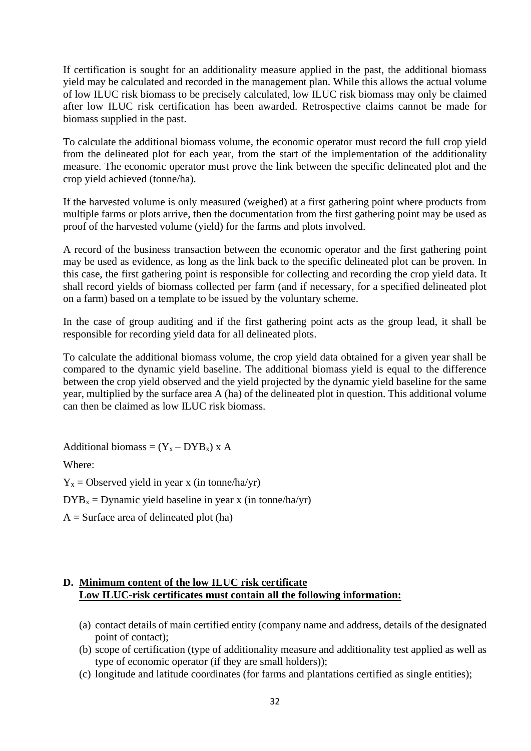If certification is sought for an additionality measure applied in the past, the additional biomass yield may be calculated and recorded in the management plan. While this allows the actual volume of low ILUC risk biomass to be precisely calculated, low ILUC risk biomass may only be claimed after low ILUC risk certification has been awarded. Retrospective claims cannot be made for biomass supplied in the past.

To calculate the additional biomass volume, the economic operator must record the full crop yield from the delineated plot for each year, from the start of the implementation of the additionality measure. The economic operator must prove the link between the specific delineated plot and the crop yield achieved (tonne/ha).

If the harvested volume is only measured (weighed) at a first gathering point where products from multiple farms or plots arrive, then the documentation from the first gathering point may be used as proof of the harvested volume (yield) for the farms and plots involved.

A record of the business transaction between the economic operator and the first gathering point may be used as evidence, as long as the link back to the specific delineated plot can be proven. In this case, the first gathering point is responsible for collecting and recording the crop yield data. It shall record yields of biomass collected per farm (and if necessary, for a specified delineated plot on a farm) based on a template to be issued by the voluntary scheme.

In the case of group auditing and if the first gathering point acts as the group lead, it shall be responsible for recording yield data for all delineated plots.

To calculate the additional biomass volume, the crop yield data obtained for a given year shall be compared to the dynamic yield baseline. The additional biomass yield is equal to the difference between the crop yield observed and the yield projected by the dynamic yield baseline for the same year, multiplied by the surface area A (ha) of the delineated plot in question. This additional volume can then be claimed as low ILUC risk biomass.

$$\text{Additional biomass} = (Y_x - DYB_x) \times A$$

Where:

$Y_x$ = Observed yield in year x (in tonne/ha/yr)

$DYB_x$ = Dynamic yield baseline in year x (in tonne/ha/yr)

$A$ = Surface area of delineated plot (ha)

## D. Minimum content of the low ILUC risk certificate

**Low ILUC-risk certificates must contain all the following information:**

(a) contact details of main certified entity (company name and address, details of the designated point of contact);

(b) scope of certification (type of additionality measure and additionality test applied as well as type of economic operator (if they are small holders));

(c) longitude and latitude coordinates (for farms and plantations certified as single entities);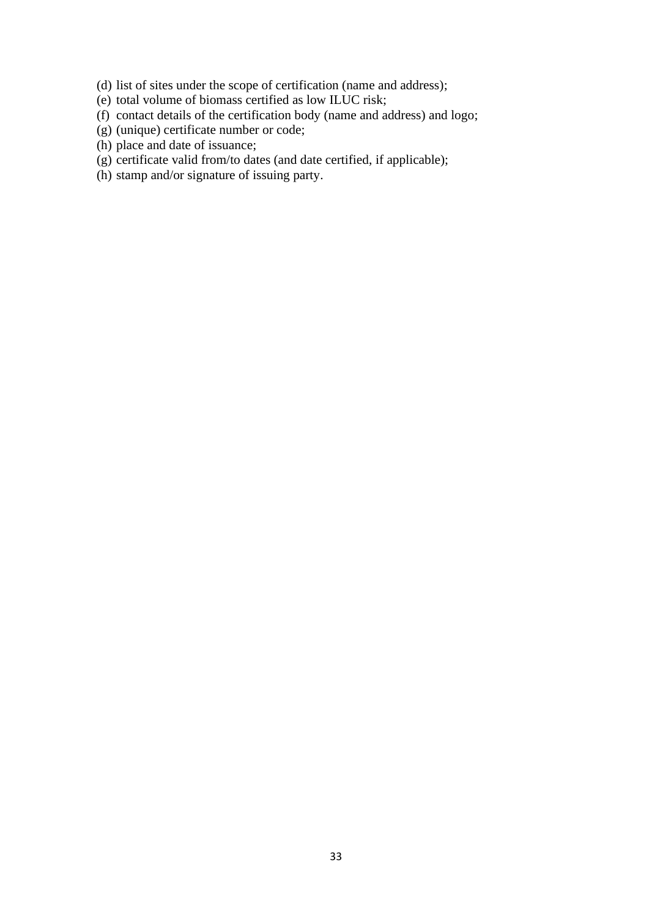(d) list of sites under the scope of certification (name and address);
(e) total volume of biomass certified as low ILUC risk;
(f) contact details of the certification body (name and address) and logo;
(g) (unique) certificate number or code;
(h) place and date of issuance;
(g) certificate valid from/to dates (and date certified, if applicable);
(h) stamp and/or signature of issuing party.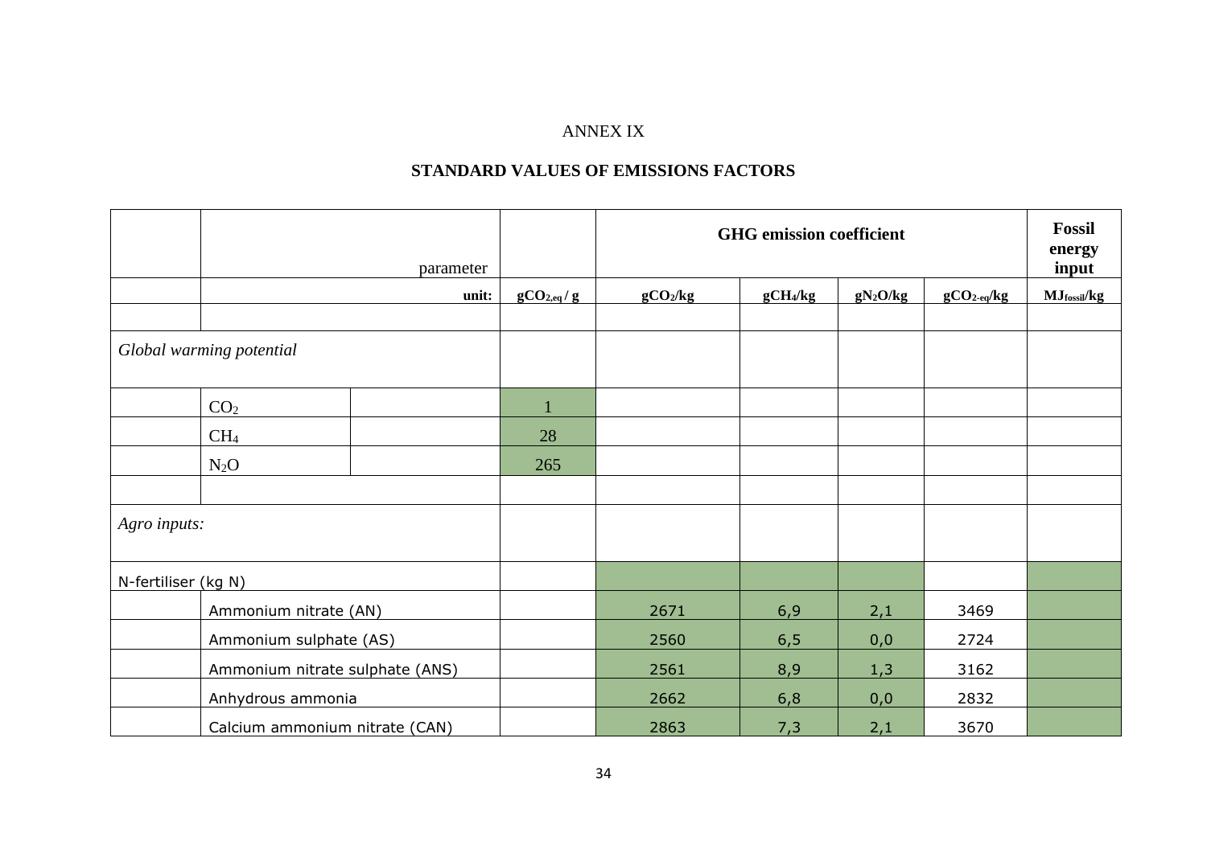ANNEX IX

**STANDARD VALUES OF EMISSIONS FACTORS**

| | parameter | | | GHG emission coefficient | | | | Fossil energy input |
|---|---|---|---|---|---|---|---|---|
| | unit: | | $gCO_{2,eq}$ / g | $gCO_2$/kg | $gCH_4$/kg | $gN_2O$/kg | $gCO_{2\text{-}eq}$/kg | $MJ_{fossil}$/kg |
| | | | | | | | | |
| *Global warming potential* | | | | | | | | |
| | $CO_2$ | | 1 | | | | | |
| | $CH_4$ | | 28 | | | | | |
| | $N_2O$ | | 265 | | | | | |
| | | | | | | | | |
| *Agro inputs:* | | | | | | | | |
| N-fertiliser (kg N) | | | | | | | | |
| | Ammonium nitrate (AN) | | | 2671 | 6,9 | 2,1 | 3469 | |
| | Ammonium sulphate (AS) | | | 2560 | 6,5 | 0,0 | 2724 | |
| | Ammonium nitrate sulphate (ANS) | | | 2561 | 8,9 | 1,3 | 3162 | |
| | Anhydrous ammonia | | | 2662 | 6,8 | 0,0 | 2832 | |
| | Calcium ammonium nitrate (CAN) | | | 2863 | 7,3 | 2,1 | 3670 | |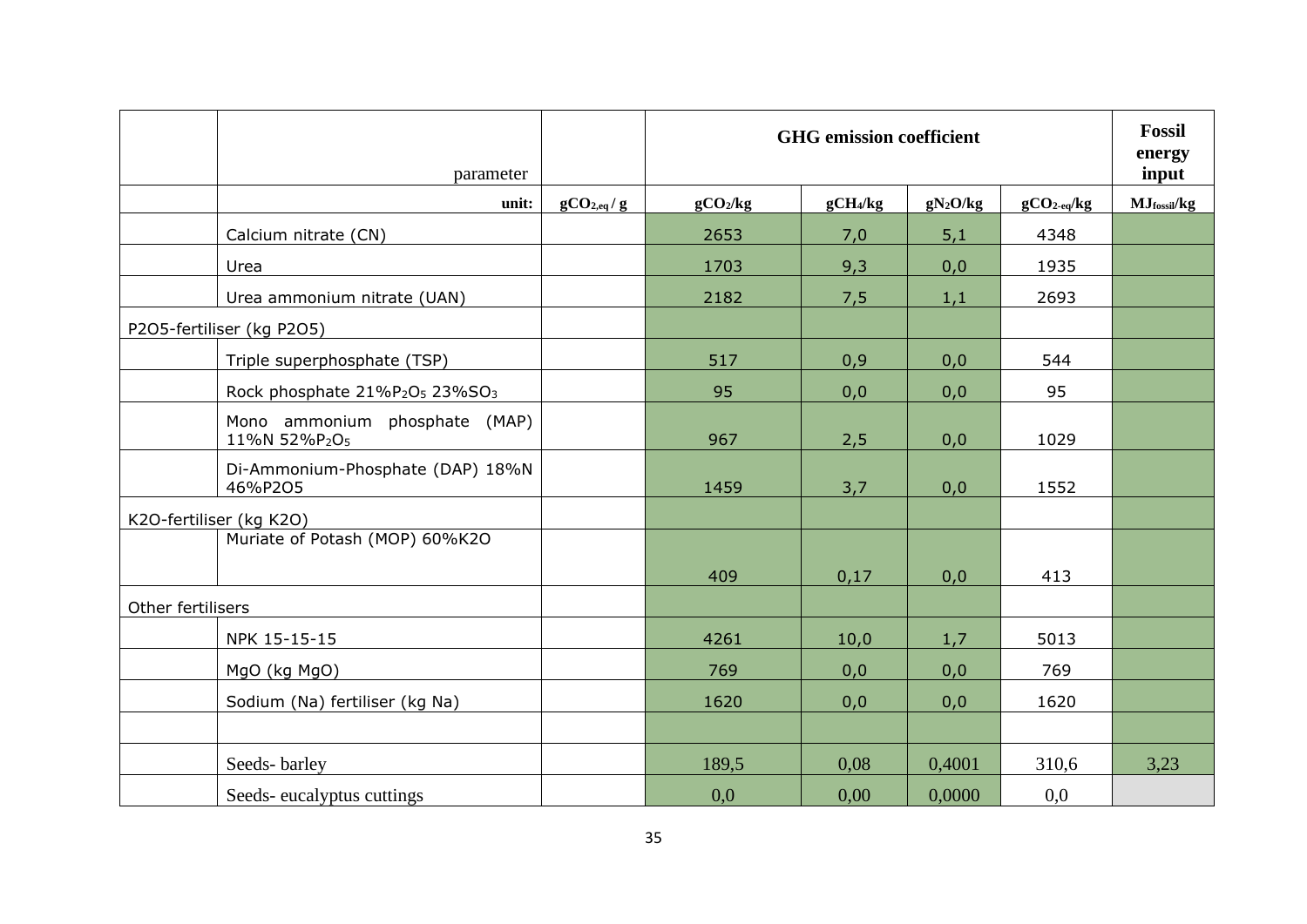| | parameter | | GHG emission coefficient | | | | Fossil energy input |
|---|---|---|---|---|---|---|---|
| | unit: | $gCO_{2,eq}$ / g | $gCO_2$/kg | $gCH_4$/kg | $gN_2O$/kg | $gCO_{2\text{-}eq}$/kg | $MJ_{fossil}$/kg |
| | Calcium nitrate (CN) | | 2653 | 7,0 | 5,1 | 4348 | |
| | Urea | | 1703 | 9,3 | 0,0 | 1935 | |
| | Urea ammonium nitrate (UAN) | | 2182 | 7,5 | 1,1 | 2693 | |
| P2O5-fertiliser (kg P2O5) | | | | | | | |
| | Triple superphosphate (TSP) | | 517 | 0,9 | 0,0 | 544 | |
| | Rock phosphate 21%$P_2O_5$ 23%$SO_3$ | | 95 | 0,0 | 0,0 | 95 | |
| | Mono ammonium phosphate (MAP) 11%N 52%$P_2O_5$ | | 967 | 2,5 | 0,0 | 1029 | |
| | Di-Ammonium-Phosphate (DAP) 18%N 46%P2O5 | | 1459 | 3,7 | 0,0 | 1552 | |
| K2O-fertiliser (kg K2O) | | | | | | | |
| | Muriate of Potash (MOP) 60%K2O | | 409 | 0,17 | 0,0 | 413 | |
| Other fertilisers | | | | | | | |
| | NPK 15-15-15 | | 4261 | 10,0 | 1,7 | 5013 | |
| | MgO (kg MgO) | | 769 | 0,0 | 0,0 | 769 | |
| | Sodium (Na) fertiliser (kg Na) | | 1620 | 0,0 | 0,0 | 1620 | |
| | | | | | | | |
| | Seeds- barley | | 189,5 | 0,08 | 0,4001 | 310,6 | 3,23 |
| | Seeds- eucalyptus cuttings | | 0,0 | 0,00 | 0,0000 | 0,0 | |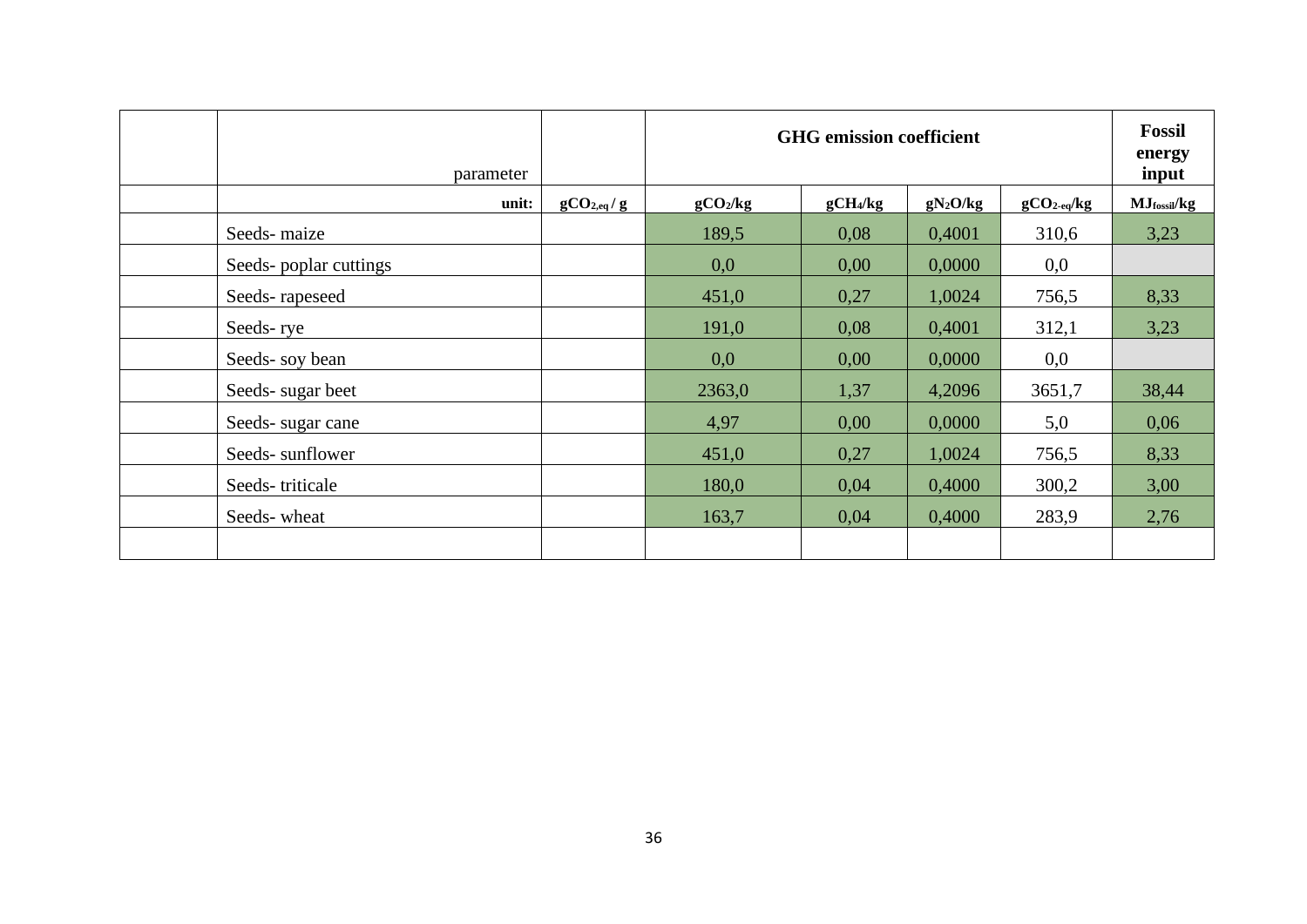| | parameter | | GHG emission coefficient | | | | Fossil energy input |
|---|---|---|---|---|---|---|---|
| | unit: | $gCO_{2,eq}$ / g | $gCO_2$/kg | $gCH_4$/kg | $gN_2O$/kg | $gCO_{2-eq}$/kg | $MJ_{fossil}$/kg |
| | Seeds- maize | | 189,5 | 0,08 | 0,4001 | 310,6 | 3,23 |
| | Seeds- poplar cuttings | | 0,0 | 0,00 | 0,0000 | 0,0 | |
| | Seeds- rapeseed | | 451,0 | 0,27 | 1,0024 | 756,5 | 8,33 |
| | Seeds- rye | | 191,0 | 0,08 | 0,4001 | 312,1 | 3,23 |
| | Seeds- soy bean | | 0,0 | 0,00 | 0,0000 | 0,0 | |
| | Seeds- sugar beet | | 2363,0 | 1,37 | 4,2096 | 3651,7 | 38,44 |
| | Seeds- sugar cane | | 4,97 | 0,00 | 0,0000 | 5,0 | 0,06 |
| | Seeds- sunflower | | 451,0 | 0,27 | 1,0024 | 756,5 | 8,33 |
| | Seeds- triticale | | 180,0 | 0,04 | 0,4000 | 300,2 | 3,00 |
| | Seeds- wheat | | 163,7 | 0,04 | 0,4000 | 283,9 | 2,76 |
| | | | | | | | |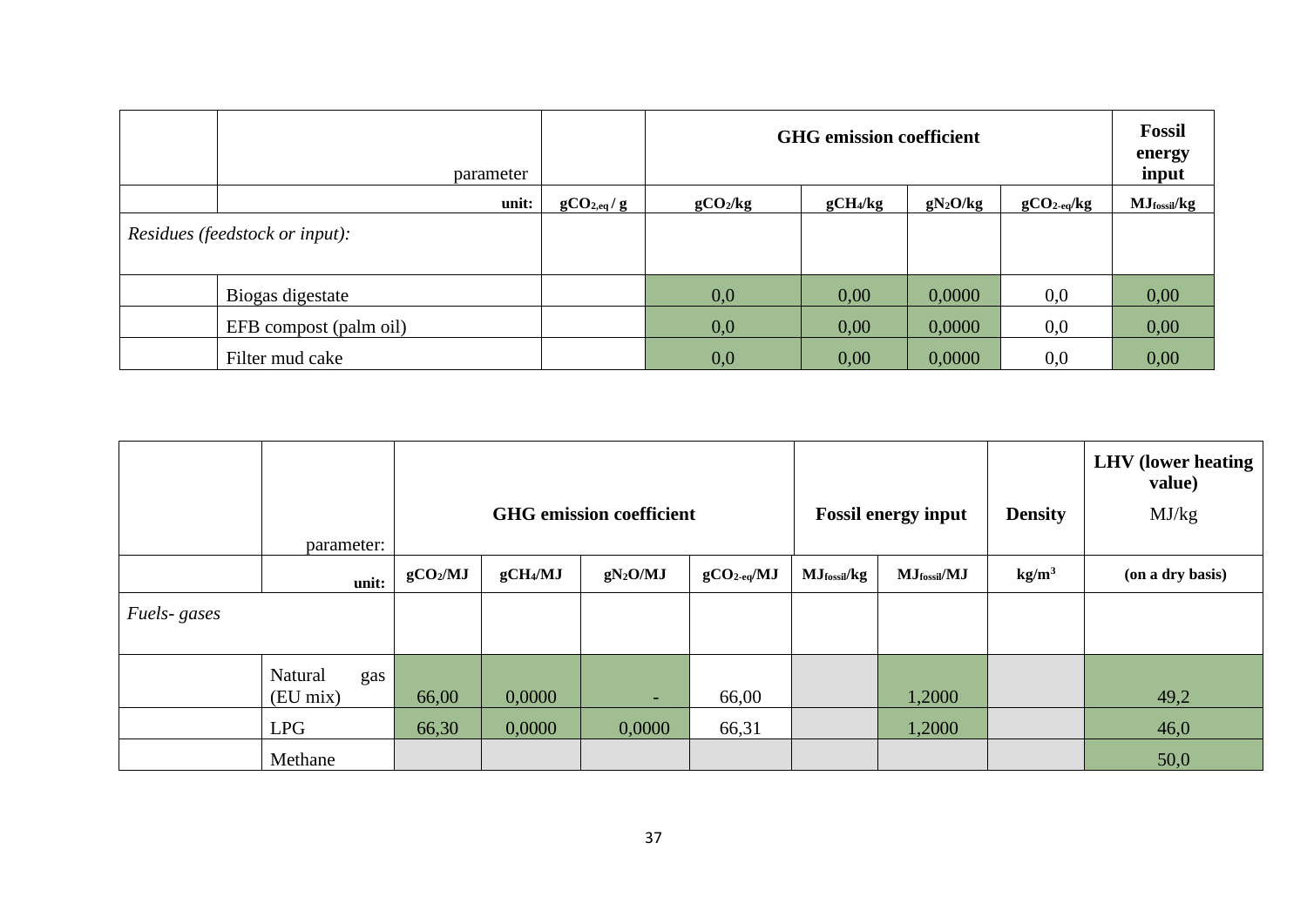| | parameter | | GHG emission coefficient | | | | Fossil energy input |
|---|---|---|---|---|---|---|---|
| | unit: | $gCO_{2,eq}$ / g | $gCO_2$/kg | $gCH_4$/kg | $gN_2O$/kg | $gCO_{2-eq}$/kg | $MJ_{fossil}$/kg |
| *Residues (feedstock or input):* | | | | | | | |
| | Biogas digestate | | 0,0 | 0,00 | 0,0000 | 0,0 | 0,00 |
| | EFB compost (palm oil) | | 0,0 | 0,00 | 0,0000 | 0,0 | 0,00 |
| | Filter mud cake | | 0,0 | 0,00 | 0,0000 | 0,0 | 0,00 |

| | parameter: | GHG emission coefficient | | | | Fossil energy input | | Density | LHV (lower heating value) MJ/kg |
|---|---|---|---|---|---|---|---|---|---|
| | unit: | $gCO_2$/MJ | $gCH_4$/MJ | $gN_2O$/MJ | $gCO_{2-eq}$/MJ | $MJ_{fossil}$/kg | $MJ_{fossil}$/MJ | kg/m³ | (on a dry basis) |
| *Fuels- gases* | | | | | | | | | |
| | Natural gas (EU mix) | 66,00 | 0,0000 | - | 66,00 | | 1,2000 | | 49,2 |
| | LPG | 66,30 | 0,0000 | 0,0000 | 66,31 | | 1,2000 | | 46,0 |
| | Methane | | | | | | | | 50,0 |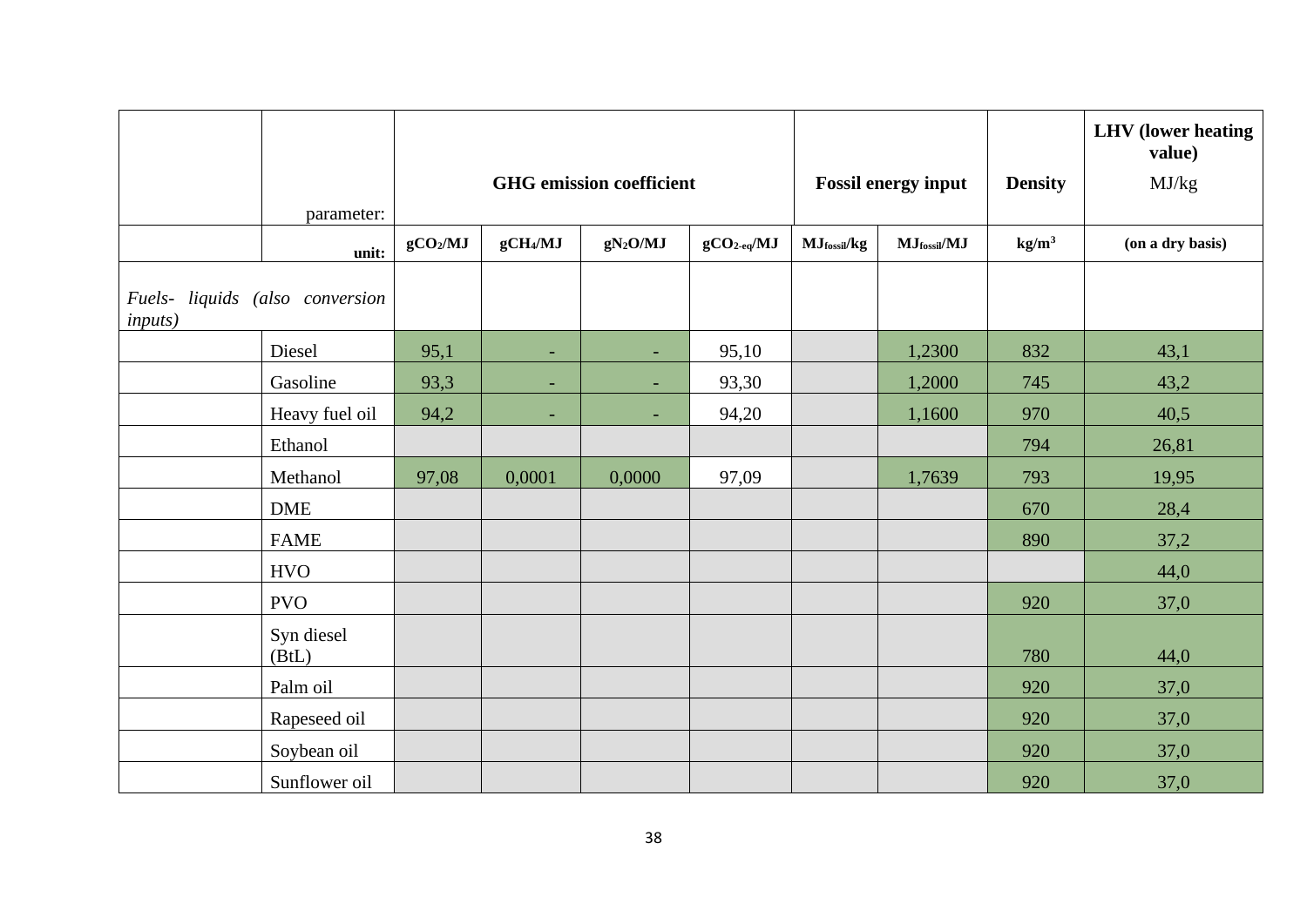| | parameter: | GHG emission coefficient | | | | Fossil energy input | | Density | LHV (lower heating value) MJ/kg |
|---|---|---|---|---|---|---|---|---|---|
| | unit: | $gCO_2/MJ$ | $gCH_4/MJ$ | $gN_2O/MJ$ | $gCO_{2-eq}/MJ$ | $MJ_{fossil}/kg$ | $MJ_{fossil}/MJ$ | $kg/m^3$ | (on a dry basis) |
| *Fuels- liquids (also conversion inputs)* | | | | | | | | | |
| | Diesel | 95,1 | - | - | 95,10 | | 1,2300 | 832 | 43,1 |
| | Gasoline | 93,3 | - | - | 93,30 | | 1,2000 | 745 | 43,2 |
| | Heavy fuel oil | 94,2 | - | - | 94,20 | | 1,1600 | 970 | 40,5 |
| | Ethanol | | | | | | | 794 | 26,81 |
| | Methanol | 97,08 | 0,0001 | 0,0000 | 97,09 | | 1,7639 | 793 | 19,95 |
| | DME | | | | | | | 670 | 28,4 |
| | FAME | | | | | | | 890 | 37,2 |
| | HVO | | | | | | | | 44,0 |
| | PVO | | | | | | | 920 | 37,0 |
| | Syn diesel (BtL) | | | | | | | 780 | 44,0 |
| | Palm oil | | | | | | | 920 | 37,0 |
| | Rapeseed oil | | | | | | | 920 | 37,0 |
| | Soybean oil | | | | | | | 920 | 37,0 |
| | Sunflower oil | | | | | | | 920 | 37,0 |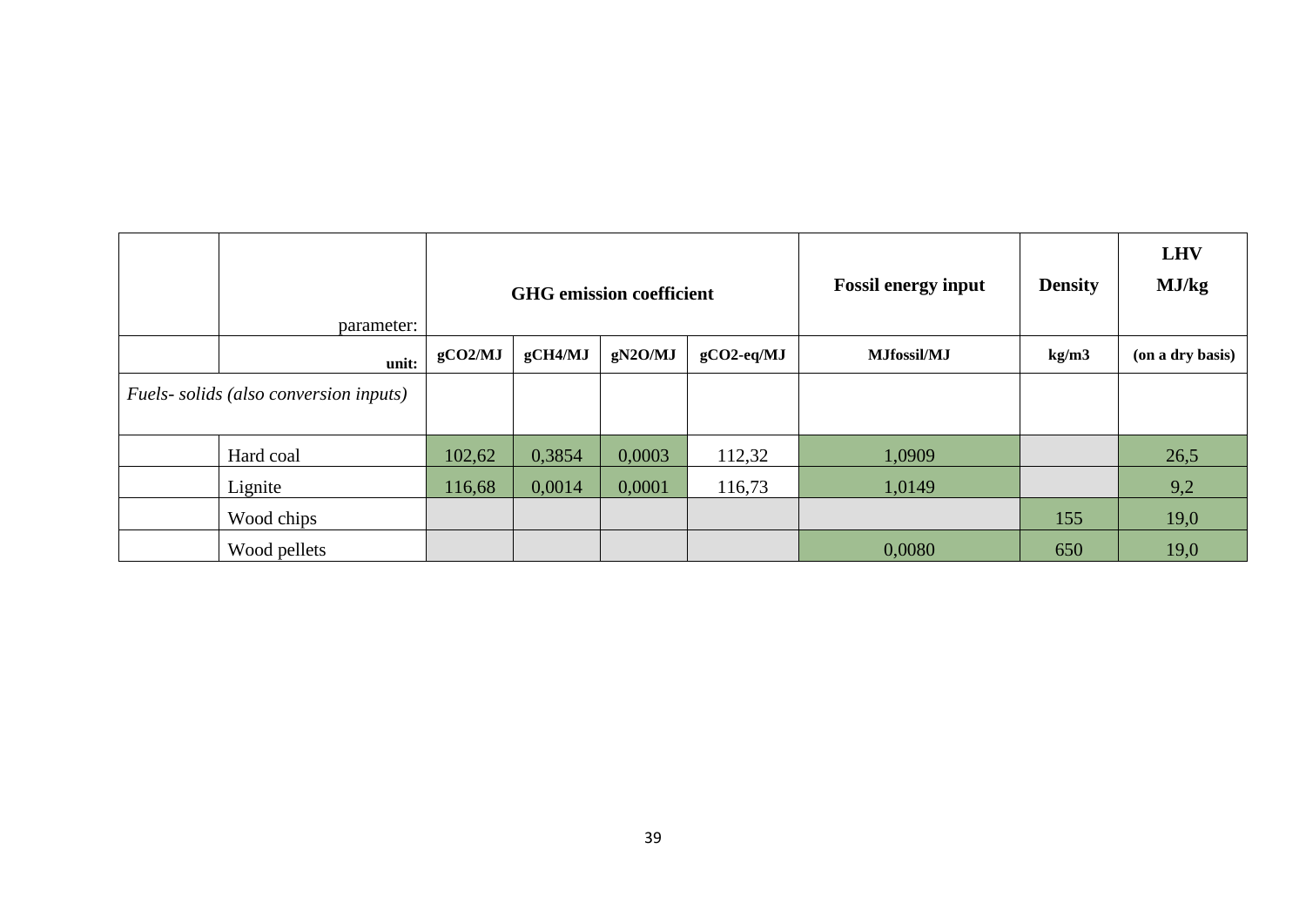| | parameter: | GHG emission coefficient | | | | Fossil energy input | Density | LHV MJ/kg |
|---|---|---|---|---|---|---|---|---|
| | unit: | gCO2/MJ | gCH4/MJ | gN2O/MJ | gCO2-eq/MJ | MJfossil/MJ | kg/m3 | (on a dry basis) |
| *Fuels- solids (also conversion inputs)* | | | | | | | | |
| | Hard coal | 102,62 | 0,3854 | 0,0003 | 112,32 | 1,0909 | | 26,5 |
| | Lignite | 116,68 | 0,0014 | 0,0001 | 116,73 | 1,0149 | | 9,2 |
| | Wood chips | | | | | | 155 | 19,0 |
| | Wood pellets | | | | | 0,0080 | 650 | 19,0 |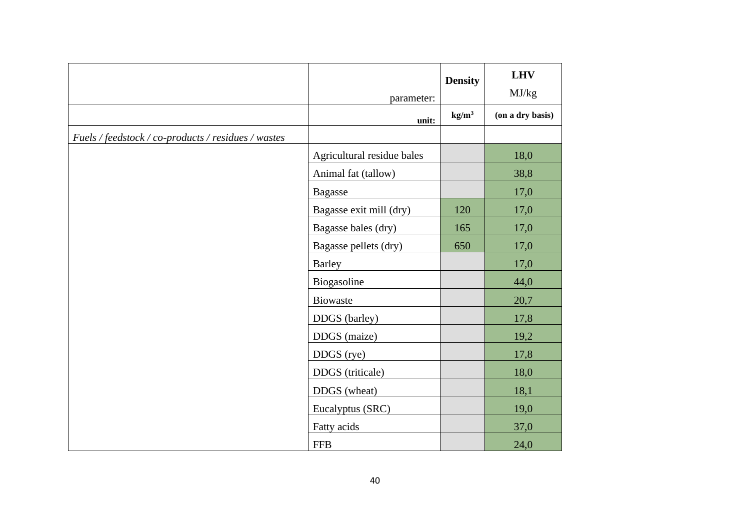| | parameter: | Density | LHV MJ/kg |
|---|---|---|---|
| | unit: | $kg/m^3$ | (on a dry basis) |
| *Fuels / feedstock / co-products / residues / wastes* | | | |
| | Agricultural residue bales | | 18,0 |
| | Animal fat (tallow) | | 38,8 |
| | Bagasse | | 17,0 |
| | Bagasse exit mill (dry) | 120 | 17,0 |
| | Bagasse bales (dry) | 165 | 17,0 |
| | Bagasse pellets (dry) | 650 | 17,0 |
| | Barley | | 17,0 |
| | Biogasoline | | 44,0 |
| | Biowaste | | 20,7 |
| | DDGS (barley) | | 17,8 |
| | DDGS (maize) | | 19,2 |
| | DDGS (rye) | | 17,8 |
| | DDGS (triticale) | | 18,0 |
| | DDGS (wheat) | | 18,1 |
| | Eucalyptus (SRC) | | 19,0 |
| | Fatty acids | | 37,0 |
| | FFB | | 24,0 |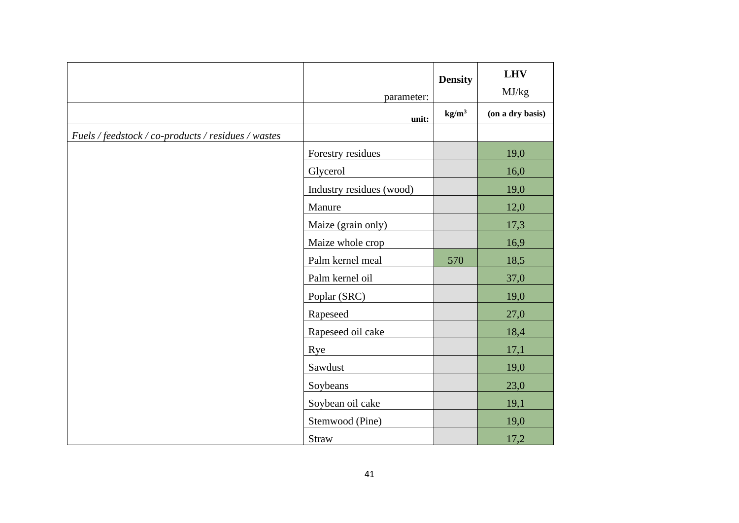| | parameter: | **Density** | **LHV** MJ/kg |
|---|---|---|---|
| | **unit:** | **kg/m$^3$** | **(on a dry basis)** |
| *Fuels / feedstock / co-products / residues / wastes* | | | |
| | Forestry residues | | 19,0 |
| | Glycerol | | 16,0 |
| | Industry residues (wood) | | 19,0 |
| | Manure | | 12,0 |
| | Maize (grain only) | | 17,3 |
| | Maize whole crop | | 16,9 |
| | Palm kernel meal | 570 | 18,5 |
| | Palm kernel oil | | 37,0 |
| | Poplar (SRC) | | 19,0 |
| | Rapeseed | | 27,0 |
| | Rapeseed oil cake | | 18,4 |
| | Rye | | 17,1 |
| | Sawdust | | 19,0 |
| | Soybeans | | 23,0 |
| | Soybean oil cake | | 19,1 |
| | Stemwood (Pine) | | 19,0 |
| | Straw | | 17,2 |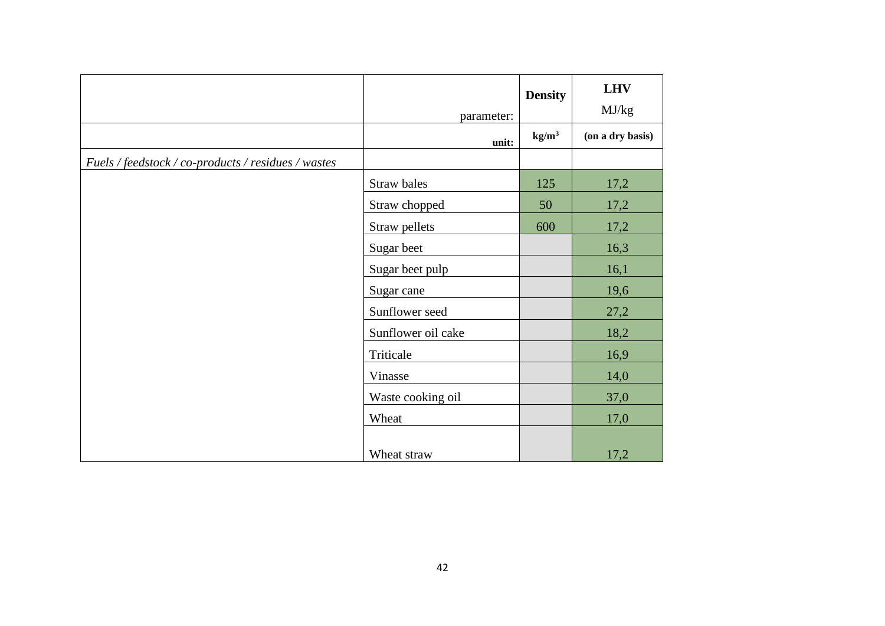| | parameter: | Density | LHV MJ/kg |
|---|---|---|---|
| | unit: | kg/m$^3$ | (on a dry basis) |
| *Fuels / feedstock / co-products / residues / wastes* | | | |
| | Straw bales | 125 | 17,2 |
| | Straw chopped | 50 | 17,2 |
| | Straw pellets | 600 | 17,2 |
| | Sugar beet | | 16,3 |
| | Sugar beet pulp | | 16,1 |
| | Sugar cane | | 19,6 |
| | Sunflower seed | | 27,2 |
| | Sunflower oil cake | | 18,2 |
| | Triticale | | 16,9 |
| | Vinasse | | 14,0 |
| | Waste cooking oil | | 37,0 |
| | Wheat | | 17,0 |
| | Wheat straw | | 17,2 |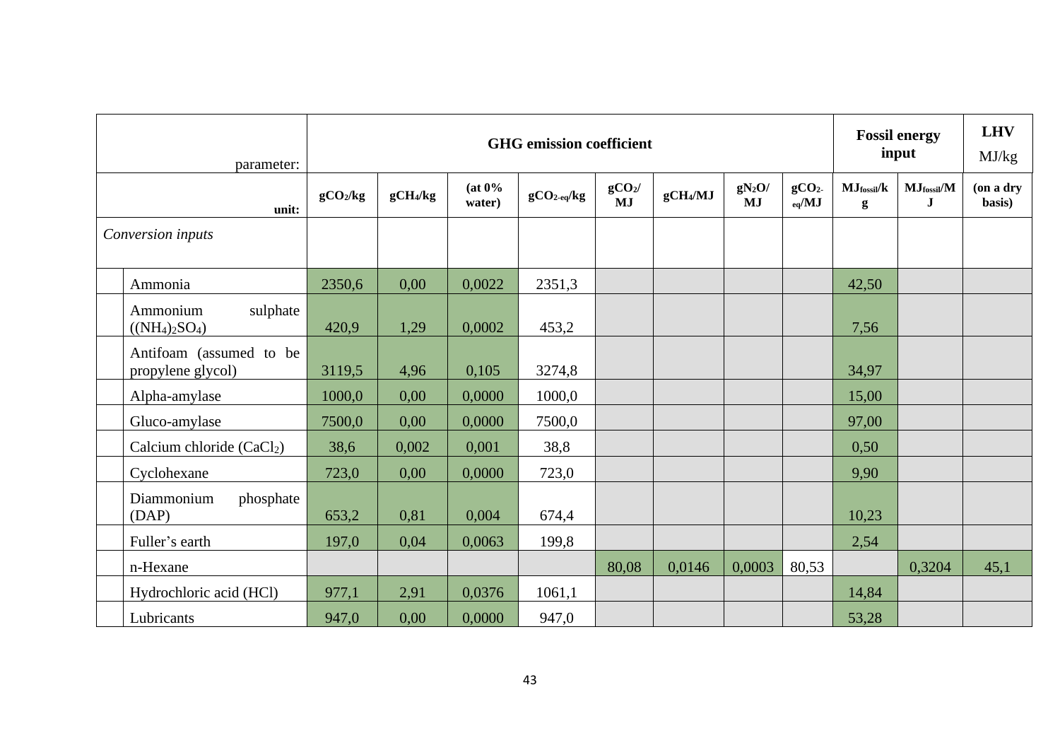| parameter: | GHG emission coefficient | | | | | | | | Fossil energy input | | LHV MJ/kg |
|---|---|---|---|---|---|---|---|---|---|---|---|
| unit: | $gCO_2/kg$ | $gCH_4/kg$ | (at 0% water) | $gCO_{2-eq}/kg$ | $gCO_2/MJ$ | $gCH_4/MJ$ | $gN_2O/MJ$ | $gCO_{2-eq}/MJ$ | $MJ_{fossil}/kg$ | $MJ_{fossil}/MJ$ | (on a dry basis) |
| *Conversion inputs* | | | | | | | | | | | |
| Ammonia | 2350,6 | 0,00 | 0,0022 | 2351,3 | | | | | 42,50 | | |
| Ammonium sulphate ($(NH_4)_2SO_4$) | 420,9 | 1,29 | 0,0002 | 453,2 | | | | | 7,56 | | |
| Antifoam (assumed to be propylene glycol) | 3119,5 | 4,96 | 0,105 | 3274,8 | | | | | 34,97 | | |
| Alpha-amylase | 1000,0 | 0,00 | 0,0000 | 1000,0 | | | | | 15,00 | | |
| Gluco-amylase | 7500,0 | 0,00 | 0,0000 | 7500,0 | | | | | 97,00 | | |
| Calcium chloride ($CaCl_2$) | 38,6 | 0,002 | 0,001 | 38,8 | | | | | 0,50 | | |
| Cyclohexane | 723,0 | 0,00 | 0,0000 | 723,0 | | | | | 9,90 | | |
| Diammonium phosphate (DAP) | 653,2 | 0,81 | 0,004 | 674,4 | | | | | 10,23 | | |
| Fuller's earth | 197,0 | 0,04 | 0,0063 | 199,8 | | | | | 2,54 | | |
| n-Hexane | | | | | 80,08 | 0,0146 | 0,0003 | 80,53 | | 0,3204 | 45,1 |
| Hydrochloric acid (HCl) | 977,1 | 2,91 | 0,0376 | 1061,1 | | | | | 14,84 | | |
| Lubricants | 947,0 | 0,00 | 0,0000 | 947,0 | | | | | 53,28 | | |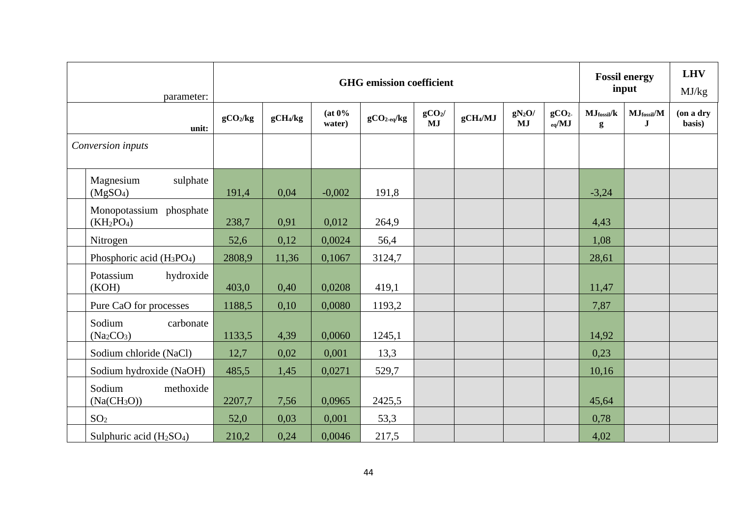| parameter: | GHG emission coefficient | | | | | | | | Fossil energy input | | LHV MJ/kg |
|---|---|---|---|---|---|---|---|---|---|---|---|
| unit: | $gCO_2$/kg | $gCH_4$/kg | (at 0% water) | $gCO_{2\text{-}eq}$/kg | $gCO_2$/MJ | $gCH_4$/MJ | $gN_2O$/MJ | $gCO_{2\text{-}eq}$/MJ | $MJ_{fossil}$/kg | $MJ_{fossil}$/MJ | (on a dry basis) |
| *Conversion inputs* | | | | | | | | | | | |
| Magnesium sulphate ($MgSO_4$) | 191,4 | 0,04 | -0,002 | 191,8 | | | | | -3,24 | | |
| Monopotassium phosphate ($KH_2PO_4$) | 238,7 | 0,91 | 0,012 | 264,9 | | | | | 4,43 | | |
| Nitrogen | 52,6 | 0,12 | 0,0024 | 56,4 | | | | | 1,08 | | |
| Phosphoric acid ($H_3PO_4$) | 2808,9 | 11,36 | 0,1067 | 3124,7 | | | | | 28,61 | | |
| Potassium hydroxide (KOH) | 403,0 | 0,40 | 0,0208 | 419,1 | | | | | 11,47 | | |
| Pure CaO for processes | 1188,5 | 0,10 | 0,0080 | 1193,2 | | | | | 7,87 | | |
| Sodium carbonate ($Na_2CO_3$) | 1133,5 | 4,39 | 0,0060 | 1245,1 | | | | | 14,92 | | |
| Sodium chloride (NaCl) | 12,7 | 0,02 | 0,001 | 13,3 | | | | | 0,23 | | |
| Sodium hydroxide (NaOH) | 485,5 | 1,45 | 0,0271 | 529,7 | | | | | 10,16 | | |
| Sodium methoxide ($Na(CH_3O)$) | 2207,7 | 7,56 | 0,0965 | 2425,5 | | | | | 45,64 | | |
| $SO_2$ | 52,0 | 0,03 | 0,001 | 53,3 | | | | | 0,78 | | |
| Sulphuric acid ($H_2SO_4$) | 210,2 | 0,24 | 0,0046 | 217,5 | | | | | 4,02 | | |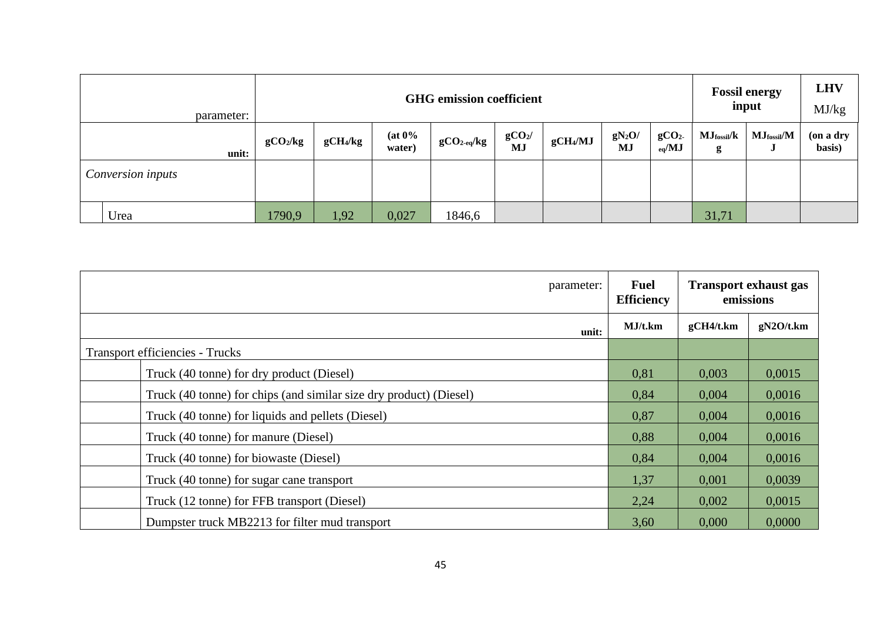| parameter: | GHG emission coefficient | | | | | | | | Fossil energy input | | LHV MJ/kg |
|---|---|---|---|---|---|---|---|---|---|---|---|
| unit: | $gCO_2$/kg | $gCH_4$/kg | (at 0% water) | $gCO_{2\text{-eq}}$/kg | $gCO_2$/MJ | $gCH_4$/MJ | $gN_2O$/MJ | $gCO_{2\text{-eq}}$/MJ | $MJ_{fossil}$/kg | $MJ_{fossil}$/MJ | (on a dry basis) |
| *Conversion inputs* | | | | | | | | | | | |
| Urea | 1790,9 | 1,92 | 0,027 | 1846,6 | | | | | 31,71 | | |

| parameter: | Fuel Efficiency | Transport exhaust gas emissions | |
|---|---|---|---|
| unit: | MJ/t.km | gCH4/t.km | gN2O/t.km |
| Transport efficiencies - Trucks | | | |
| Truck (40 tonne) for dry product (Diesel) | 0,81 | 0,003 | 0,0015 |
| Truck (40 tonne) for chips (and similar size dry product) (Diesel) | 0,84 | 0,004 | 0,0016 |
| Truck (40 tonne) for liquids and pellets (Diesel) | 0,87 | 0,004 | 0,0016 |
| Truck (40 tonne) for manure (Diesel) | 0,88 | 0,004 | 0,0016 |
| Truck (40 tonne) for biowaste (Diesel) | 0,84 | 0,004 | 0,0016 |
| Truck (40 tonne) for sugar cane transport | 1,37 | 0,001 | 0,0039 |
| Truck (12 tonne) for FFB transport (Diesel) | 2,24 | 0,002 | 0,0015 |
| Dumpster truck MB2213 for filter mud transport | 3,60 | 0,000 | 0,0000 |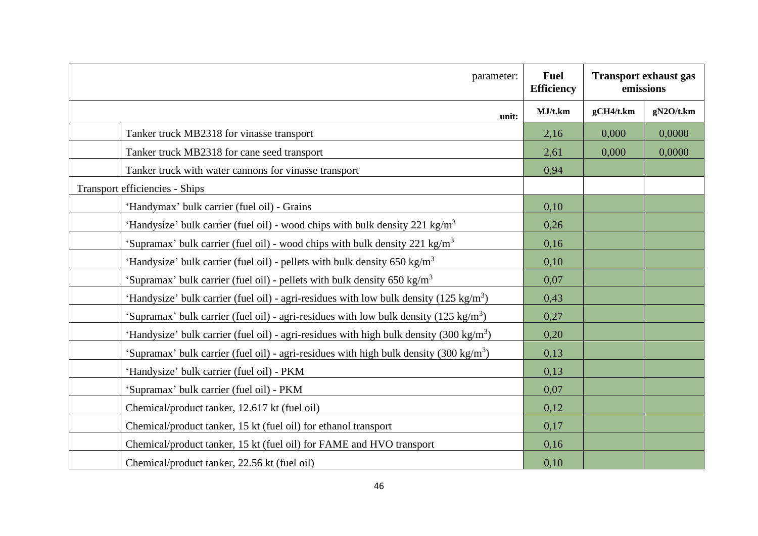| | parameter: | Fuel Efficiency | Transport exhaust gas emissions | |
|---|---|---|---|---|
| | unit: | MJ/t.km | gCH4/t.km | gN2O/t.km |
| | Tanker truck MB2318 for vinasse transport | 2,16 | 0,000 | 0,0000 |
| | Tanker truck MB2318 for cane seed transport | 2,61 | 0,000 | 0,0000 |
| | Tanker truck with water cannons for vinasse transport | 0,94 | | |
| Transport efficiencies - Ships | | | | |
| | 'Handymax' bulk carrier (fuel oil) - Grains | 0,10 | | |
| | 'Handysize' bulk carrier (fuel oil) - wood chips with bulk density 221 kg/m$^3$ | 0,26 | | |
| | 'Supramax' bulk carrier (fuel oil) - wood chips with bulk density 221 kg/m$^3$ | 0,16 | | |
| | 'Handysize' bulk carrier (fuel oil) - pellets with bulk density 650 kg/m$^3$ | 0,10 | | |
| | 'Supramax' bulk carrier (fuel oil) - pellets with bulk density 650 kg/m$^3$ | 0,07 | | |
| | 'Handysize' bulk carrier (fuel oil) - agri-residues with low bulk density (125 kg/m$^3$) | 0,43 | | |
| | 'Supramax' bulk carrier (fuel oil) - agri-residues with low bulk density (125 kg/m$^3$) | 0,27 | | |
| | 'Handysize' bulk carrier (fuel oil) - agri-residues with high bulk density (300 kg/m$^3$) | 0,20 | | |
| | 'Supramax' bulk carrier (fuel oil) - agri-residues with high bulk density (300 kg/m$^3$) | 0,13 | | |
| | 'Handysize' bulk carrier (fuel oil) - PKM | 0,13 | | |
| | 'Supramax' bulk carrier (fuel oil) - PKM | 0,07 | | |
| | Chemical/product tanker, 12.617 kt (fuel oil) | 0,12 | | |
| | Chemical/product tanker, 15 kt (fuel oil) for ethanol transport | 0,17 | | |
| | Chemical/product tanker, 15 kt (fuel oil) for FAME and HVO transport | 0,16 | | |
| | Chemical/product tanker, 22.56 kt (fuel oil) | 0,10 | | |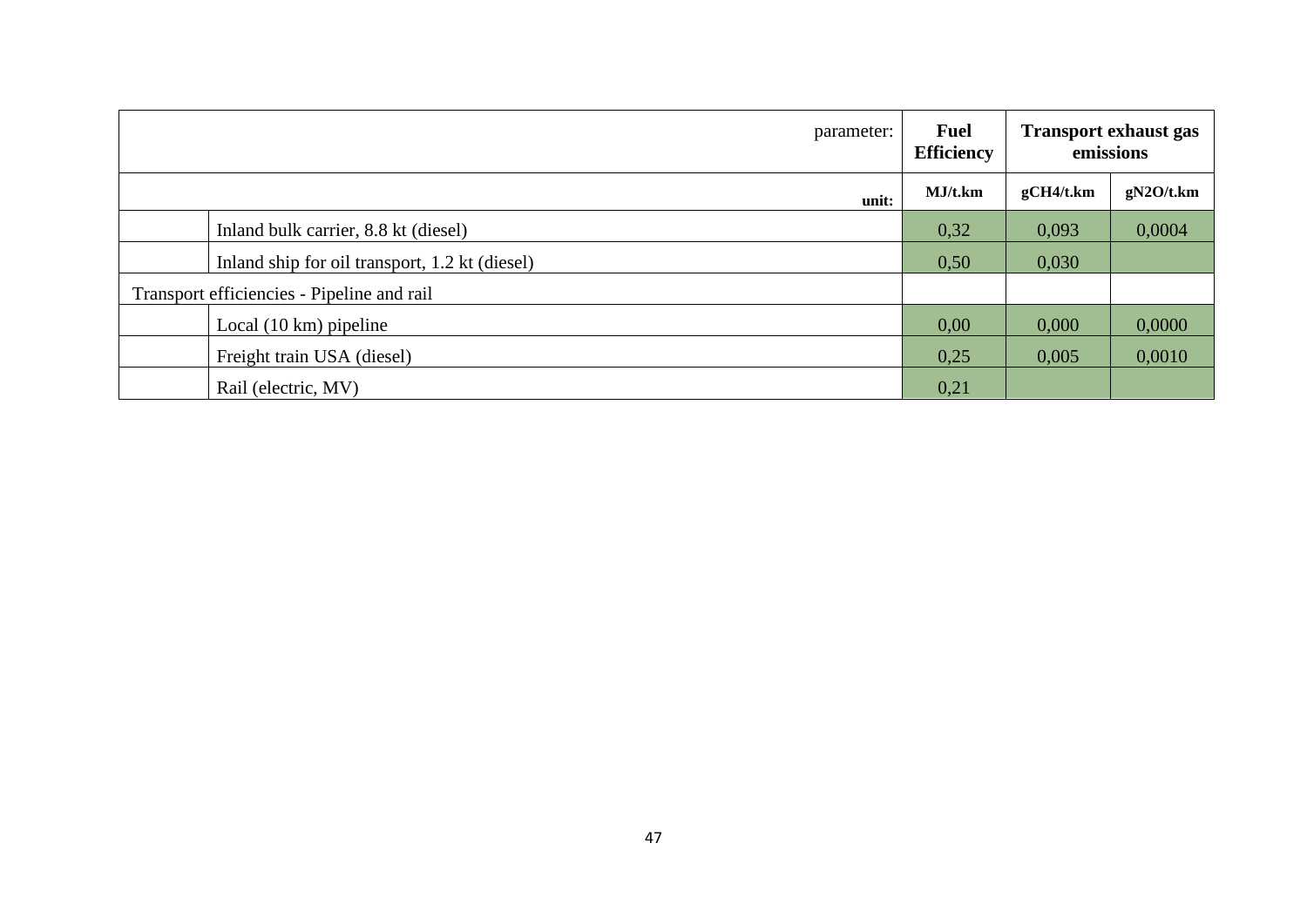| | parameter: | Fuel Efficiency | Transport exhaust gas emissions | |
|---|---|---|---|---|
| | unit: | MJ/t.km | gCH4/t.km | gN2O/t.km |
| | Inland bulk carrier, 8.8 kt (diesel) | 0,32 | 0,093 | 0,0004 |
| | Inland ship for oil transport, 1.2 kt (diesel) | 0,50 | 0,030 | |
| Transport efficiencies - Pipeline and rail | | | | |
| | Local (10 km) pipeline | 0,00 | 0,000 | 0,0000 |
| | Freight train USA (diesel) | 0,25 | 0,005 | 0,0010 |
| | Rail (electric, MV) | 0,21 | | |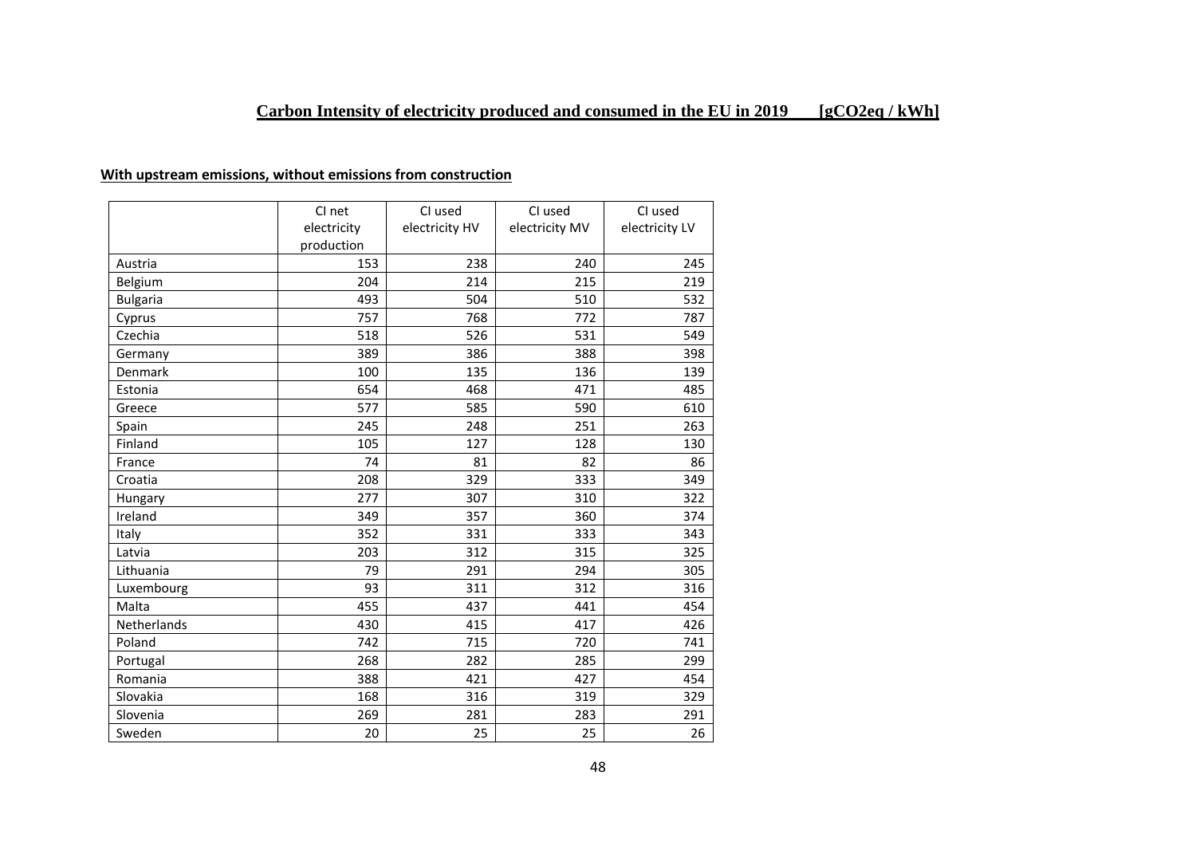## Carbon Intensity of electricity produced and consumed in the EU in 2019 [gCO2eq / kWh]

**With upstream emissions, without emissions from construction**

| | CI net electricity production | CI used electricity HV | CI used electricity MV | CI used electricity LV |
|---|---|---|---|---|
| Austria | 153 | 238 | 240 | 245 |
| Belgium | 204 | 214 | 215 | 219 |
| Bulgaria | 493 | 504 | 510 | 532 |
| Cyprus | 757 | 768 | 772 | 787 |
| Czechia | 518 | 526 | 531 | 549 |
| Germany | 389 | 386 | 388 | 398 |
| Denmark | 100 | 135 | 136 | 139 |
| Estonia | 654 | 468 | 471 | 485 |
| Greece | 577 | 585 | 590 | 610 |
| Spain | 245 | 248 | 251 | 263 |
| Finland | 105 | 127 | 128 | 130 |
| France | 74 | 81 | 82 | 86 |
| Croatia | 208 | 329 | 333 | 349 |
| Hungary | 277 | 307 | 310 | 322 |
| Ireland | 349 | 357 | 360 | 374 |
| Italy | 352 | 331 | 333 | 343 |
| Latvia | 203 | 312 | 315 | 325 |
| Lithuania | 79 | 291 | 294 | 305 |
| Luxembourg | 93 | 311 | 312 | 316 |
| Malta | 455 | 437 | 441 | 454 |
| Netherlands | 430 | 415 | 417 | 426 |
| Poland | 742 | 715 | 720 | 741 |
| Portugal | 268 | 282 | 285 | 299 |
| Romania | 388 | 421 | 427 | 454 |
| Slovakia | 168 | 316 | 319 | 329 |
| Slovenia | 269 | 281 | 283 | 291 |
| Sweden | 20 | 25 | 25 | 26 |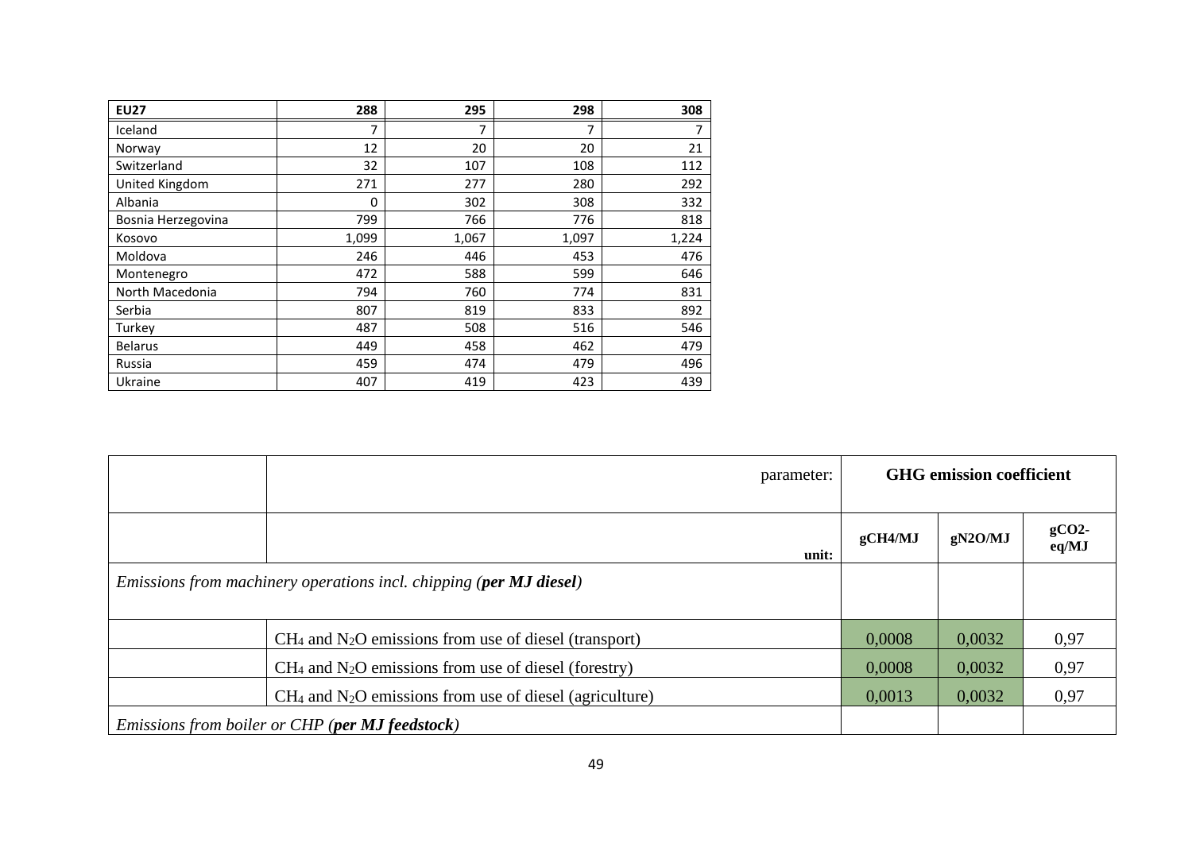| EU27 | 288 | 295 | 298 | 308 |
|---|---|---|---|---|
| Iceland | 7 | 7 | 7 | 7 |
| Norway | 12 | 20 | 20 | 21 |
| Switzerland | 32 | 107 | 108 | 112 |
| United Kingdom | 271 | 277 | 280 | 292 |
| Albania | 0 | 302 | 308 | 332 |
| Bosnia Herzegovina | 799 | 766 | 776 | 818 |
| Kosovo | 1,099 | 1,067 | 1,097 | 1,224 |
| Moldova | 246 | 446 | 453 | 476 |
| Montenegro | 472 | 588 | 599 | 646 |
| North Macedonia | 794 | 760 | 774 | 831 |
| Serbia | 807 | 819 | 833 | 892 |
| Turkey | 487 | 508 | 516 | 546 |
| Belarus | 449 | 458 | 462 | 479 |
| Russia | 459 | 474 | 479 | 496 |
| Ukraine | 407 | 419 | 423 | 439 |

| | parameter: | GHG emission coefficient | | |
|---|---|---|---|---|
| | unit: | gCH4/MJ | gN2O/MJ | gCO2-eq/MJ |
| *Emissions from machinery operations incl. chipping (**per MJ diesel**)* | | | | |
| | $CH_4$ and $N_2O$ emissions from use of diesel (transport) | 0,0008 | 0,0032 | 0,97 |
| | $CH_4$ and $N_2O$ emissions from use of diesel (forestry) | 0,0008 | 0,0032 | 0,97 |
| | $CH_4$ and $N_2O$ emissions from use of diesel (agriculture) | 0,0013 | 0,0032 | 0,97 |
| *Emissions from boiler or CHP (**per MJ feedstock**)* | | | | |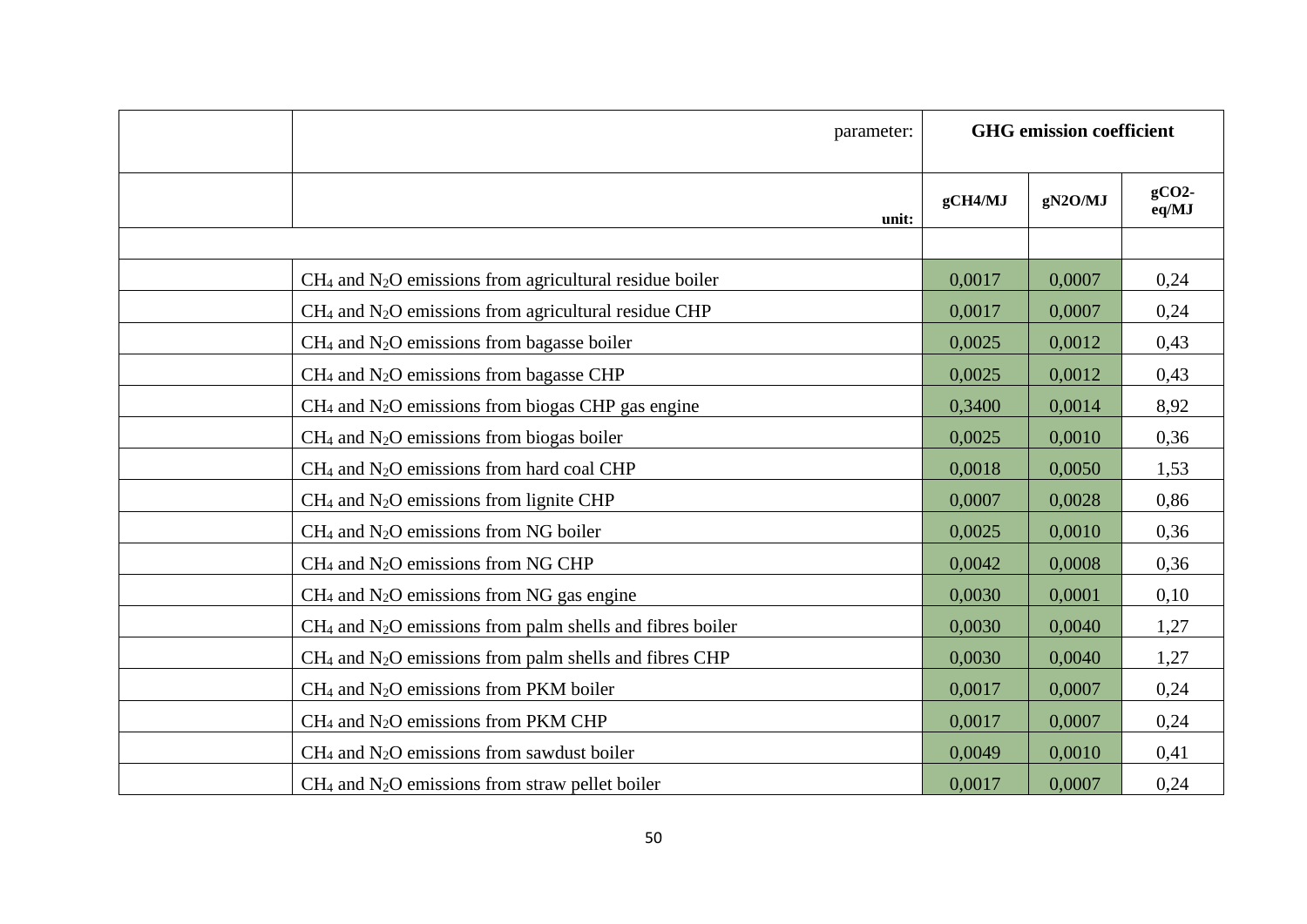| | parameter: | GHG emission coefficient | | |
|---|---|---|---|---|
| | unit: | gCH4/MJ | gN2O/MJ | gCO2-eq/MJ |
| | | | | |
| | $CH_4$ and $N_2O$ emissions from agricultural residue boiler | 0,0017 | 0,0007 | 0,24 |
| | $CH_4$ and $N_2O$ emissions from agricultural residue CHP | 0,0017 | 0,0007 | 0,24 |
| | $CH_4$ and $N_2O$ emissions from bagasse boiler | 0,0025 | 0,0012 | 0,43 |
| | $CH_4$ and $N_2O$ emissions from bagasse CHP | 0,0025 | 0,0012 | 0,43 |
| | $CH_4$ and $N_2O$ emissions from biogas CHP gas engine | 0,3400 | 0,0014 | 8,92 |
| | $CH_4$ and $N_2O$ emissions from biogas boiler | 0,0025 | 0,0010 | 0,36 |
| | $CH_4$ and $N_2O$ emissions from hard coal CHP | 0,0018 | 0,0050 | 1,53 |
| | $CH_4$ and $N_2O$ emissions from lignite CHP | 0,0007 | 0,0028 | 0,86 |
| | $CH_4$ and $N_2O$ emissions from NG boiler | 0,0025 | 0,0010 | 0,36 |
| | $CH_4$ and $N_2O$ emissions from NG CHP | 0,0042 | 0,0008 | 0,36 |
| | $CH_4$ and $N_2O$ emissions from NG gas engine | 0,0030 | 0,0001 | 0,10 |
| | $CH_4$ and $N_2O$ emissions from palm shells and fibres boiler | 0,0030 | 0,0040 | 1,27 |
| | $CH_4$ and $N_2O$ emissions from palm shells and fibres CHP | 0,0030 | 0,0040 | 1,27 |
| | $CH_4$ and $N_2O$ emissions from PKM boiler | 0,0017 | 0,0007 | 0,24 |
| | $CH_4$ and $N_2O$ emissions from PKM CHP | 0,0017 | 0,0007 | 0,24 |
| | $CH_4$ and $N_2O$ emissions from sawdust boiler | 0,0049 | 0,0010 | 0,41 |
| | $CH_4$ and $N_2O$ emissions from straw pellet boiler | 0,0017 | 0,0007 | 0,24 |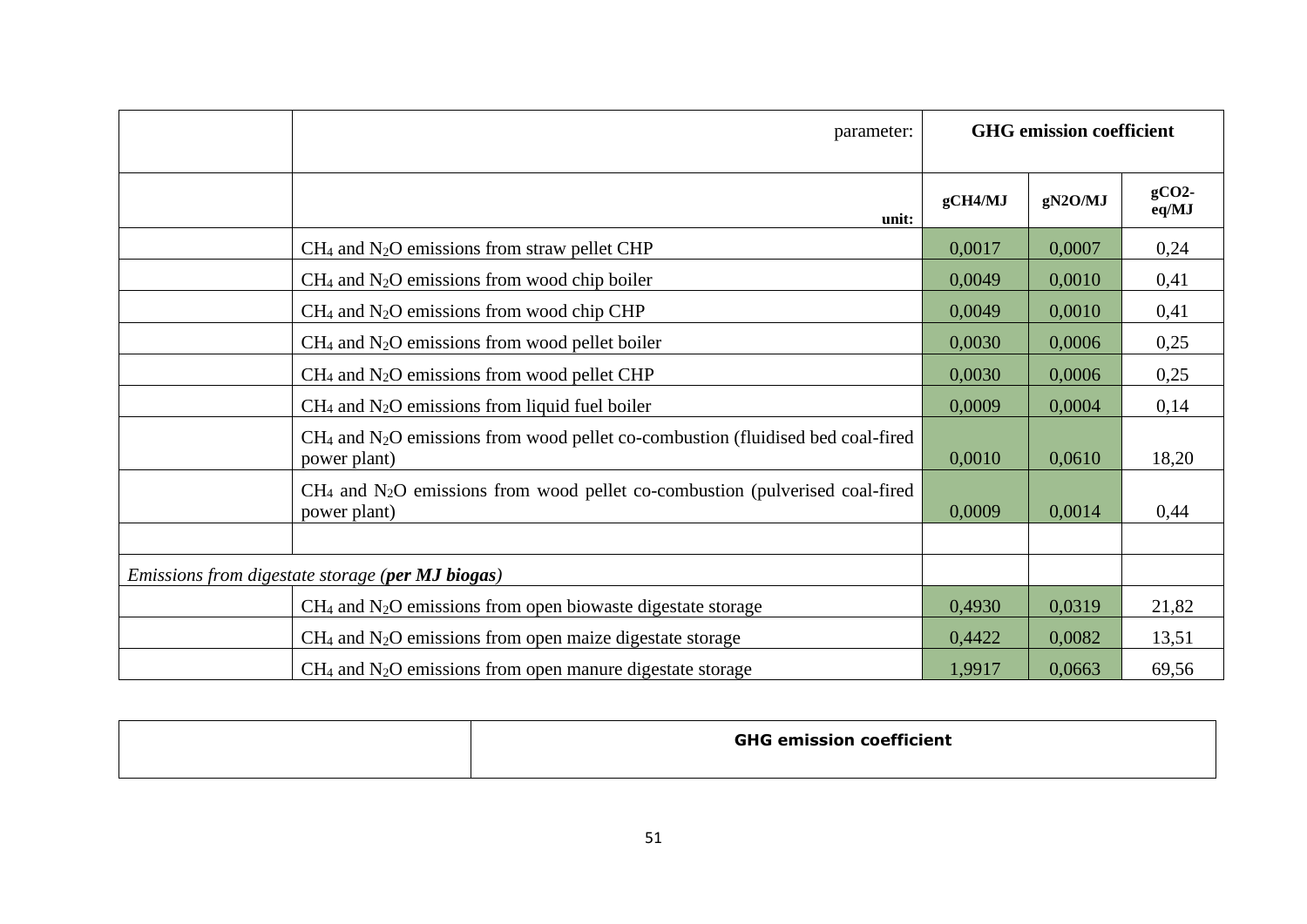| | parameter: | GHG emission coefficient | | |
|---|---|---|---|---|
| | unit: | gCH4/MJ | gN2O/MJ | gCO2-eq/MJ |
| | $CH_4$ and $N_2O$ emissions from straw pellet CHP | 0,0017 | 0,0007 | 0,24 |
| | $CH_4$ and $N_2O$ emissions from wood chip boiler | 0,0049 | 0,0010 | 0,41 |
| | $CH_4$ and $N_2O$ emissions from wood chip CHP | 0,0049 | 0,0010 | 0,41 |
| | $CH_4$ and $N_2O$ emissions from wood pellet boiler | 0,0030 | 0,0006 | 0,25 |
| | $CH_4$ and $N_2O$ emissions from wood pellet CHP | 0,0030 | 0,0006 | 0,25 |
| | $CH_4$ and $N_2O$ emissions from liquid fuel boiler | 0,0009 | 0,0004 | 0,14 |
| | $CH_4$ and $N_2O$ emissions from wood pellet co-combustion (fluidised bed coal-fired power plant) | 0,0010 | 0,0610 | 18,20 |
| | $CH_4$ and $N_2O$ emissions from wood pellet co-combustion (pulverised coal-fired power plant) | 0,0009 | 0,0014 | 0,44 |
| | | | | |
| *Emissions from digestate storage (**per MJ biogas**)* | | | | |
| | $CH_4$ and $N_2O$ emissions from open biowaste digestate storage | 0,4930 | 0,0319 | 21,82 |
| | $CH_4$ and $N_2O$ emissions from open maize digestate storage | 0,4422 | 0,0082 | 13,51 |
| | $CH_4$ and $N_2O$ emissions from open manure digestate storage | 1,9917 | 0,0663 | 69,56 |

| | **GHG emission coefficient** |
|---|---|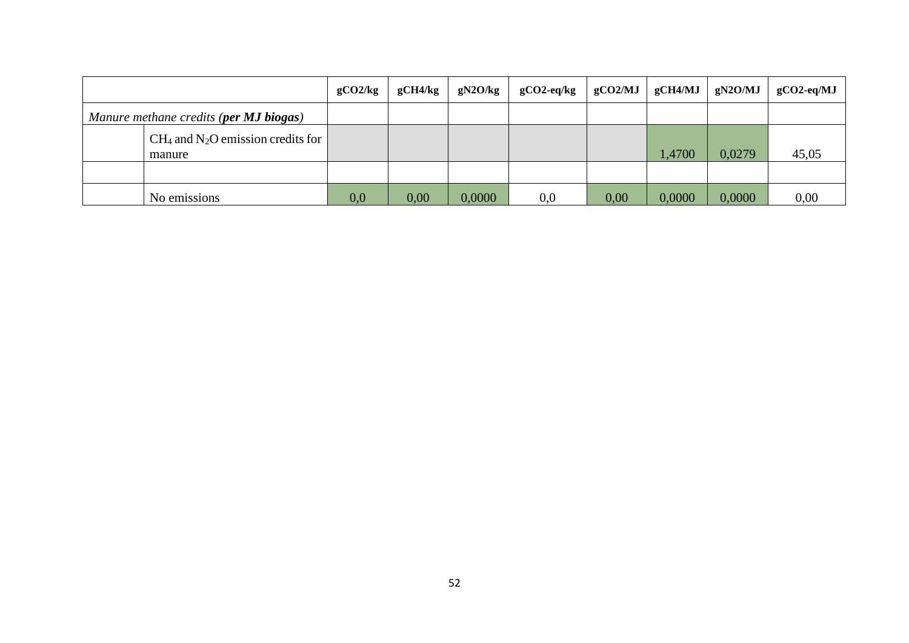| | | gCO2/kg | gCH4/kg | gN2O/kg | gCO2-eq/kg | gCO2/MJ | gCH4/MJ | gN2O/MJ | gCO2-eq/MJ |
|---|---|---|---|---|---|---|---|---|---|
| *Manure methane credits (**per MJ biogas**)* | | | | | | | | | |
| | $CH_4$ and $N_2O$ emission credits for manure | | | | | | 1,4700 | 0,0279 | 45,05 |
| | | | | | | | | | |
| | No emissions | 0,0 | 0,00 | 0,0000 | 0,0 | 0,00 | 0,0000 | 0,0000 | 0,00 |